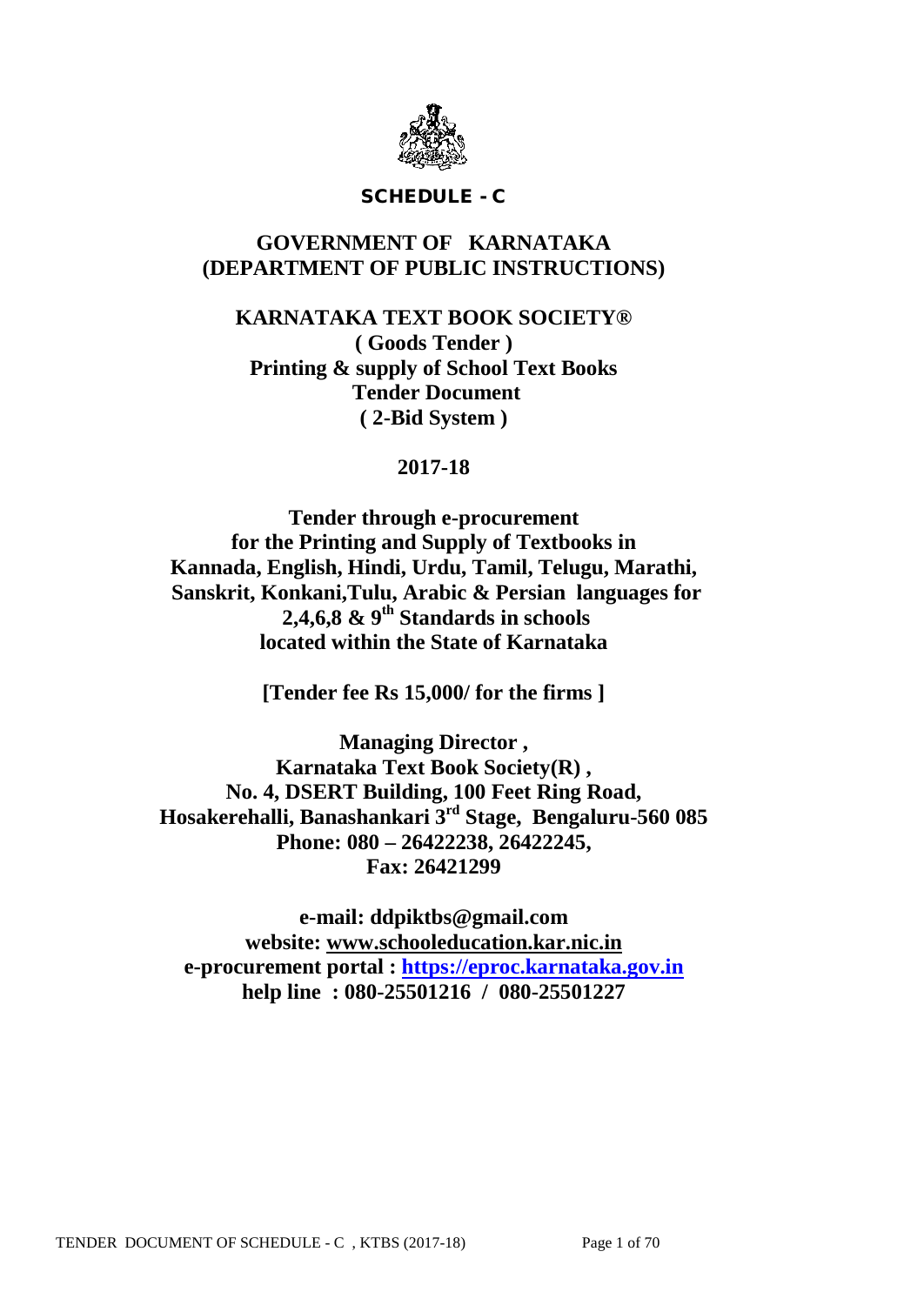**SCHEDULE - C**

# GOVERNMENT OF KARNATAKA
# (DEPARTMENT OF PUBLIC INSTRUCTIONS)

## KARNATAKA TEXT BOOK SOCIETY®

**( Goods Tender )**
**Printing & supply of School Text Books**
**Tender Document**
**( 2-Bid System )**

**2017-18**

**Tender through e-procurement**
**for the Printing and Supply of Textbooks in**
**Kannada, English, Hindi, Urdu, Tamil, Telugu, Marathi,**
**Sanskrit, Konkani,Tulu, Arabic & Persian languages for**
**2,4,6,8 & 9th Standards in schools**
**located within the State of Karnataka**

**[Tender fee Rs 15,000/ for the firms ]**

**Managing Director ,**
**Karnataka Text Book Society(R) ,**
**No. 4, DSERT Building, 100 Feet Ring Road,**
**Hosakerehalli, Banashankari 3rd Stage, Bengaluru-560 085**
**Phone: 080 – 26422238, 26422245,**
**Fax: 26421299**

**e-mail: ddpiktbs@gmail.com**
**website: www.schooleducation.kar.nic.in**
**e-procurement portal : https://eproc.karnataka.gov.in**
**help line : 080-25501216 / 080-25501227**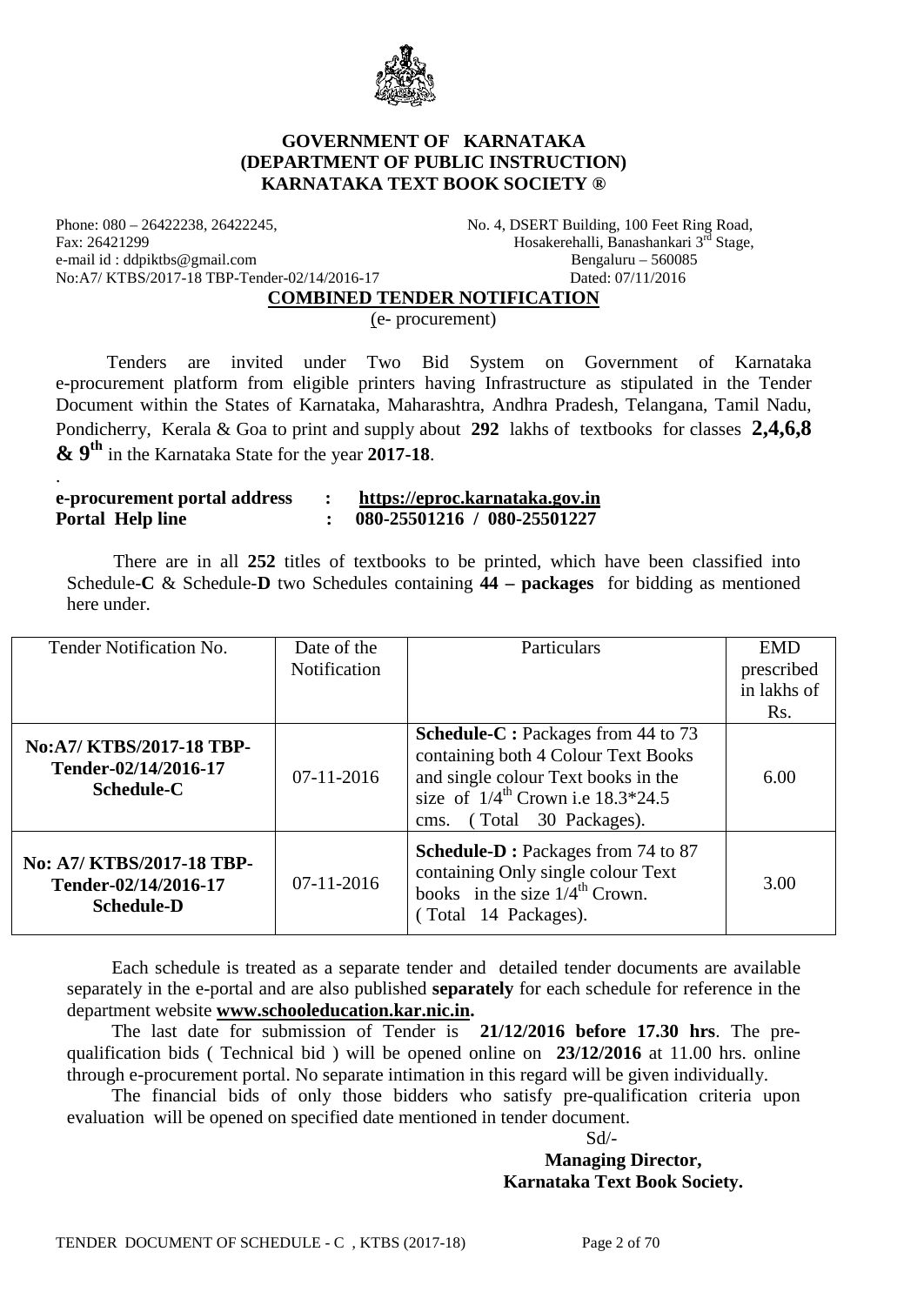# GOVERNMENT OF KARNATAKA
## (DEPARTMENT OF PUBLIC INSTRUCTION)
## KARNATAKA TEXT BOOK SOCIETY ®

Phone: 080 – 26422238, 26422245,
Fax: 26421299
e-mail id : ddpiktbs@gmail.com
No:A7/ KTBS/2017-18 TBP-Tender-02/14/2016-17

No. 4, DSERT Building, 100 Feet Ring Road,
Hosakerehalli, Banashankari 3rd Stage,
Bengaluru – 560085
Dated: 07/11/2016

**COMBINED TENDER NOTIFICATION**

(e- procurement)

Tenders are invited under Two Bid System on Government of Karnataka e-procurement platform from eligible printers having Infrastructure as stipulated in the Tender Document within the States of Karnataka, Maharashtra, Andhra Pradesh, Telangana, Tamil Nadu, Pondicherry, Kerala & Goa to print and supply about **292** lakhs of textbooks for classes **2,4,6,8 & 9th** in the Karnataka State for the year **2017-18**.

.

**e-procurement portal address : https://eproc.karnataka.gov.in**
**Portal Help line : 080-25501216 / 080-25501227**

There are in all **252** titles of textbooks to be printed, which have been classified into Schedule-**C** & Schedule-**D** two Schedules containing **44 – packages** for bidding as mentioned here under.

| Tender Notification No. | Date of the Notification | Particulars | EMD prescribed in lakhs of Rs. |
|---|---|---|---|
| **No:A7/ KTBS/2017-18 TBP-Tender-02/14/2016-17 Schedule-C** | 07-11-2016 | **Schedule-C :** Packages from 44 to 73 containing both 4 Colour Text Books and single colour Text books in the size of 1/4th Crown i.e 18.3*24.5 cms. ( Total 30 Packages). | 6.00 |
| **No: A7/ KTBS/2017-18 TBP-Tender-02/14/2016-17 Schedule-D** | 07-11-2016 | **Schedule-D :** Packages from 74 to 87 containing Only single colour Text books in the size 1/4th Crown. ( Total 14 Packages). | 3.00 |

Each schedule is treated as a separate tender and detailed tender documents are available separately in the e-portal and are also published **separately** for each schedule for reference in the department website **www.schooleducation.kar.nic.in.**

The last date for submission of Tender is **21/12/2016 before 17.30 hrs**. The pre-qualification bids ( Technical bid ) will be opened online on **23/12/2016** at 11.00 hrs. online through e-procurement portal. No separate intimation in this regard will be given individually.

The financial bids of only those bidders who satisfy pre-qualification criteria upon evaluation will be opened on specified date mentioned in tender document.

Sd/-

**Managing Director,**
**Karnataka Text Book Society.**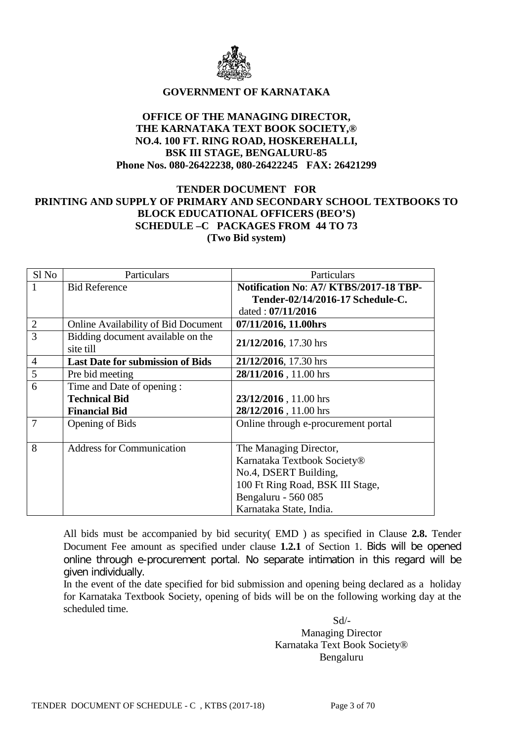**GOVERNMENT OF KARNATAKA**

**OFFICE OF THE MANAGING DIRECTOR,**
**THE KARNATAKA TEXT BOOK SOCIETY,®**
**NO.4. 100 FT. RING ROAD, HOSKEREHALLI,**
**BSK III STAGE, BENGALURU-85**
**Phone Nos. 080-26422238, 080-26422245 FAX: 26421299**

**TENDER DOCUMENT FOR**
**PRINTING AND SUPPLY OF PRIMARY AND SECONDARY SCHOOL TEXTBOOKS TO BLOCK EDUCATIONAL OFFICERS (BEO'S)**
**SCHEDULE –C PACKAGES FROM 44 TO 73**
**(Two Bid system)**

| Sl No | Particulars | Particulars |
|---|---|---|
| 1 | Bid Reference | **Notification No**: **A7/ KTBS/2017-18 TBP-Tender-02/14/2016-17 Schedule-C.** dated : **07/11/2016** |
| 2 | Online Availability of Bid Document | **07/11/2016, 11.00hrs** |
| 3 | Bidding document available on the site till | **21/12/2016**, 17.30 hrs |
| 4 | **Last Date for submission of Bids** | **21/12/2016**, 17.30 hrs |
| 5 | Pre bid meeting | **28/11/2016** , 11.00 hrs |
| 6 | Time and Date of opening : **Technical Bid** **Financial Bid** | **23/12/2016** , 11.00 hrs **28/12/2016** , 11.00 hrs |
| 7 | Opening of Bids | Online through e-procurement portal |
| 8 | Address for Communication | The Managing Director, Karnataka Textbook Society® No.4, DSERT Building, 100 Ft Ring Road, BSK III Stage, Bengaluru - 560 085 Karnataka State, India. |

All bids must be accompanied by bid security( EMD ) as specified in Clause **2.8.** Tender Document Fee amount as specified under clause **1.2.1** of Section 1. Bids will be opened online through e-procurement portal. No separate intimation in this regard will be given individually.

In the event of the date specified for bid submission and opening being declared as a holiday for Karnataka Textbook Society, opening of bids will be on the following working day at the scheduled time.

Sd/-
Managing Director
Karnataka Text Book Society®
Bengaluru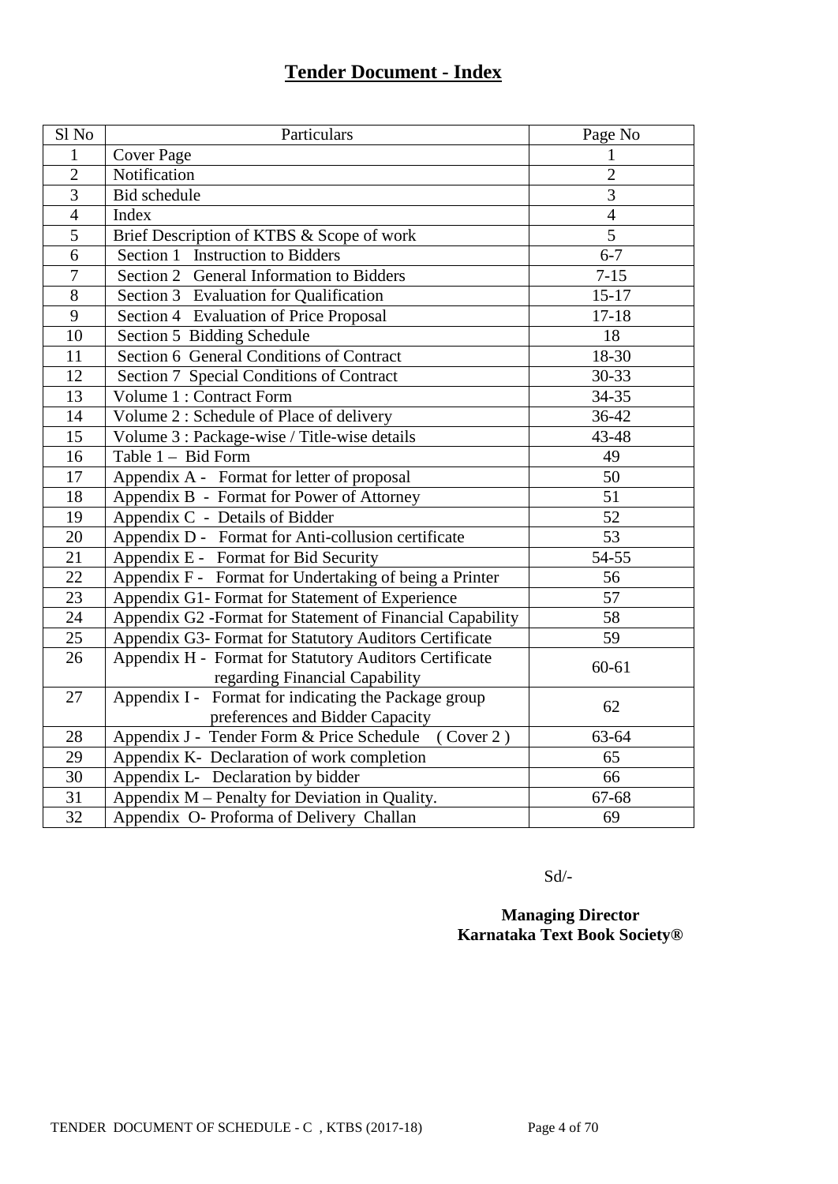# Tender Document - Index

| Sl No | Particulars | Page No |
|---|---|---|
| 1 | Cover Page | 1 |
| 2 | Notification | 2 |
| 3 | Bid schedule | 3 |
| 4 | Index | 4 |
| 5 | Brief Description of KTBS & Scope of work | 5 |
| 6 | Section 1 Instruction to Bidders | 6-7 |
| 7 | Section 2 General Information to Bidders | 7-15 |
| 8 | Section 3 Evaluation for Qualification | 15-17 |
| 9 | Section 4 Evaluation of Price Proposal | 17-18 |
| 10 | Section 5 Bidding Schedule | 18 |
| 11 | Section 6 General Conditions of Contract | 18-30 |
| 12 | Section 7 Special Conditions of Contract | 30-33 |
| 13 | Volume 1 : Contract Form | 34-35 |
| 14 | Volume 2 : Schedule of Place of delivery | 36-42 |
| 15 | Volume 3 : Package-wise / Title-wise details | 43-48 |
| 16 | Table 1 – Bid Form | 49 |
| 17 | Appendix A - Format for letter of proposal | 50 |
| 18 | Appendix B - Format for Power of Attorney | 51 |
| 19 | Appendix C - Details of Bidder | 52 |
| 20 | Appendix D - Format for Anti-collusion certificate | 53 |
| 21 | Appendix E - Format for Bid Security | 54-55 |
| 22 | Appendix F - Format for Undertaking of being a Printer | 56 |
| 23 | Appendix G1- Format for Statement of Experience | 57 |
| 24 | Appendix G2 -Format for Statement of Financial Capability | 58 |
| 25 | Appendix G3- Format for Statutory Auditors Certificate | 59 |
| 26 | Appendix H - Format for Statutory Auditors Certificate regarding Financial Capability | 60-61 |
| 27 | Appendix I - Format for indicating the Package group preferences and Bidder Capacity | 62 |
| 28 | Appendix J - Tender Form & Price Schedule ( Cover 2 ) | 63-64 |
| 29 | Appendix K- Declaration of work completion | 65 |
| 30 | Appendix L- Declaration by bidder | 66 |
| 31 | Appendix M – Penalty for Deviation in Quality. | 67-68 |
| 32 | Appendix O- Proforma of Delivery Challan | 69 |

Sd/-

**Managing Director**
**Karnataka Text Book Society®**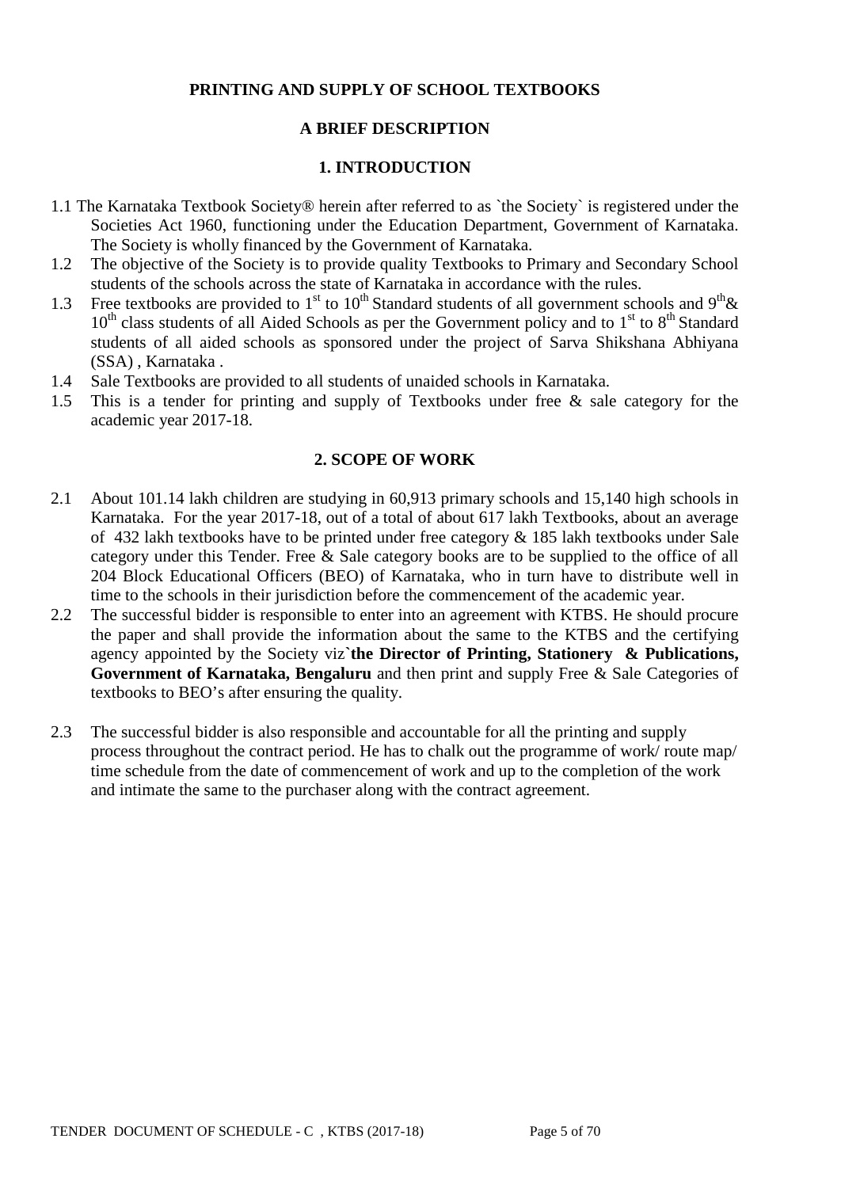**PRINTING AND SUPPLY OF SCHOOL TEXTBOOKS**

**A BRIEF DESCRIPTION**

## 1. INTRODUCTION

1.1 The Karnataka Textbook Society® herein after referred to as `the Society` is registered under the Societies Act 1960, functioning under the Education Department, Government of Karnataka. The Society is wholly financed by the Government of Karnataka.

1.2 The objective of the Society is to provide quality Textbooks to Primary and Secondary School students of the schools across the state of Karnataka in accordance with the rules.

1.3 Free textbooks are provided to 1st to 10th Standard students of all government schools and 9th& 10th class students of all Aided Schools as per the Government policy and to 1st to 8th Standard students of all aided schools as sponsored under the project of Sarva Shikshana Abhiyana (SSA) , Karnataka .

1.4 Sale Textbooks are provided to all students of unaided schools in Karnataka.

1.5 This is a tender for printing and supply of Textbooks under free & sale category for the academic year 2017-18.

## 2. SCOPE OF WORK

2.1 About 101.14 lakh children are studying in 60,913 primary schools and 15,140 high schools in Karnataka. For the year 2017-18, out of a total of about 617 lakh Textbooks, about an average of 432 lakh textbooks have to be printed under free category & 185 lakh textbooks under Sale category under this Tender. Free & Sale category books are to be supplied to the office of all 204 Block Educational Officers (BEO) of Karnataka, who in turn have to distribute well in time to the schools in their jurisdiction before the commencement of the academic year.

2.2 The successful bidder is responsible to enter into an agreement with KTBS. He should procure the paper and shall provide the information about the same to the KTBS and the certifying agency appointed by the Society viz`**the Director of Printing, Stationery & Publications, Government of Karnataka, Bengaluru** and then print and supply Free & Sale Categories of textbooks to BEO's after ensuring the quality.

2.3 The successful bidder is also responsible and accountable for all the printing and supply process throughout the contract period. He has to chalk out the programme of work/ route map/ time schedule from the date of commencement of work and up to the completion of the work and intimate the same to the purchaser along with the contract agreement.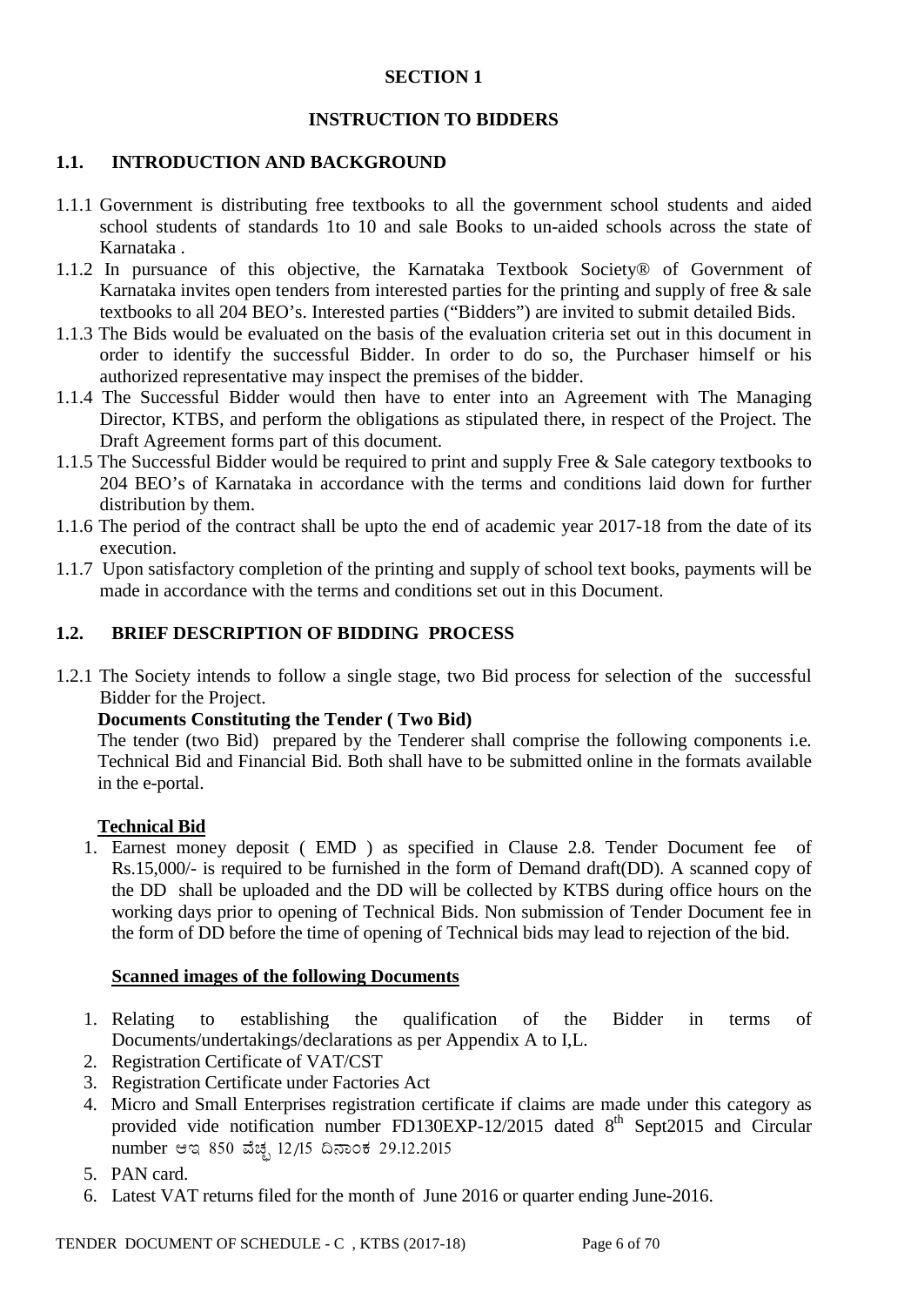# SECTION 1

## INSTRUCTION TO BIDDERS

### 1.1. INTRODUCTION AND BACKGROUND

1.1.1 Government is distributing free textbooks to all the government school students and aided school students of standards 1to 10 and sale Books to un-aided schools across the state of Karnataka .

1.1.2 In pursuance of this objective, the Karnataka Textbook Society® of Government of Karnataka invites open tenders from interested parties for the printing and supply of free & sale textbooks to all 204 BEO's. Interested parties ("Bidders") are invited to submit detailed Bids.

1.1.3 The Bids would be evaluated on the basis of the evaluation criteria set out in this document in order to identify the successful Bidder. In order to do so, the Purchaser himself or his authorized representative may inspect the premises of the bidder.

1.1.4 The Successful Bidder would then have to enter into an Agreement with The Managing Director, KTBS, and perform the obligations as stipulated there, in respect of the Project. The Draft Agreement forms part of this document.

1.1.5 The Successful Bidder would be required to print and supply Free & Sale category textbooks to 204 BEO's of Karnataka in accordance with the terms and conditions laid down for further distribution by them.

1.1.6 The period of the contract shall be upto the end of academic year 2017-18 from the date of its execution.

1.1.7 Upon satisfactory completion of the printing and supply of school text books, payments will be made in accordance with the terms and conditions set out in this Document.

### 1.2. BRIEF DESCRIPTION OF BIDDING PROCESS

1.2.1 The Society intends to follow a single stage, two Bid process for selection of the successful Bidder for the Project.

**Documents Constituting the Tender ( Two Bid)**

The tender (two Bid) prepared by the Tenderer shall comprise the following components i.e. Technical Bid and Financial Bid. Both shall have to be submitted online in the formats available in the e-portal.

**<u>Technical Bid</u>**

1. Earnest money deposit ( EMD ) as specified in Clause 2.8. Tender Document fee of Rs.15,000/- is required to be furnished in the form of Demand draft(DD). A scanned copy of the DD shall be uploaded and the DD will be collected by KTBS during office hours on the working days prior to opening of Technical Bids. Non submission of Tender Document fee in the form of DD before the time of opening of Technical bids may lead to rejection of the bid.

**<u>Scanned images of the following Documents</u>**

1. Relating to establishing the qualification of the Bidder in terms of Documents/undertakings/declarations as per Appendix A to I,L.
2. Registration Certificate of VAT/CST
3. Registration Certificate under Factories Act
4. Micro and Small Enterprises registration certificate if claims are made under this category as provided vide notification number FD130EXP-12/2015 dated 8th Sept2015 and Circular number ಆಇ 850 ವೆಚ್ಚ 12/15 ದಿನಾಂಕ 29.12.2015
5. PAN card.
6. Latest VAT returns filed for the month of June 2016 or quarter ending June-2016.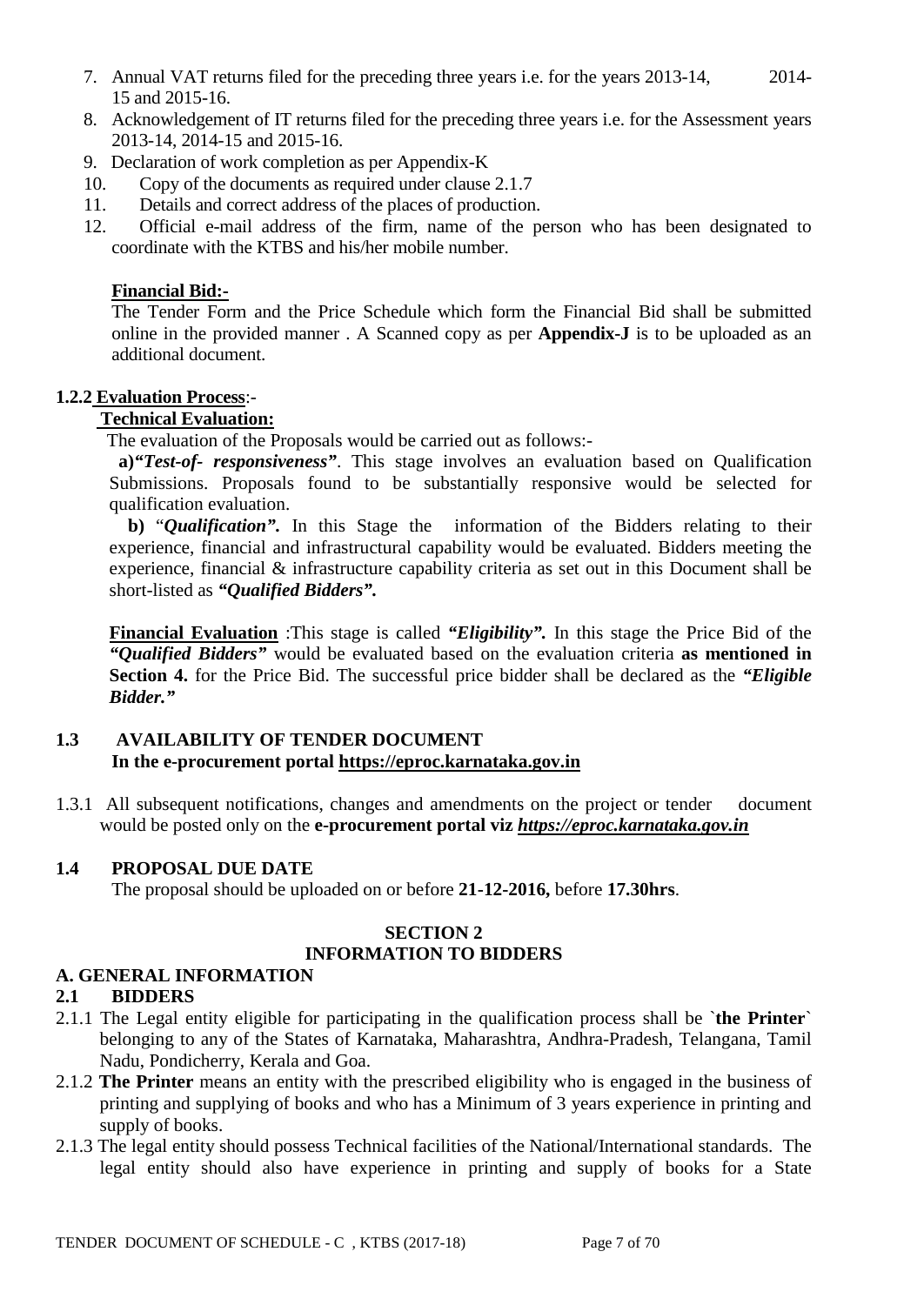7. Annual VAT returns filed for the preceding three years i.e. for the years 2013-14, 2014-15 and 2015-16.
8. Acknowledgement of IT returns filed for the preceding three years i.e. for the Assessment years 2013-14, 2014-15 and 2015-16.
9. Declaration of work completion as per Appendix-K
10. Copy of the documents as required under clause 2.1.7
11. Details and correct address of the places of production.
12. Official e-mail address of the firm, name of the person who has been designated to coordinate with the KTBS and his/her mobile number.

**Financial Bid:-**

The Tender Form and the Price Schedule which form the Financial Bid shall be submitted online in the provided manner . A Scanned copy as per **Appendix-J** is to be uploaded as an additional document.

**1.2.2 Evaluation Process**:-

**Technical Evaluation:**

The evaluation of the Proposals would be carried out as follows:-

**a)***"Test-of- responsiveness"*. This stage involves an evaluation based on Qualification Submissions. Proposals found to be substantially responsive would be selected for qualification evaluation.

**b)** "*Qualification"*. In this Stage the information of the Bidders relating to their experience, financial and infrastructural capability would be evaluated. Bidders meeting the experience, financial & infrastructure capability criteria as set out in this Document shall be short-listed as ***"Qualified Bidders".***

**Financial Evaluation** :This stage is called ***"Eligibility".*** In this stage the Price Bid of the ***"Qualified Bidders"*** would be evaluated based on the evaluation criteria **as mentioned in Section 4.** for the Price Bid. The successful price bidder shall be declared as the ***"Eligible Bidder."***

## 1.3 AVAILABILITY OF TENDER DOCUMENT

**In the e-procurement portal https://eproc.karnataka.gov.in**

1.3.1 All subsequent notifications, changes and amendments on the project or tender document would be posted only on the **e-procurement portal viz *https://eproc.karnataka.gov.in***

## 1.4 PROPOSAL DUE DATE

The proposal should be uploaded on or before **21-12-2016,** before **17.30hrs**.

# SECTION 2
# INFORMATION TO BIDDERS

## A. GENERAL INFORMATION

### 2.1 BIDDERS

2.1.1 The Legal entity eligible for participating in the qualification process shall be **`the Printer`** belonging to any of the States of Karnataka, Maharashtra, Andhra-Pradesh, Telangana, Tamil Nadu, Pondicherry, Kerala and Goa.

2.1.2 **The Printer** means an entity with the prescribed eligibility who is engaged in the business of printing and supplying of books and who has a Minimum of 3 years experience in printing and supply of books.

2.1.3 The legal entity should possess Technical facilities of the National/International standards. The legal entity should also have experience in printing and supply of books for a State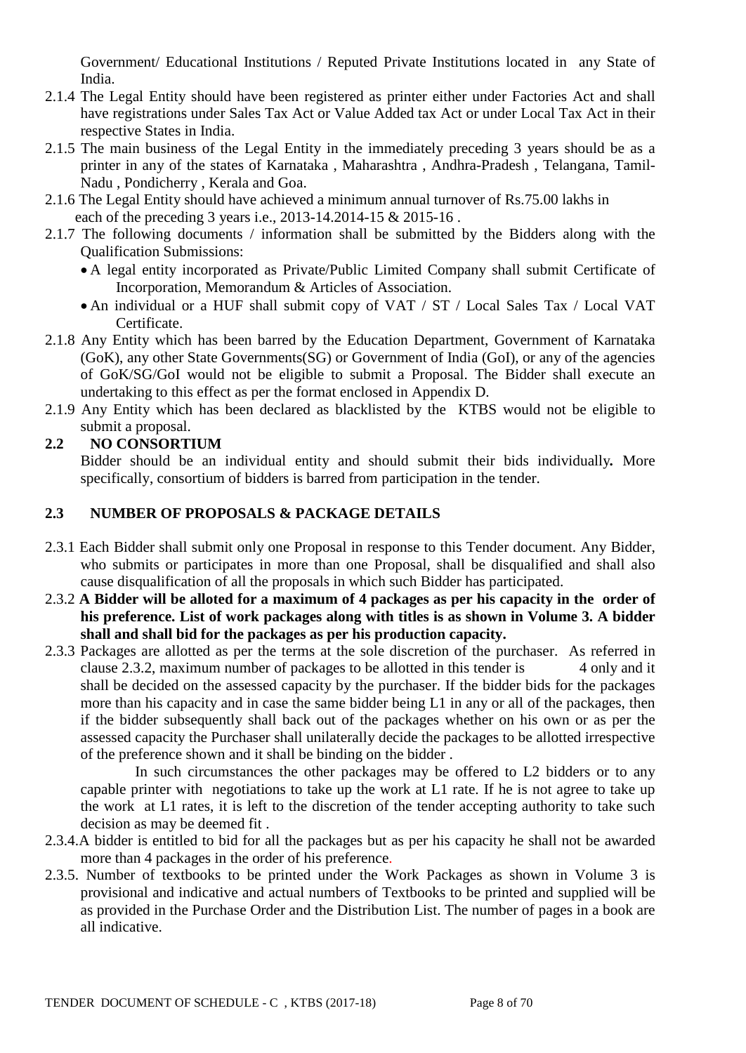Government/ Educational Institutions / Reputed Private Institutions located in any State of India.

2.1.4 The Legal Entity should have been registered as printer either under Factories Act and shall have registrations under Sales Tax Act or Value Added tax Act or under Local Tax Act in their respective States in India.

2.1.5 The main business of the Legal Entity in the immediately preceding 3 years should be as a printer in any of the states of Karnataka , Maharashtra , Andhra-Pradesh , Telangana, Tamil-Nadu , Pondicherry , Kerala and Goa.

2.1.6 The Legal Entity should have achieved a minimum annual turnover of Rs.75.00 lakhs in each of the preceding 3 years i.e., 2013-14.2014-15 & 2015-16 .

2.1.7 The following documents / information shall be submitted by the Bidders along with the Qualification Submissions:

- A legal entity incorporated as Private/Public Limited Company shall submit Certificate of Incorporation, Memorandum & Articles of Association.
- An individual or a HUF shall submit copy of VAT / ST / Local Sales Tax / Local VAT Certificate.

2.1.8 Any Entity which has been barred by the Education Department, Government of Karnataka (GoK), any other State Governments(SG) or Government of India (GoI), or any of the agencies of GoK/SG/GoI would not be eligible to submit a Proposal. The Bidder shall execute an undertaking to this effect as per the format enclosed in Appendix D.

2.1.9 Any Entity which has been declared as blacklisted by the KTBS would not be eligible to submit a proposal.

## 2.2 NO CONSORTIUM

Bidder should be an individual entity and should submit their bids individually**.** More specifically, consortium of bidders is barred from participation in the tender.

## 2.3 NUMBER OF PROPOSALS & PACKAGE DETAILS

2.3.1 Each Bidder shall submit only one Proposal in response to this Tender document. Any Bidder, who submits or participates in more than one Proposal, shall be disqualified and shall also cause disqualification of all the proposals in which such Bidder has participated.

2.3.2 **A Bidder will be alloted for a maximum of 4 packages as per his capacity in the order of his preference. List of work packages along with titles is as shown in Volume 3. A bidder shall and shall bid for the packages as per his production capacity.**

2.3.3 Packages are allotted as per the terms at the sole discretion of the purchaser. As referred in clause 2.3.2, maximum number of packages to be allotted in this tender is 4 only and it shall be decided on the assessed capacity by the purchaser. If the bidder bids for the packages more than his capacity and in case the same bidder being L1 in any or all of the packages, then if the bidder subsequently shall back out of the packages whether on his own or as per the assessed capacity the Purchaser shall unilaterally decide the packages to be allotted irrespective of the preference shown and it shall be binding on the bidder .

In such circumstances the other packages may be offered to L2 bidders or to any capable printer with negotiations to take up the work at L1 rate. If he is not agree to take up the work at L1 rates, it is left to the discretion of the tender accepting authority to take such decision as may be deemed fit .

2.3.4.A bidder is entitled to bid for all the packages but as per his capacity he shall not be awarded more than 4 packages in the order of his preference.

2.3.5. Number of textbooks to be printed under the Work Packages as shown in Volume 3 is provisional and indicative and actual numbers of Textbooks to be printed and supplied will be as provided in the Purchase Order and the Distribution List. The number of pages in a book are all indicative.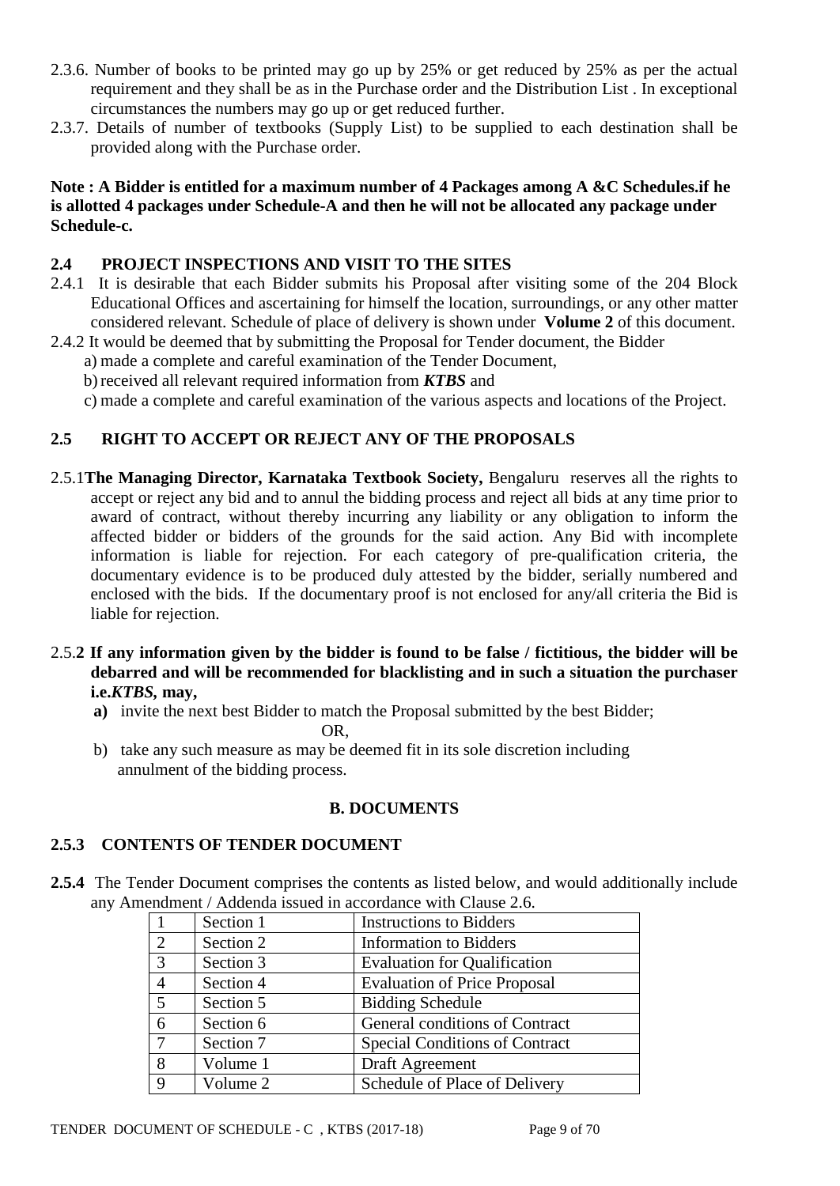2.3.6. Number of books to be printed may go up by 25% or get reduced by 25% as per the actual requirement and they shall be as in the Purchase order and the Distribution List . In exceptional circumstances the numbers may go up or get reduced further.

2.3.7. Details of number of textbooks (Supply List) to be supplied to each destination shall be provided along with the Purchase order.

**Note : A Bidder is entitled for a maximum number of 4 Packages among A &C Schedules.if he is allotted 4 packages under Schedule-A and then he will not be allocated any package under Schedule-c.**

## 2.4 PROJECT INSPECTIONS AND VISIT TO THE SITES

2.4.1 It is desirable that each Bidder submits his Proposal after visiting some of the 204 Block Educational Offices and ascertaining for himself the location, surroundings, or any other matter considered relevant. Schedule of place of delivery is shown under **Volume 2** of this document.

2.4.2 It would be deemed that by submitting the Proposal for Tender document, the Bidder

a) made a complete and careful examination of the Tender Document,

b) received all relevant required information from ***KTBS*** and

c) made a complete and careful examination of the various aspects and locations of the Project.

## 2.5 RIGHT TO ACCEPT OR REJECT ANY OF THE PROPOSALS

2.5.1**The Managing Director, Karnataka Textbook Society,** Bengaluru reserves all the rights to accept or reject any bid and to annul the bidding process and reject all bids at any time prior to award of contract, without thereby incurring any liability or any obligation to inform the affected bidder or bidders of the grounds for the said action. Any Bid with incomplete information is liable for rejection. For each category of pre-qualification criteria, the documentary evidence is to be produced duly attested by the bidder, serially numbered and enclosed with the bids. If the documentary proof is not enclosed for any/all criteria the Bid is liable for rejection.

2.5.**2 If any information given by the bidder is found to be false / fictitious, the bidder will be debarred and will be recommended for blacklisting and in such a situation the purchaser i.e.*KTBS*, may,**

**a)** invite the next best Bidder to match the Proposal submitted by the best Bidder;

OR,

b) take any such measure as may be deemed fit in its sole discretion including annulment of the bidding process.

## B. DOCUMENTS

### 2.5.3 CONTENTS OF TENDER DOCUMENT

**2.5.4** The Tender Document comprises the contents as listed below, and would additionally include any Amendment / Addenda issued in accordance with Clause 2.6.

| 1 | Section 1 | Instructions to Bidders |
|---|---|---|
| 2 | Section 2 | Information to Bidders |
| 3 | Section 3 | Evaluation for Qualification |
| 4 | Section 4 | Evaluation of Price Proposal |
| 5 | Section 5 | Bidding Schedule |
| 6 | Section 6 | General conditions of Contract |
| 7 | Section 7 | Special Conditions of Contract |
| 8 | Volume 1 | Draft Agreement |
| 9 | Volume 2 | Schedule of Place of Delivery |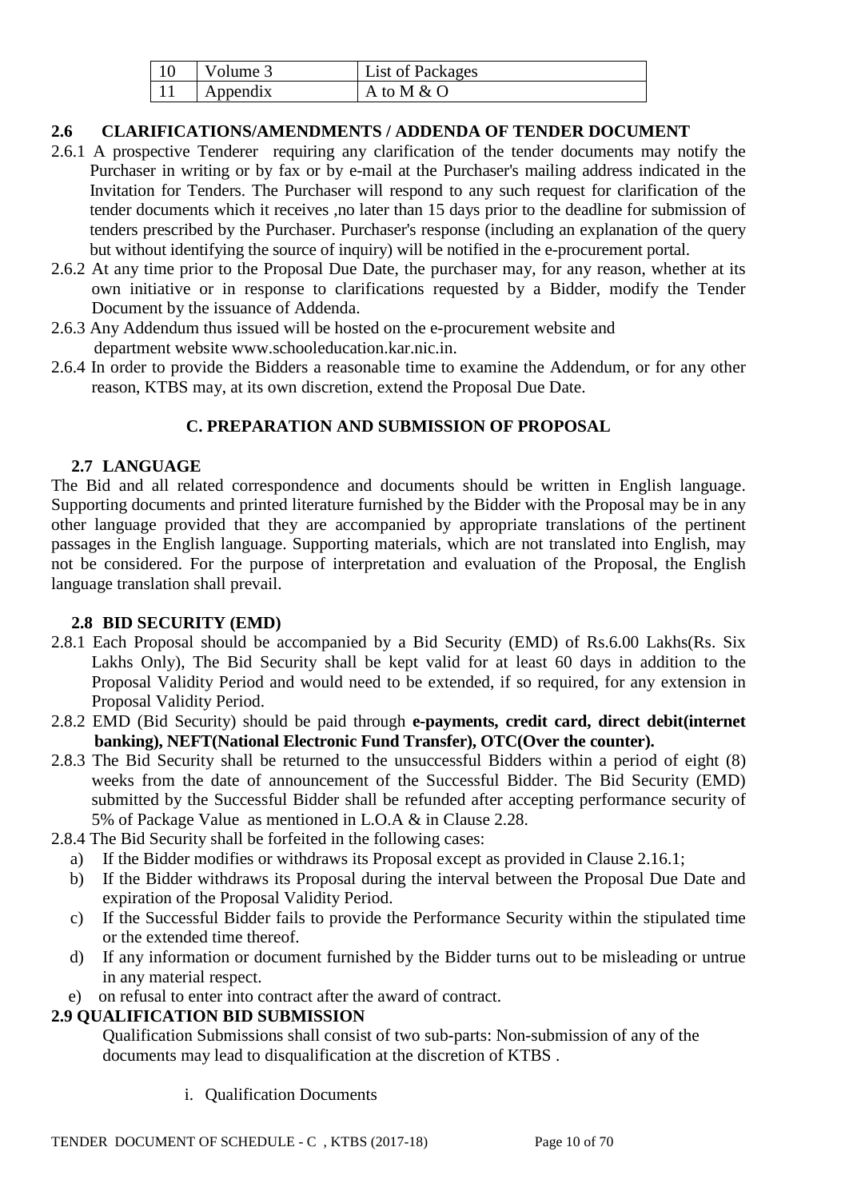| 10 | Volume 3 | List of Packages |
|---|---|---|
| 11 | Appendix | A to M & O |

### 2.6 CLARIFICATIONS/AMENDMENTS / ADDENDA OF TENDER DOCUMENT

2.6.1 A prospective Tenderer requiring any clarification of the tender documents may notify the Purchaser in writing or by fax or by e-mail at the Purchaser's mailing address indicated in the Invitation for Tenders. The Purchaser will respond to any such request for clarification of the tender documents which it receives ,no later than 15 days prior to the deadline for submission of tenders prescribed by the Purchaser. Purchaser's response (including an explanation of the query but without identifying the source of inquiry) will be notified in the e-procurement portal.

2.6.2 At any time prior to the Proposal Due Date, the purchaser may, for any reason, whether at its own initiative or in response to clarifications requested by a Bidder, modify the Tender Document by the issuance of Addenda.

2.6.3 Any Addendum thus issued will be hosted on the e-procurement website and department website www.schooleducation.kar.nic.in.

2.6.4 In order to provide the Bidders a reasonable time to examine the Addendum, or for any other reason, KTBS may, at its own discretion, extend the Proposal Due Date.

## C. PREPARATION AND SUBMISSION OF PROPOSAL

### 2.7 LANGUAGE

The Bid and all related correspondence and documents should be written in English language. Supporting documents and printed literature furnished by the Bidder with the Proposal may be in any other language provided that they are accompanied by appropriate translations of the pertinent passages in the English language. Supporting materials, which are not translated into English, may not be considered. For the purpose of interpretation and evaluation of the Proposal, the English language translation shall prevail.

### 2.8 BID SECURITY (EMD)

2.8.1 Each Proposal should be accompanied by a Bid Security (EMD) of Rs.6.00 Lakhs(Rs. Six Lakhs Only), The Bid Security shall be kept valid for at least 60 days in addition to the Proposal Validity Period and would need to be extended, if so required, for any extension in Proposal Validity Period.

2.8.2 EMD (Bid Security) should be paid through **e-payments, credit card, direct debit(internet banking), NEFT(National Electronic Fund Transfer), OTC(Over the counter).**

2.8.3 The Bid Security shall be returned to the unsuccessful Bidders within a period of eight (8) weeks from the date of announcement of the Successful Bidder. The Bid Security (EMD) submitted by the Successful Bidder shall be refunded after accepting performance security of 5% of Package Value as mentioned in L.O.A & in Clause 2.28.

2.8.4 The Bid Security shall be forfeited in the following cases:

a) If the Bidder modifies or withdraws its Proposal except as provided in Clause 2.16.1;
b) If the Bidder withdraws its Proposal during the interval between the Proposal Due Date and expiration of the Proposal Validity Period.
c) If the Successful Bidder fails to provide the Performance Security within the stipulated time or the extended time thereof.
d) If any information or document furnished by the Bidder turns out to be misleading or untrue in any material respect.
e) on refusal to enter into contract after the award of contract.

### 2.9 QUALIFICATION BID SUBMISSION

Qualification Submissions shall consist of two sub-parts: Non-submission of any of the documents may lead to disqualification at the discretion of KTBS .

i. Qualification Documents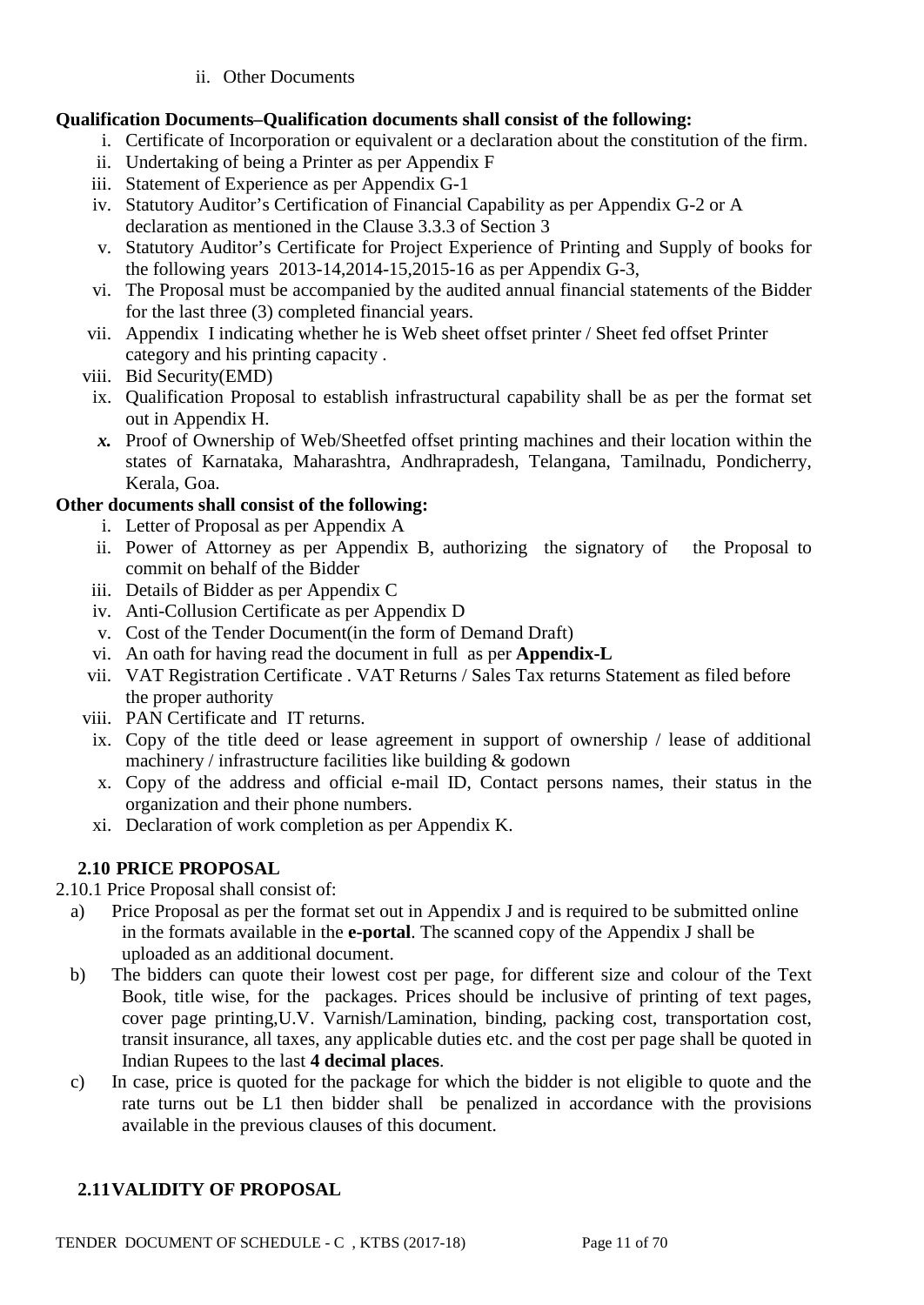ii. Other Documents

**Qualification Documents–Qualification documents shall consist of the following:**

i. Certificate of Incorporation or equivalent or a declaration about the constitution of the firm.
ii. Undertaking of being a Printer as per Appendix F
iii. Statement of Experience as per Appendix G-1
iv. Statutory Auditor's Certification of Financial Capability as per Appendix G-2 or A declaration as mentioned in the Clause 3.3.3 of Section 3
v. Statutory Auditor's Certificate for Project Experience of Printing and Supply of books for the following years 2013-14,2014-15,2015-16 as per Appendix G-3,
vi. The Proposal must be accompanied by the audited annual financial statements of the Bidder for the last three (3) completed financial years.
vii. Appendix I indicating whether he is Web sheet offset printer / Sheet fed offset Printer category and his printing capacity .
viii. Bid Security(EMD)
ix. Qualification Proposal to establish infrastructural capability shall be as per the format set out in Appendix H.
*x.* Proof of Ownership of Web/Sheetfed offset printing machines and their location within the states of Karnataka, Maharashtra, Andhrapradesh, Telangana, Tamilnadu, Pondicherry, Kerala, Goa.

**Other documents shall consist of the following:**

i. Letter of Proposal as per Appendix A
ii. Power of Attorney as per Appendix B, authorizing the signatory of the Proposal to commit on behalf of the Bidder
iii. Details of Bidder as per Appendix C
iv. Anti-Collusion Certificate as per Appendix D
v. Cost of the Tender Document(in the form of Demand Draft)
vi. An oath for having read the document in full as per **Appendix-L**
vii. VAT Registration Certificate . VAT Returns / Sales Tax returns Statement as filed before the proper authority
viii. PAN Certificate and IT returns.
ix. Copy of the title deed or lease agreement in support of ownership / lease of additional machinery / infrastructure facilities like building & godown
x. Copy of the address and official e-mail ID, Contact persons names, their status in the organization and their phone numbers.
xi. Declaration of work completion as per Appendix K.

## 2.10 PRICE PROPOSAL

2.10.1 Price Proposal shall consist of:

a) Price Proposal as per the format set out in Appendix J and is required to be submitted online in the formats available in the **e-portal**. The scanned copy of the Appendix J shall be uploaded as an additional document.

b) The bidders can quote their lowest cost per page, for different size and colour of the Text Book, title wise, for the packages. Prices should be inclusive of printing of text pages, cover page printing,U.V. Varnish/Lamination, binding, packing cost, transportation cost, transit insurance, all taxes, any applicable duties etc. and the cost per page shall be quoted in Indian Rupees to the last **4 decimal places**.

c) In case, price is quoted for the package for which the bidder is not eligible to quote and the rate turns out be L1 then bidder shall be penalized in accordance with the provisions available in the previous clauses of this document.

## 2.11 VALIDITY OF PROPOSAL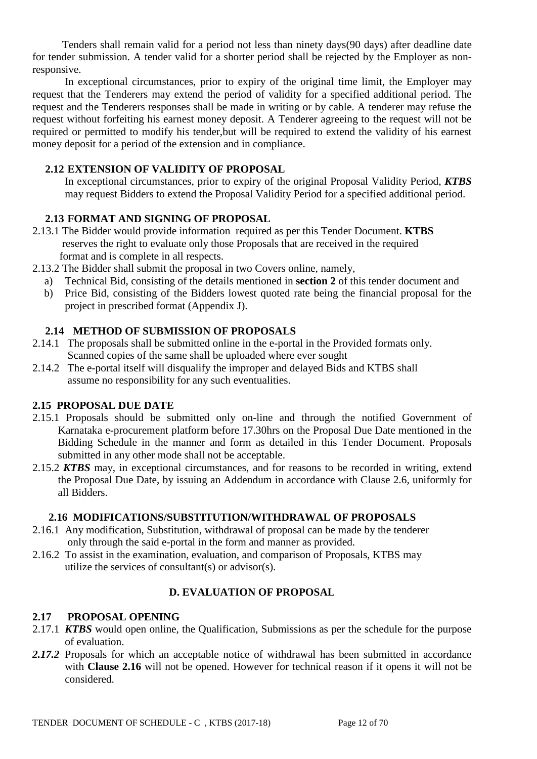Tenders shall remain valid for a period not less than ninety days(90 days) after deadline date for tender submission. A tender valid for a shorter period shall be rejected by the Employer as non-responsive.

In exceptional circumstances, prior to expiry of the original time limit, the Employer may request that the Tenderers may extend the period of validity for a specified additional period. The request and the Tenderers responses shall be made in writing or by cable. A tenderer may refuse the request without forfeiting his earnest money deposit. A Tenderer agreeing to the request will not be required or permitted to modify his tender,but will be required to extend the validity of his earnest money deposit for a period of the extension and in compliance.

### 2.12 EXTENSION OF VALIDITY OF PROPOSAL

In exceptional circumstances, prior to expiry of the original Proposal Validity Period, ***KTBS*** may request Bidders to extend the Proposal Validity Period for a specified additional period.

### 2.13 FORMAT AND SIGNING OF PROPOSAL

2.13.1 The Bidder would provide information required as per this Tender Document. **KTBS** reserves the right to evaluate only those Proposals that are received in the required format and is complete in all respects.

2.13.2 The Bidder shall submit the proposal in two Covers online, namely,

a) Technical Bid, consisting of the details mentioned in **section 2** of this tender document and
b) Price Bid, consisting of the Bidders lowest quoted rate being the financial proposal for the project in prescribed format (Appendix J).

### 2.14 METHOD OF SUBMISSION OF PROPOSALS

2.14.1 The proposals shall be submitted online in the e-portal in the Provided formats only. Scanned copies of the same shall be uploaded where ever sought

2.14.2 The e-portal itself will disqualify the improper and delayed Bids and KTBS shall assume no responsibility for any such eventualities.

### 2.15 PROPOSAL DUE DATE

2.15.1 Proposals should be submitted only on-line and through the notified Government of Karnataka e-procurement platform before 17.30hrs on the Proposal Due Date mentioned in the Bidding Schedule in the manner and form as detailed in this Tender Document. Proposals submitted in any other mode shall not be acceptable.

2.15.2 ***KTBS*** may, in exceptional circumstances, and for reasons to be recorded in writing, extend the Proposal Due Date, by issuing an Addendum in accordance with Clause 2.6, uniformly for all Bidders.

### 2.16 MODIFICATIONS/SUBSTITUTION/WITHDRAWAL OF PROPOSALS

2.16.1 Any modification, Substitution, withdrawal of proposal can be made by the tenderer only through the said e-portal in the form and manner as provided.

2.16.2 To assist in the examination, evaluation, and comparison of Proposals, KTBS may utilize the services of consultant(s) or advisor(s).

## D. EVALUATION OF PROPOSAL

### 2.17 PROPOSAL OPENING

2.17.1 ***KTBS*** would open online, the Qualification, Submissions as per the schedule for the purpose of evaluation.

***2.17.2*** Proposals for which an acceptable notice of withdrawal has been submitted in accordance with **Clause 2.16** will not be opened. However for technical reason if it opens it will not be considered.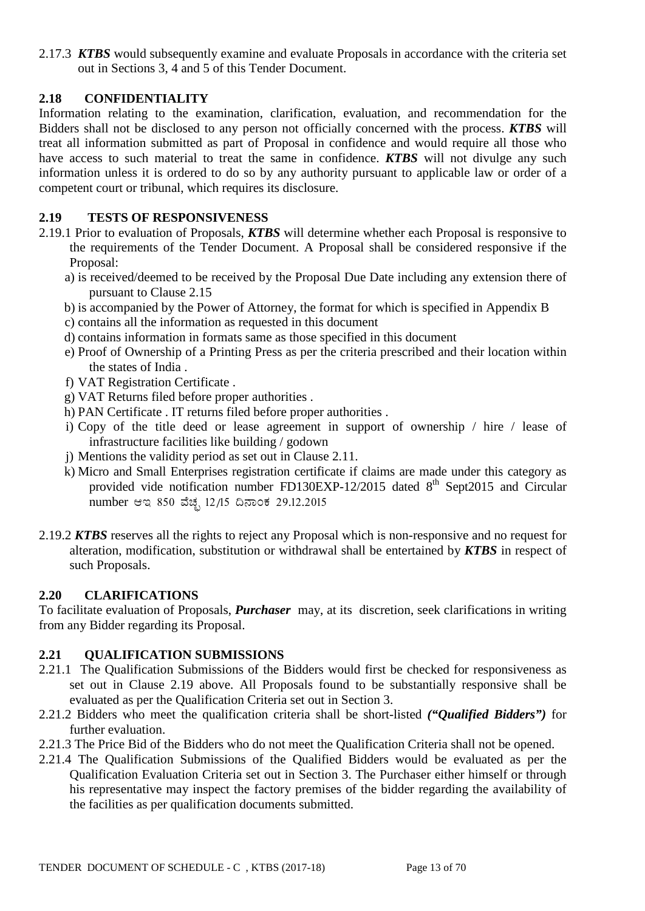2.17.3 ***KTBS*** would subsequently examine and evaluate Proposals in accordance with the criteria set out in Sections 3, 4 and 5 of this Tender Document.

## 2.18 CONFIDENTIALITY

Information relating to the examination, clarification, evaluation, and recommendation for the Bidders shall not be disclosed to any person not officially concerned with the process. ***KTBS*** will treat all information submitted as part of Proposal in confidence and would require all those who have access to such material to treat the same in confidence. ***KTBS*** will not divulge any such information unless it is ordered to do so by any authority pursuant to applicable law or order of a competent court or tribunal, which requires its disclosure.

## 2.19 TESTS OF RESPONSIVENESS

2.19.1 Prior to evaluation of Proposals, ***KTBS*** will determine whether each Proposal is responsive to the requirements of the Tender Document. A Proposal shall be considered responsive if the Proposal:

a) is received/deemed to be received by the Proposal Due Date including any extension there of pursuant to Clause 2.15

b) is accompanied by the Power of Attorney, the format for which is specified in Appendix B

c) contains all the information as requested in this document

d) contains information in formats same as those specified in this document

e) Proof of Ownership of a Printing Press as per the criteria prescribed and their location within the states of India .

f) VAT Registration Certificate .

g) VAT Returns filed before proper authorities .

h) PAN Certificate . IT returns filed before proper authorities .

i) Copy of the title deed or lease agreement in support of ownership / hire / lease of infrastructure facilities like building / godown

j) Mentions the validity period as set out in Clause 2.11.

k) Micro and Small Enterprises registration certificate if claims are made under this category as provided vide notification number FD130EXP-12/2015 dated 8th Sept2015 and Circular number ಆಇ 850 ವೆಚ್ಚ 12/15 ದಿನಾಂಕ 29.12.2015

2.19.2 ***KTBS*** reserves all the rights to reject any Proposal which is non-responsive and no request for alteration, modification, substitution or withdrawal shall be entertained by ***KTBS*** in respect of such Proposals.

## 2.20 CLARIFICATIONS

To facilitate evaluation of Proposals, ***Purchaser*** may, at its discretion, seek clarifications in writing from any Bidder regarding its Proposal.

## 2.21 QUALIFICATION SUBMISSIONS

2.21.1 The Qualification Submissions of the Bidders would first be checked for responsiveness as set out in Clause 2.19 above. All Proposals found to be substantially responsive shall be evaluated as per the Qualification Criteria set out in Section 3.

2.21.2 Bidders who meet the qualification criteria shall be short-listed ***("Qualified Bidders")*** for further evaluation.

2.21.3 The Price Bid of the Bidders who do not meet the Qualification Criteria shall not be opened.

2.21.4 The Qualification Submissions of the Qualified Bidders would be evaluated as per the Qualification Evaluation Criteria set out in Section 3. The Purchaser either himself or through his representative may inspect the factory premises of the bidder regarding the availability of the facilities as per qualification documents submitted.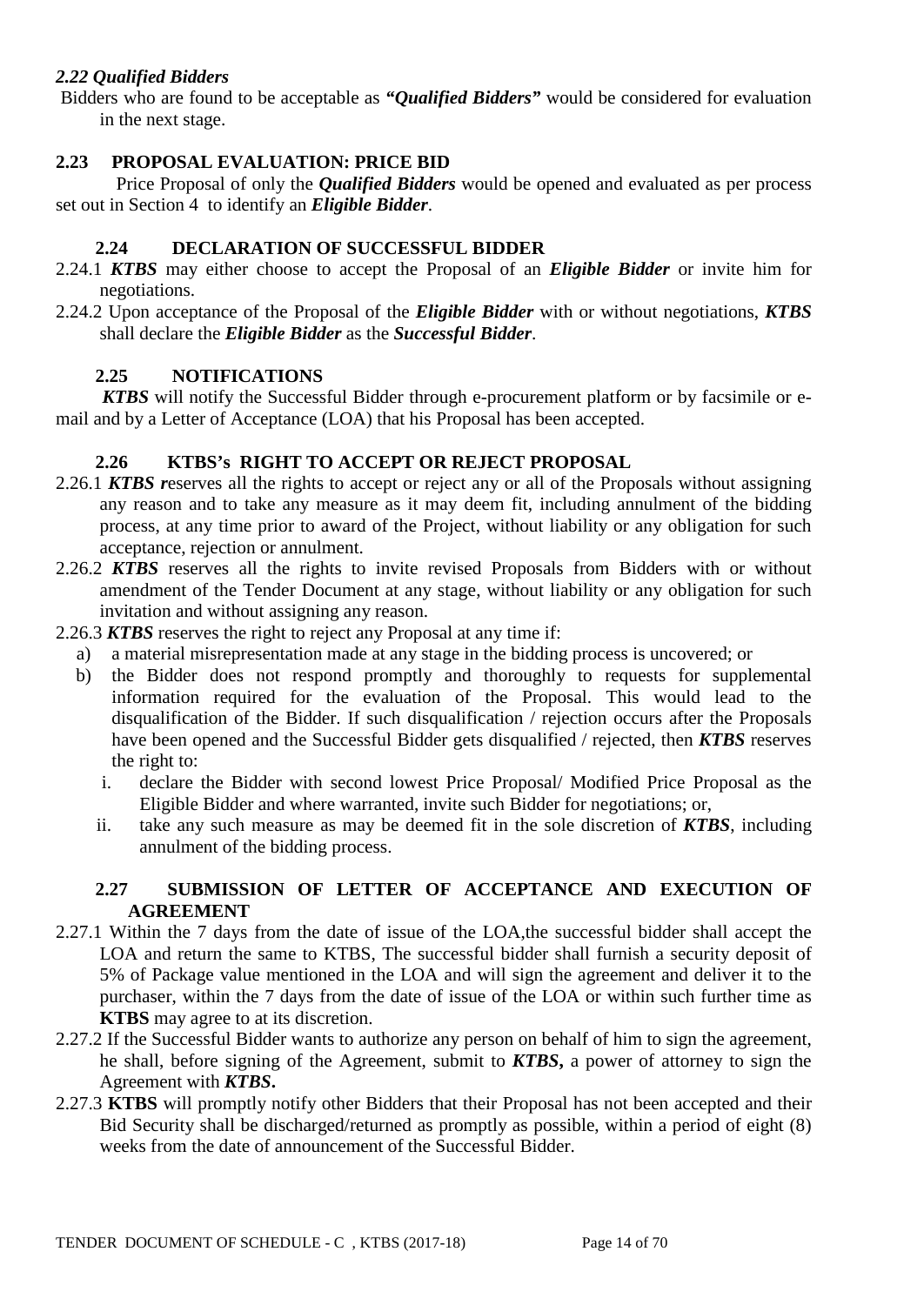### *2.22 Qualified Bidders*

Bidders who are found to be acceptable as ***"Qualified Bidders"*** would be considered for evaluation in the next stage.

### 2.23 PROPOSAL EVALUATION: PRICE BID

Price Proposal of only the ***Qualified Bidders*** would be opened and evaluated as per process set out in Section 4 to identify an ***Eligible Bidder***.

### 2.24 DECLARATION OF SUCCESSFUL BIDDER

2.24.1 ***KTBS*** may either choose to accept the Proposal of an ***Eligible Bidder*** or invite him for negotiations.

2.24.2 Upon acceptance of the Proposal of the ***Eligible Bidder*** with or without negotiations, ***KTBS*** shall declare the ***Eligible Bidder*** as the ***Successful Bidder***.

### 2.25 NOTIFICATIONS

***KTBS*** will notify the Successful Bidder through e-procurement platform or by facsimile or e-mail and by a Letter of Acceptance (LOA) that his Proposal has been accepted.

### 2.26 KTBS's RIGHT TO ACCEPT OR REJECT PROPOSAL

2.26.1 ***KTBS r***eserves all the rights to accept or reject any or all of the Proposals without assigning any reason and to take any measure as it may deem fit, including annulment of the bidding process, at any time prior to award of the Project, without liability or any obligation for such acceptance, rejection or annulment.

2.26.2 ***KTBS*** reserves all the rights to invite revised Proposals from Bidders with or without amendment of the Tender Document at any stage, without liability or any obligation for such invitation and without assigning any reason.

2.26.3 ***KTBS*** reserves the right to reject any Proposal at any time if:

a) a material misrepresentation made at any stage in the bidding process is uncovered; or
b) the Bidder does not respond promptly and thoroughly to requests for supplemental information required for the evaluation of the Proposal. This would lead to the disqualification of the Bidder. If such disqualification / rejection occurs after the Proposals have been opened and the Successful Bidder gets disqualified / rejected, then ***KTBS*** reserves the right to:
   i. declare the Bidder with second lowest Price Proposal/ Modified Price Proposal as the Eligible Bidder and where warranted, invite such Bidder for negotiations; or,
   ii. take any such measure as may be deemed fit in the sole discretion of ***KTBS***, including annulment of the bidding process.

### 2.27 SUBMISSION OF LETTER OF ACCEPTANCE AND EXECUTION OF AGREEMENT

2.27.1 Within the 7 days from the date of issue of the LOA,the successful bidder shall accept the LOA and return the same to KTBS, The successful bidder shall furnish a security deposit of 5% of Package value mentioned in the LOA and will sign the agreement and deliver it to the purchaser, within the 7 days from the date of issue of the LOA or within such further time as **KTBS** may agree to at its discretion.

2.27.2 If the Successful Bidder wants to authorize any person on behalf of him to sign the agreement, he shall, before signing of the Agreement, submit to ***KTBS*****,** a power of attorney to sign the Agreement with ***KTBS*****.**

2.27.3 **KTBS** will promptly notify other Bidders that their Proposal has not been accepted and their Bid Security shall be discharged/returned as promptly as possible, within a period of eight (8) weeks from the date of announcement of the Successful Bidder.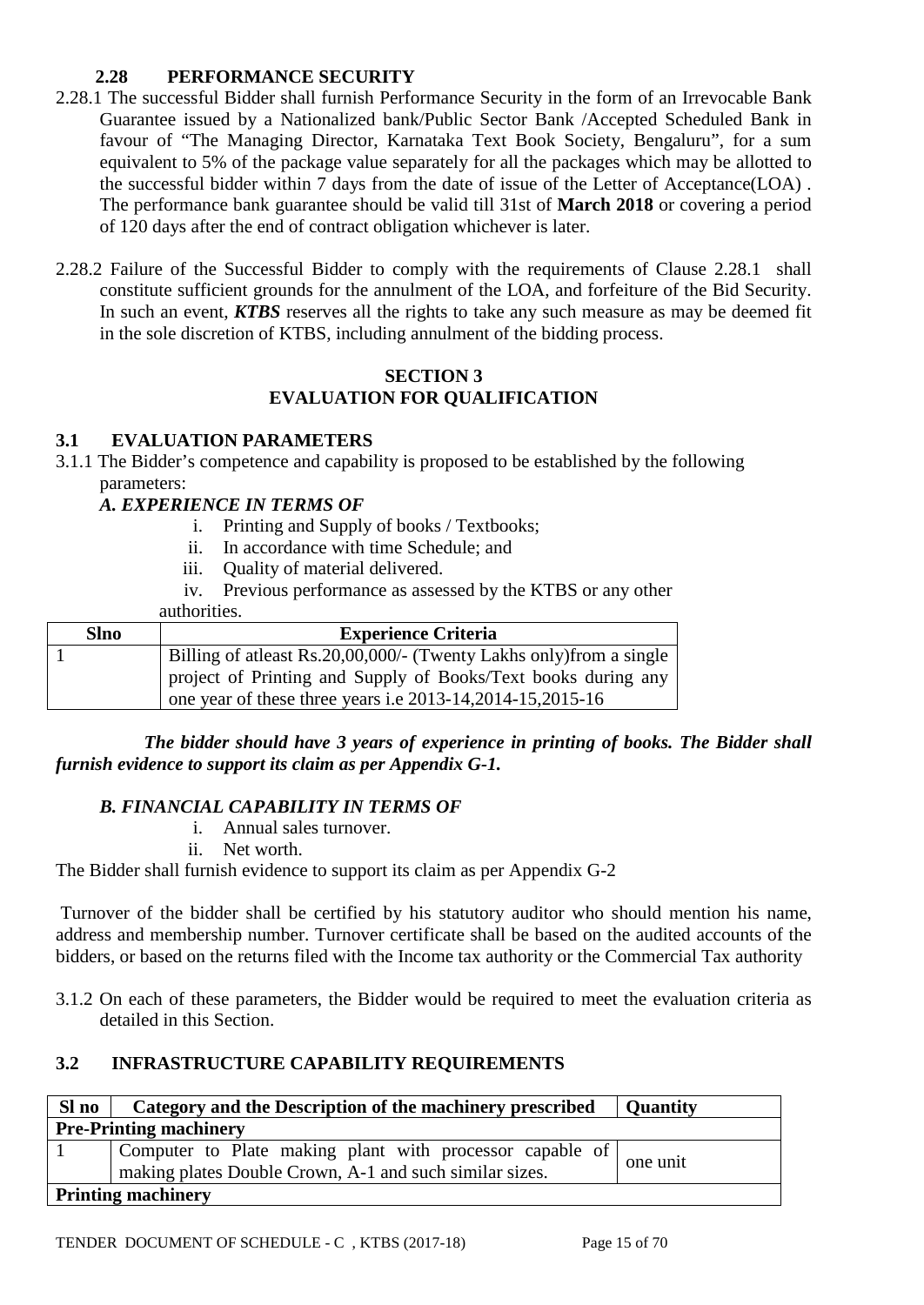### 2.28 PERFORMANCE SECURITY

2.28.1 The successful Bidder shall furnish Performance Security in the form of an Irrevocable Bank Guarantee issued by a Nationalized bank/Public Sector Bank /Accepted Scheduled Bank in favour of "The Managing Director, Karnataka Text Book Society, Bengaluru", for a sum equivalent to 5% of the package value separately for all the packages which may be allotted to the successful bidder within 7 days from the date of issue of the Letter of Acceptance(LOA) . The performance bank guarantee should be valid till 31st of **March 2018** or covering a period of 120 days after the end of contract obligation whichever is later.

2.28.2 Failure of the Successful Bidder to comply with the requirements of Clause 2.28.1 shall constitute sufficient grounds for the annulment of the LOA, and forfeiture of the Bid Security. In such an event, ***KTBS*** reserves all the rights to take any such measure as may be deemed fit in the sole discretion of KTBS, including annulment of the bidding process.

## SECTION 3
## EVALUATION FOR QUALIFICATION

### 3.1 EVALUATION PARAMETERS

3.1.1 The Bidder's competence and capability is proposed to be established by the following parameters:

***A. EXPERIENCE IN TERMS OF***

i. Printing and Supply of books / Textbooks;
ii. In accordance with time Schedule; and
iii. Quality of material delivered.
iv. Previous performance as assessed by the KTBS or any other authorities.

| Slno | Experience Criteria |
|---|---|
| 1 | Billing of atleast Rs.20,00,000/- (Twenty Lakhs only)from a single project of Printing and Supply of Books/Text books during any one year of these three years i.e 2013-14,2014-15,2015-16 |

***The bidder should have 3 years of experience in printing of books. The Bidder shall furnish evidence to support its claim as per Appendix G-1.***

***B. FINANCIAL CAPABILITY IN TERMS OF***

i. Annual sales turnover.
ii. Net worth.

The Bidder shall furnish evidence to support its claim as per Appendix G-2

Turnover of the bidder shall be certified by his statutory auditor who should mention his name, address and membership number. Turnover certificate shall be based on the audited accounts of the bidders, or based on the returns filed with the Income tax authority or the Commercial Tax authority

3.1.2 On each of these parameters, the Bidder would be required to meet the evaluation criteria as detailed in this Section.

### 3.2 INFRASTRUCTURE CAPABILITY REQUIREMENTS

| Sl no | Category and the Description of the machinery prescribed | Quantity |
|---|---|---|
| **Pre-Printing machinery** | | |
| 1 | Computer to Plate making plant with processor capable of making plates Double Crown, A-1 and such similar sizes. | one unit |
| **Printing machinery** | | |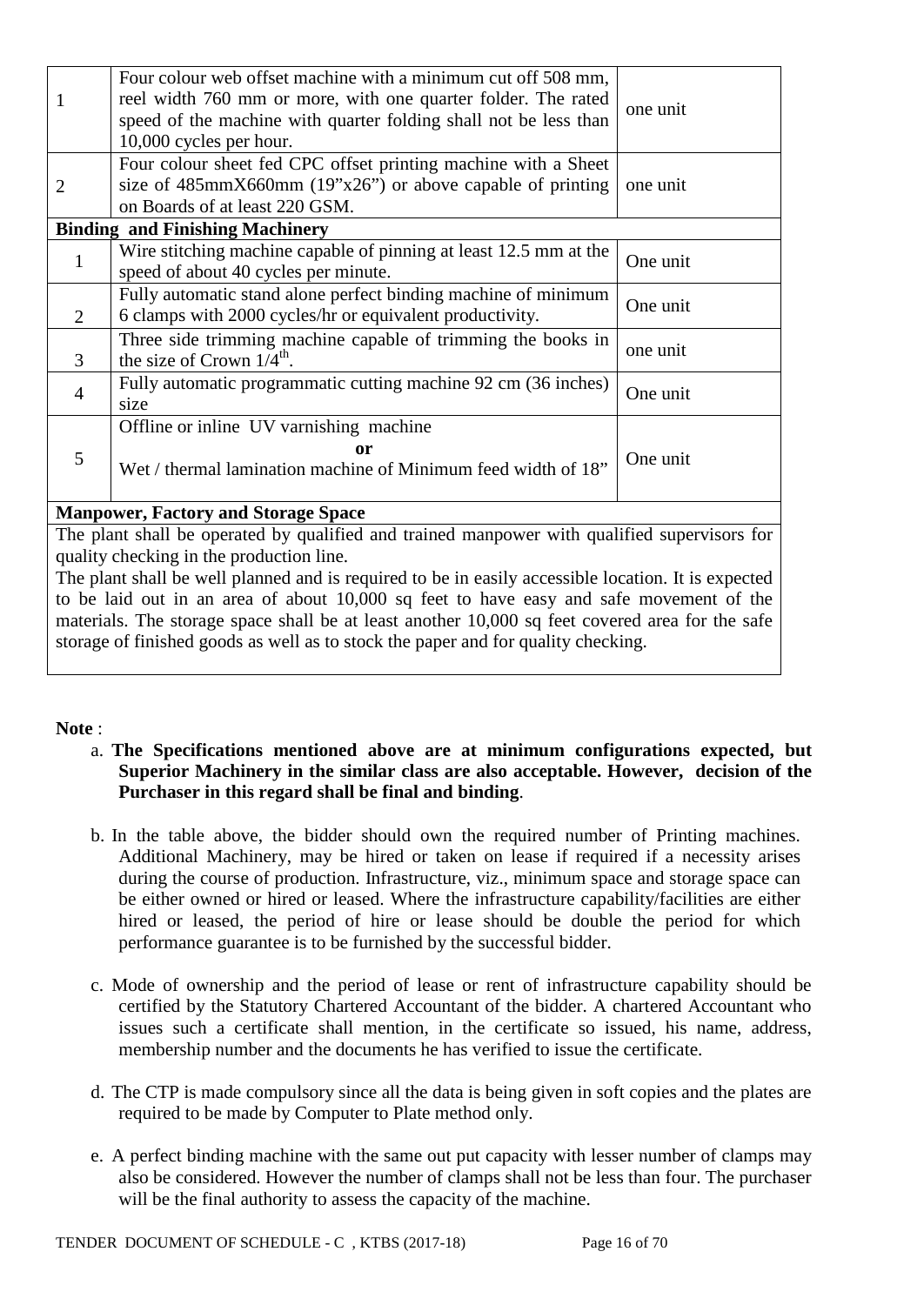| | | |
|---|---|---|
| 1 | Four colour web offset machine with a minimum cut off 508 mm, reel width 760 mm or more, with one quarter folder. The rated speed of the machine with quarter folding shall not be less than 10,000 cycles per hour. | one unit |
| 2 | Four colour sheet fed CPC offset printing machine with a Sheet size of 485mmX660mm (19"x26") or above capable of printing on Boards of at least 220 GSM. | one unit |
| **Binding and Finishing Machinery** | | |
| 1 | Wire stitching machine capable of pinning at least 12.5 mm at the speed of about 40 cycles per minute. | One unit |
| 2 | Fully automatic stand alone perfect binding machine of minimum 6 clamps with 2000 cycles/hr or equivalent productivity. | One unit |
| 3 | Three side trimming machine capable of trimming the books in the size of Crown 1/4th. | one unit |
| 4 | Fully automatic programmatic cutting machine 92 cm (36 inches) size | One unit |
| 5 | Offline or inline UV varnishing machine **or** Wet / thermal lamination machine of Minimum feed width of 18" | One unit |
| **Manpower, Factory and Storage Space** | | |
| The plant shall be operated by qualified and trained manpower with qualified supervisors for quality checking in the production line. The plant shall be well planned and is required to be in easily accessible location. It is expected to be laid out in an area of about 10,000 sq feet to have easy and safe movement of the materials. The storage space shall be at least another 10,000 sq feet covered area for the safe storage of finished goods as well as to stock the paper and for quality checking. | | |

**Note** :

a. **The Specifications mentioned above are at minimum configurations expected, but Superior Machinery in the similar class are also acceptable. However, decision of the Purchaser in this regard shall be final and binding**.

b. In the table above, the bidder should own the required number of Printing machines. Additional Machinery, may be hired or taken on lease if required if a necessity arises during the course of production. Infrastructure, viz., minimum space and storage space can be either owned or hired or leased. Where the infrastructure capability/facilities are either hired or leased, the period of hire or lease should be double the period for which performance guarantee is to be furnished by the successful bidder.

c. Mode of ownership and the period of lease or rent of infrastructure capability should be certified by the Statutory Chartered Accountant of the bidder. A chartered Accountant who issues such a certificate shall mention, in the certificate so issued, his name, address, membership number and the documents he has verified to issue the certificate.

d. The CTP is made compulsory since all the data is being given in soft copies and the plates are required to be made by Computer to Plate method only.

e. A perfect binding machine with the same out put capacity with lesser number of clamps may also be considered. However the number of clamps shall not be less than four. The purchaser will be the final authority to assess the capacity of the machine.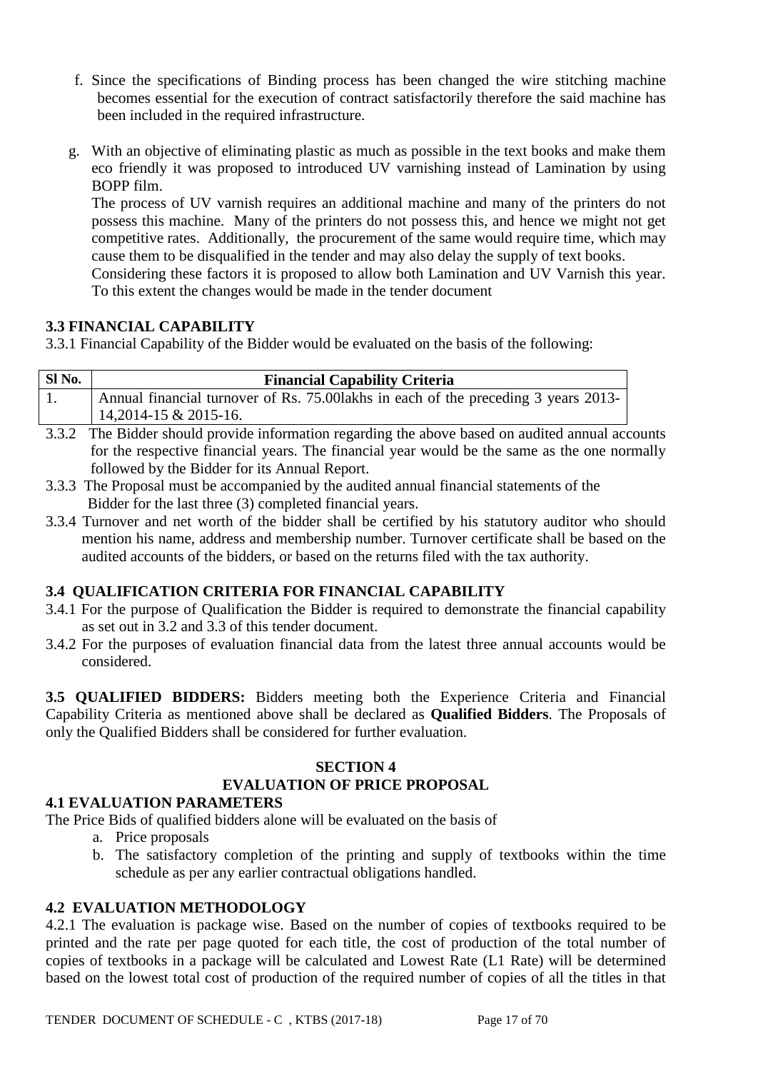f. Since the specifications of Binding process has been changed the wire stitching machine becomes essential for the execution of contract satisfactorily therefore the said machine has been included in the required infrastructure.

g. With an objective of eliminating plastic as much as possible in the text books and make them eco friendly it was proposed to introduced UV varnishing instead of Lamination by using BOPP film.

   The process of UV varnish requires an additional machine and many of the printers do not possess this machine. Many of the printers do not possess this, and hence we might not get competitive rates. Additionally, the procurement of the same would require time, which may cause them to be disqualified in the tender and may also delay the supply of text books.

   Considering these factors it is proposed to allow both Lamination and UV Varnish this year. To this extent the changes would be made in the tender document

### 3.3 FINANCIAL CAPABILITY

3.3.1 Financial Capability of the Bidder would be evaluated on the basis of the following:

| Sl No. | Financial Capability Criteria |
|---|---|
| 1. | Annual financial turnover of Rs. 75.00lakhs in each of the preceding 3 years 2013-14,2014-15 & 2015-16. |

3.3.2 The Bidder should provide information regarding the above based on audited annual accounts for the respective financial years. The financial year would be the same as the one normally followed by the Bidder for its Annual Report.

3.3.3 The Proposal must be accompanied by the audited annual financial statements of the Bidder for the last three (3) completed financial years.

3.3.4 Turnover and net worth of the bidder shall be certified by his statutory auditor who should mention his name, address and membership number. Turnover certificate shall be based on the audited accounts of the bidders, or based on the returns filed with the tax authority.

### 3.4 QUALIFICATION CRITERIA FOR FINANCIAL CAPABILITY

3.4.1 For the purpose of Qualification the Bidder is required to demonstrate the financial capability as set out in 3.2 and 3.3 of this tender document.

3.4.2 For the purposes of evaluation financial data from the latest three annual accounts would be considered.

**3.5 QUALIFIED BIDDERS:** Bidders meeting both the Experience Criteria and Financial Capability Criteria as mentioned above shall be declared as **Qualified Bidders**. The Proposals of only the Qualified Bidders shall be considered for further evaluation.

## SECTION 4
## EVALUATION OF PRICE PROPOSAL

### 4.1 EVALUATION PARAMETERS

The Price Bids of qualified bidders alone will be evaluated on the basis of

a. Price proposals
b. The satisfactory completion of the printing and supply of textbooks within the time schedule as per any earlier contractual obligations handled.

### 4.2 EVALUATION METHODOLOGY

4.2.1 The evaluation is package wise. Based on the number of copies of textbooks required to be printed and the rate per page quoted for each title, the cost of production of the total number of copies of textbooks in a package will be calculated and Lowest Rate (L1 Rate) will be determined based on the lowest total cost of production of the required number of copies of all the titles in that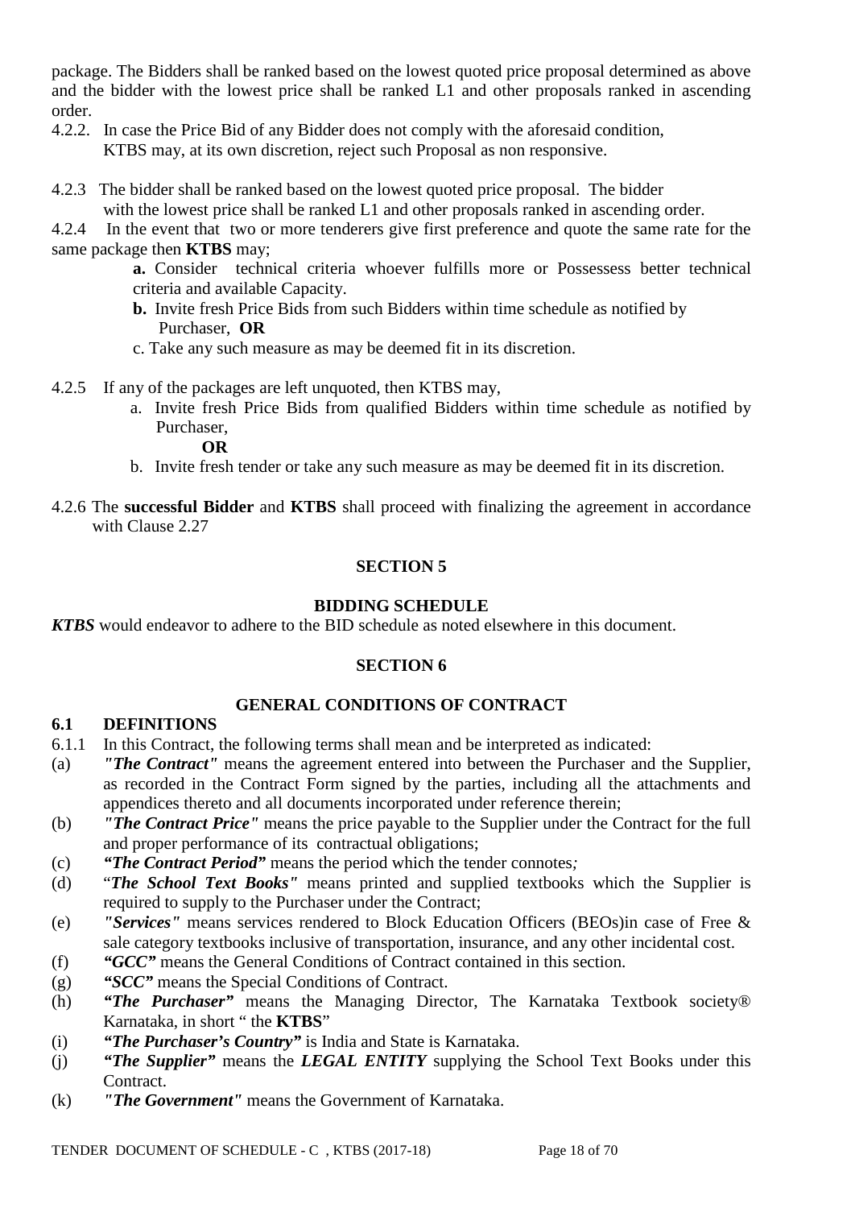package. The Bidders shall be ranked based on the lowest quoted price proposal determined as above and the bidder with the lowest price shall be ranked L1 and other proposals ranked in ascending order.

4.2.2. In case the Price Bid of any Bidder does not comply with the aforesaid condition, KTBS may, at its own discretion, reject such Proposal as non responsive.

4.2.3 The bidder shall be ranked based on the lowest quoted price proposal. The bidder with the lowest price shall be ranked L1 and other proposals ranked in ascending order.

4.2.4 In the event that two or more tenderers give first preference and quote the same rate for the same package then **KTBS** may;

**a.** Consider technical criteria whoever fulfills more or Possessess better technical criteria and available Capacity.

**b.** Invite fresh Price Bids from such Bidders within time schedule as notified by Purchaser, **OR**

c. Take any such measure as may be deemed fit in its discretion.

4.2.5 If any of the packages are left unquoted, then KTBS may,

a. Invite fresh Price Bids from qualified Bidders within time schedule as notified by Purchaser,

**OR**

b. Invite fresh tender or take any such measure as may be deemed fit in its discretion.

4.2.6 The **successful Bidder** and **KTBS** shall proceed with finalizing the agreement in accordance with Clause 2.27

## SECTION 5

### BIDDING SCHEDULE

***KTBS*** would endeavor to adhere to the BID schedule as noted elsewhere in this document.

## SECTION 6

### GENERAL CONDITIONS OF CONTRACT

**6.1 DEFINITIONS**

6.1.1 In this Contract, the following terms shall mean and be interpreted as indicated:

(a) ***"The Contract"*** means the agreement entered into between the Purchaser and the Supplier, as recorded in the Contract Form signed by the parties, including all the attachments and appendices thereto and all documents incorporated under reference therein;

(b) ***"The Contract Price"*** means the price payable to the Supplier under the Contract for the full and proper performance of its contractual obligations;

(c) ***"The Contract Period"*** means the period which the tender connotes*;*

(d) "***The School Text Books"*** means printed and supplied textbooks which the Supplier is required to supply to the Purchaser under the Contract;

(e) ***"Services"*** means services rendered to Block Education Officers (BEOs)in case of Free & sale category textbooks inclusive of transportation, insurance, and any other incidental cost.

(f) ***"GCC"*** means the General Conditions of Contract contained in this section.

(g) ***"SCC"*** means the Special Conditions of Contract.

(h) ***"The Purchaser"*** means the Managing Director, The Karnataka Textbook society® Karnataka, in short " the **KTBS**"

(i) ***"The Purchaser's Country"*** is India and State is Karnataka.

(j) ***"The Supplier"*** means the ***LEGAL ENTITY*** supplying the School Text Books under this Contract.

(k) ***"The Government"*** means the Government of Karnataka.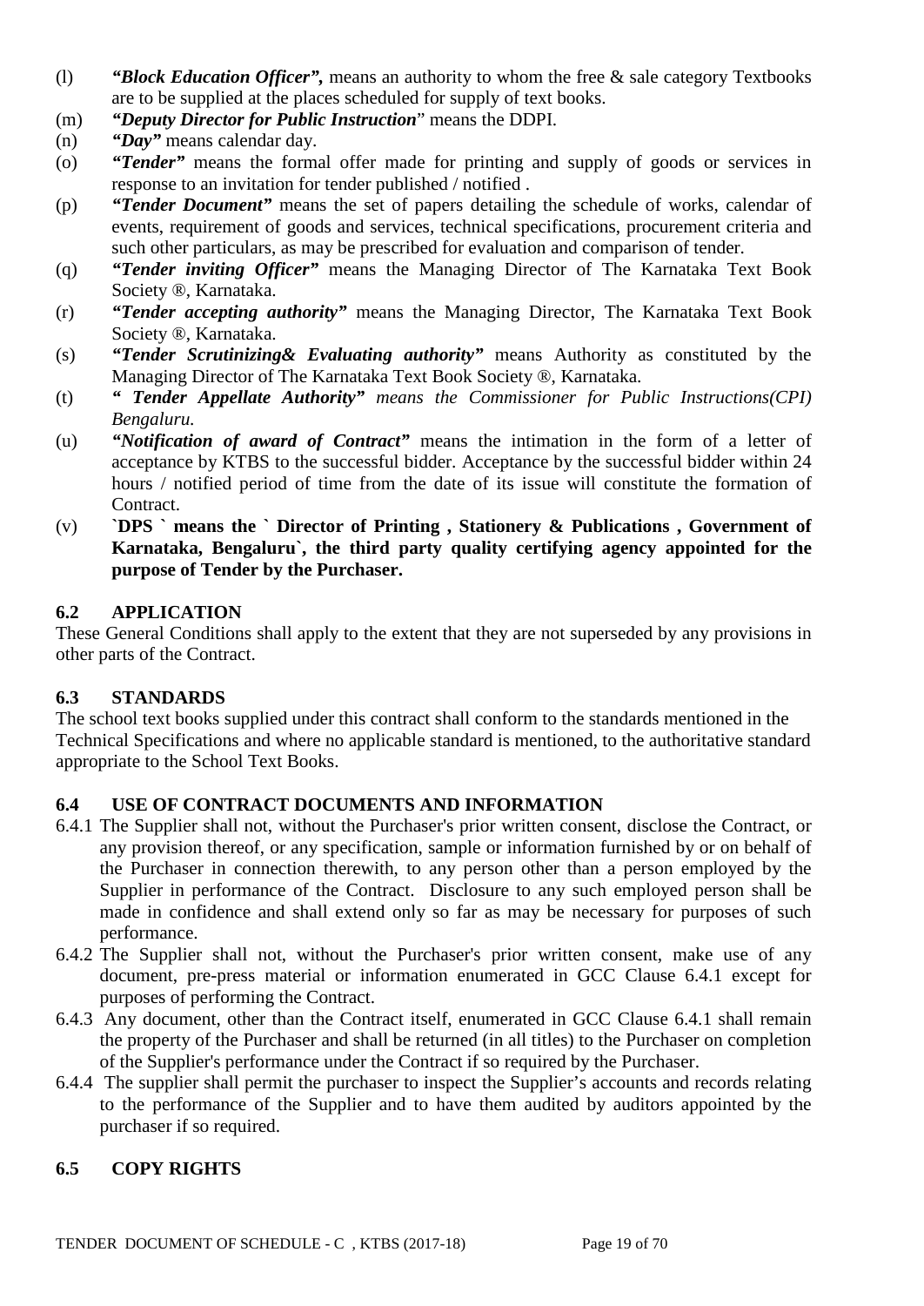(l) ***"Block Education Officer",*** means an authority to whom the free & sale category Textbooks are to be supplied at the places scheduled for supply of text books.

(m) ***"Deputy Director for Public Instruction"*** means the DDPI.

(n) ***"Day"*** means calendar day.

(o) ***"Tender"*** means the formal offer made for printing and supply of goods or services in response to an invitation for tender published / notified .

(p) ***"Tender Document"*** means the set of papers detailing the schedule of works, calendar of events, requirement of goods and services, technical specifications, procurement criteria and such other particulars, as may be prescribed for evaluation and comparison of tender.

(q) ***"Tender inviting Officer"*** means the Managing Director of The Karnataka Text Book Society ®, Karnataka.

(r) ***"Tender accepting authority"*** means the Managing Director, The Karnataka Text Book Society ®, Karnataka.

(s) ***"Tender Scrutinizing& Evaluating authority"*** means Authority as constituted by the Managing Director of The Karnataka Text Book Society ®, Karnataka.

(t) ***" Tender Appellate Authority"*** *means the Commissioner for Public Instructions(CPI) Bengaluru.*

(u) ***"Notification of award of Contract"*** means the intimation in the form of a letter of acceptance by KTBS to the successful bidder. Acceptance by the successful bidder within 24 hours / notified period of time from the date of its issue will constitute the formation of Contract.

(v) **`DPS ` means the ` Director of Printing , Stationery & Publications , Government of Karnataka, Bengaluru`, the third party quality certifying agency appointed for the purpose of Tender by the Purchaser.**

## 6.2 APPLICATION

These General Conditions shall apply to the extent that they are not superseded by any provisions in other parts of the Contract.

## 6.3 STANDARDS

The school text books supplied under this contract shall conform to the standards mentioned in the Technical Specifications and where no applicable standard is mentioned, to the authoritative standard appropriate to the School Text Books.

## 6.4 USE OF CONTRACT DOCUMENTS AND INFORMATION

6.4.1 The Supplier shall not, without the Purchaser's prior written consent, disclose the Contract, or any provision thereof, or any specification, sample or information furnished by or on behalf of the Purchaser in connection therewith, to any person other than a person employed by the Supplier in performance of the Contract. Disclosure to any such employed person shall be made in confidence and shall extend only so far as may be necessary for purposes of such performance.

6.4.2 The Supplier shall not, without the Purchaser's prior written consent, make use of any document, pre-press material or information enumerated in GCC Clause 6.4.1 except for purposes of performing the Contract.

6.4.3 Any document, other than the Contract itself, enumerated in GCC Clause 6.4.1 shall remain the property of the Purchaser and shall be returned (in all titles) to the Purchaser on completion of the Supplier's performance under the Contract if so required by the Purchaser.

6.4.4 The supplier shall permit the purchaser to inspect the Supplier's accounts and records relating to the performance of the Supplier and to have them audited by auditors appointed by the purchaser if so required.

## 6.5 COPY RIGHTS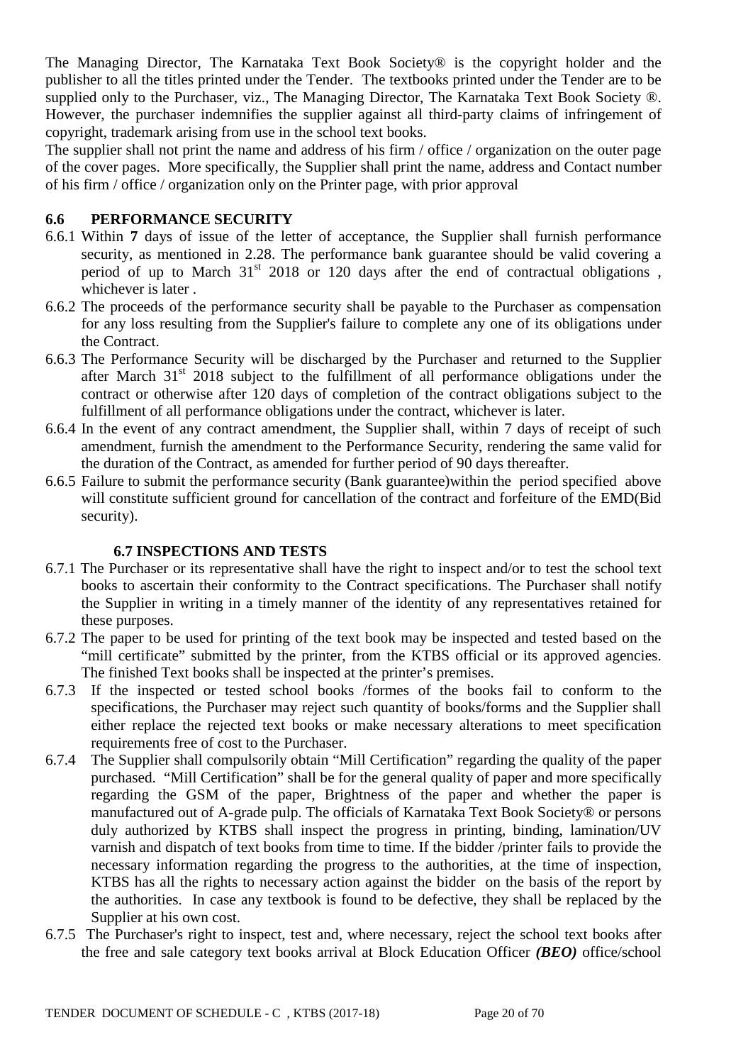The Managing Director, The Karnataka Text Book Society® is the copyright holder and the publisher to all the titles printed under the Tender. The textbooks printed under the Tender are to be supplied only to the Purchaser, viz., The Managing Director, The Karnataka Text Book Society ®. However, the purchaser indemnifies the supplier against all third-party claims of infringement of copyright, trademark arising from use in the school text books.

The supplier shall not print the name and address of his firm / office / organization on the outer page of the cover pages. More specifically, the Supplier shall print the name, address and Contact number of his firm / office / organization only on the Printer page, with prior approval

## 6.6 PERFORMANCE SECURITY

6.6.1 Within **7** days of issue of the letter of acceptance, the Supplier shall furnish performance security, as mentioned in 2.28. The performance bank guarantee should be valid covering a period of up to March 31st 2018 or 120 days after the end of contractual obligations , whichever is later .

6.6.2 The proceeds of the performance security shall be payable to the Purchaser as compensation for any loss resulting from the Supplier's failure to complete any one of its obligations under the Contract.

6.6.3 The Performance Security will be discharged by the Purchaser and returned to the Supplier after March 31st 2018 subject to the fulfillment of all performance obligations under the contract or otherwise after 120 days of completion of the contract obligations subject to the fulfillment of all performance obligations under the contract, whichever is later.

6.6.4 In the event of any contract amendment, the Supplier shall, within 7 days of receipt of such amendment, furnish the amendment to the Performance Security, rendering the same valid for the duration of the Contract, as amended for further period of 90 days thereafter.

6.6.5 Failure to submit the performance security (Bank guarantee)within the period specified above will constitute sufficient ground for cancellation of the contract and forfeiture of the EMD(Bid security).

## 6.7 INSPECTIONS AND TESTS

6.7.1 The Purchaser or its representative shall have the right to inspect and/or to test the school text books to ascertain their conformity to the Contract specifications. The Purchaser shall notify the Supplier in writing in a timely manner of the identity of any representatives retained for these purposes.

6.7.2 The paper to be used for printing of the text book may be inspected and tested based on the "mill certificate" submitted by the printer, from the KTBS official or its approved agencies. The finished Text books shall be inspected at the printer's premises.

6.7.3 If the inspected or tested school books /formes of the books fail to conform to the specifications, the Purchaser may reject such quantity of books/forms and the Supplier shall either replace the rejected text books or make necessary alterations to meet specification requirements free of cost to the Purchaser.

6.7.4 The Supplier shall compulsorily obtain "Mill Certification" regarding the quality of the paper purchased. "Mill Certification" shall be for the general quality of paper and more specifically regarding the GSM of the paper, Brightness of the paper and whether the paper is manufactured out of A-grade pulp. The officials of Karnataka Text Book Society® or persons duly authorized by KTBS shall inspect the progress in printing, binding, lamination/UV varnish and dispatch of text books from time to time. If the bidder /printer fails to provide the necessary information regarding the progress to the authorities, at the time of inspection, KTBS has all the rights to necessary action against the bidder on the basis of the report by the authorities. In case any textbook is found to be defective, they shall be replaced by the Supplier at his own cost.

6.7.5 The Purchaser's right to inspect, test and, where necessary, reject the school text books after the free and sale category text books arrival at Block Education Officer ***(BEO)*** office/school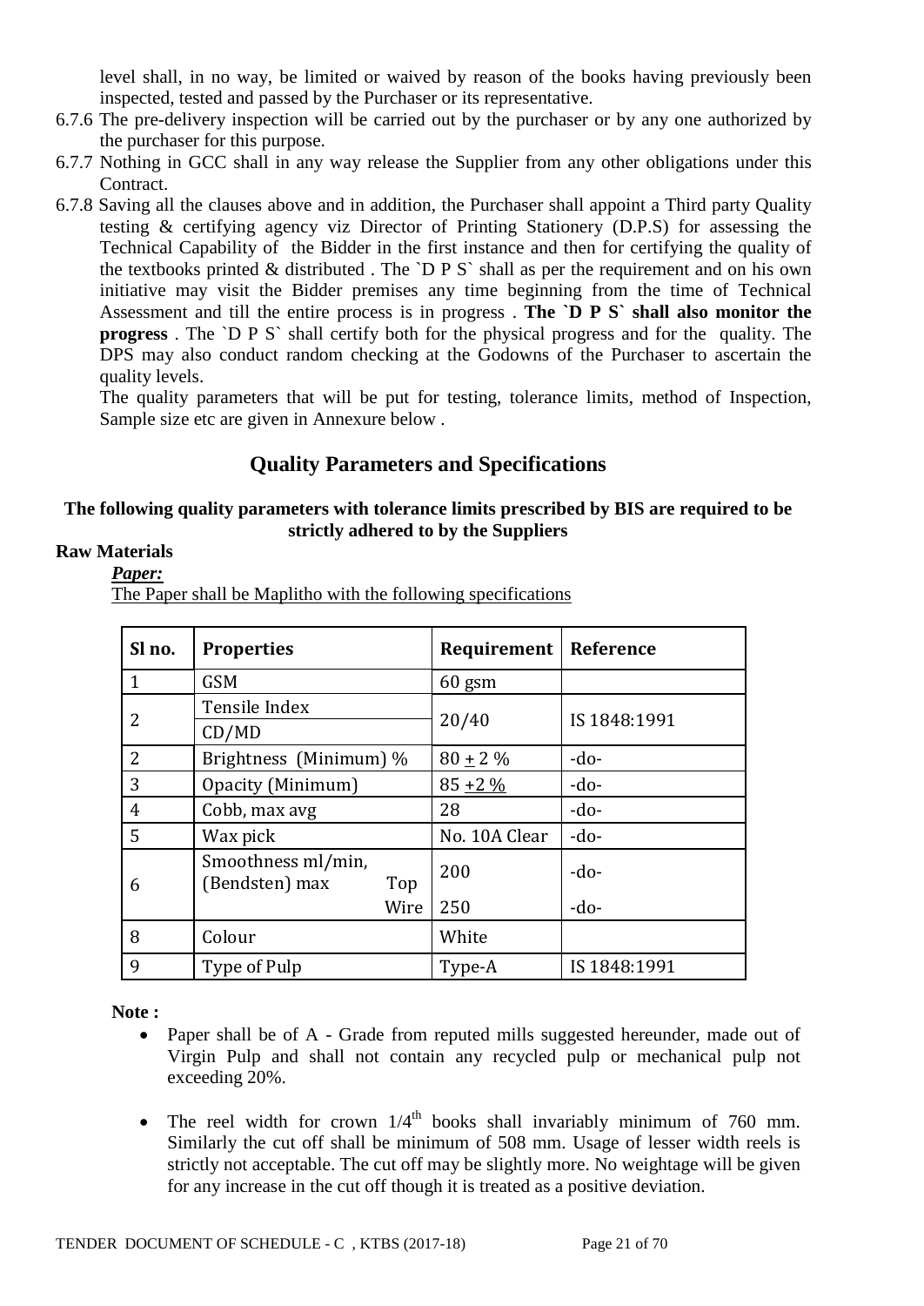level shall, in no way, be limited or waived by reason of the books having previously been inspected, tested and passed by the Purchaser or its representative.

6.7.6 The pre-delivery inspection will be carried out by the purchaser or by any one authorized by the purchaser for this purpose.

6.7.7 Nothing in GCC shall in any way release the Supplier from any other obligations under this Contract.

6.7.8 Saving all the clauses above and in addition, the Purchaser shall appoint a Third party Quality testing & certifying agency viz Director of Printing Stationery (D.P.S) for assessing the Technical Capability of the Bidder in the first instance and then for certifying the quality of the textbooks printed & distributed . The `D P S` shall as per the requirement and on his own initiative may visit the Bidder premises any time beginning from the time of Technical Assessment and till the entire process is in progress . **The `D P S` shall also monitor the progress** . The `D P S` shall certify both for the physical progress and for the quality. The DPS may also conduct random checking at the Godowns of the Purchaser to ascertain the quality levels.

The quality parameters that will be put for testing, tolerance limits, method of Inspection, Sample size etc are given in Annexure below .

## Quality Parameters and Specifications

**The following quality parameters with tolerance limits prescribed by BIS are required to be strictly adhered to by the Suppliers**

**Raw Materials**

***Paper:***

The Paper shall be Maplitho with the following specifications

| Sl no. | Properties | Requirement | Reference |
|---|---|---|---|
| 1 | GSM | 60 gsm | |
| 2 | Tensile Index<br>CD/MD | 20/40 | IS 1848:1991 |
| 2 | Brightness (Minimum) % | 80 ± 2 % | -do- |
| 3 | Opacity (Minimum) | 85 +2 % | -do- |
| 4 | Cobb, max avg | 28 | -do- |
| 5 | Wax pick | No. 10A Clear | -do- |
| 6 | Smoothness ml/min, (Bendsten) max Top | 200 | -do- |
| | Wire | 250 | -do- |
| 8 | Colour | White | |
| 9 | Type of Pulp | Type-A | IS 1848:1991 |

**Note :**

- Paper shall be of A - Grade from reputed mills suggested hereunder, made out of Virgin Pulp and shall not contain any recycled pulp or mechanical pulp not exceeding 20%.
- The reel width for crown 1/4th books shall invariably minimum of 760 mm. Similarly the cut off shall be minimum of 508 mm. Usage of lesser width reels is strictly not acceptable. The cut off may be slightly more. No weightage will be given for any increase in the cut off though it is treated as a positive deviation.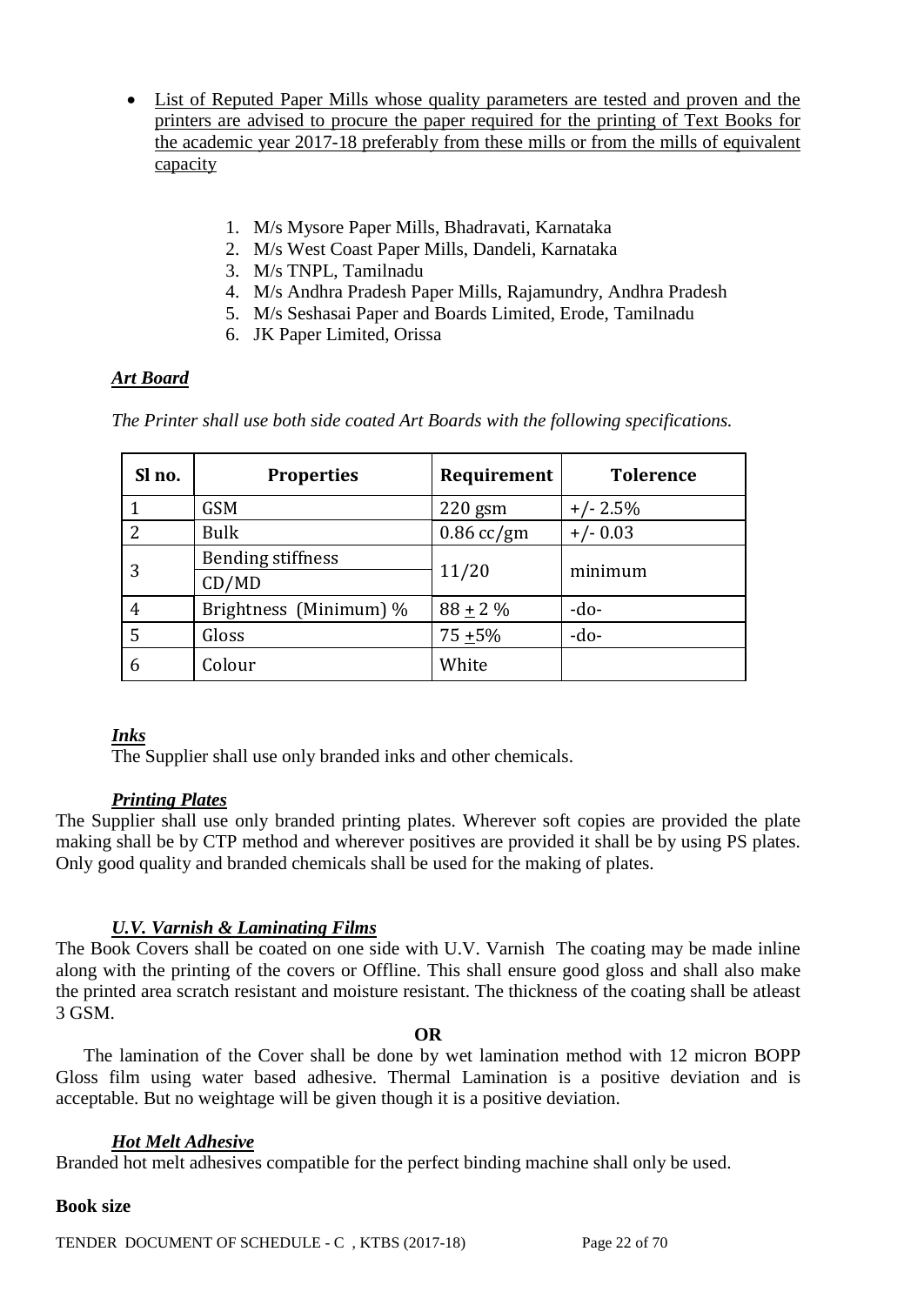- <u>List of Reputed Paper Mills whose quality parameters are tested and proven and the printers are advised to procure the paper required for the printing of Text Books for the academic year 2017-18 preferably from these mills or from the mills of equivalent capacity</u>

  1. M/s Mysore Paper Mills, Bhadravati, Karnataka
  2. M/s West Coast Paper Mills, Dandeli, Karnataka
  3. M/s TNPL, Tamilnadu
  4. M/s Andhra Pradesh Paper Mills, Rajamundry, Andhra Pradesh
  5. M/s Seshasai Paper and Boards Limited, Erode, Tamilnadu
  6. JK Paper Limited, Orissa

***<u>Art Board</u>***

*The Printer shall use both side coated Art Boards with the following specifications.*

| Sl no. | Properties | Requirement | Tolerence |
|---|---|---|---|
| 1 | GSM | 220 gsm | +/- 2.5% |
| 2 | Bulk | 0.86 cc/gm | +/- 0.03 |
| 3 | Bending stiffness CD/MD | 11/20 | minimum |
| 4 | Brightness (Minimum) % | 88 ± 2 % | -do- |
| 5 | Gloss | 75 ±5% | -do- |
| 6 | Colour | White | |

***<u>Inks</u>***

The Supplier shall use only branded inks and other chemicals.

***<u>Printing Plates</u>***

The Supplier shall use only branded printing plates. Wherever soft copies are provided the plate making shall be by CTP method and wherever positives are provided it shall be by using PS plates. Only good quality and branded chemicals shall be used for the making of plates.

***<u>U.V. Varnish & Laminating Films</u>***

The Book Covers shall be coated on one side with U.V. Varnish The coating may be made inline along with the printing of the covers or Offline. This shall ensure good gloss and shall also make the printed area scratch resistant and moisture resistant. The thickness of the coating shall be atleast 3 GSM.

**OR**

The lamination of the Cover shall be done by wet lamination method with 12 micron BOPP Gloss film using water based adhesive. Thermal Lamination is a positive deviation and is acceptable. But no weightage will be given though it is a positive deviation.

***<u>Hot Melt Adhesive</u>***

Branded hot melt adhesives compatible for the perfect binding machine shall only be used.

**Book size**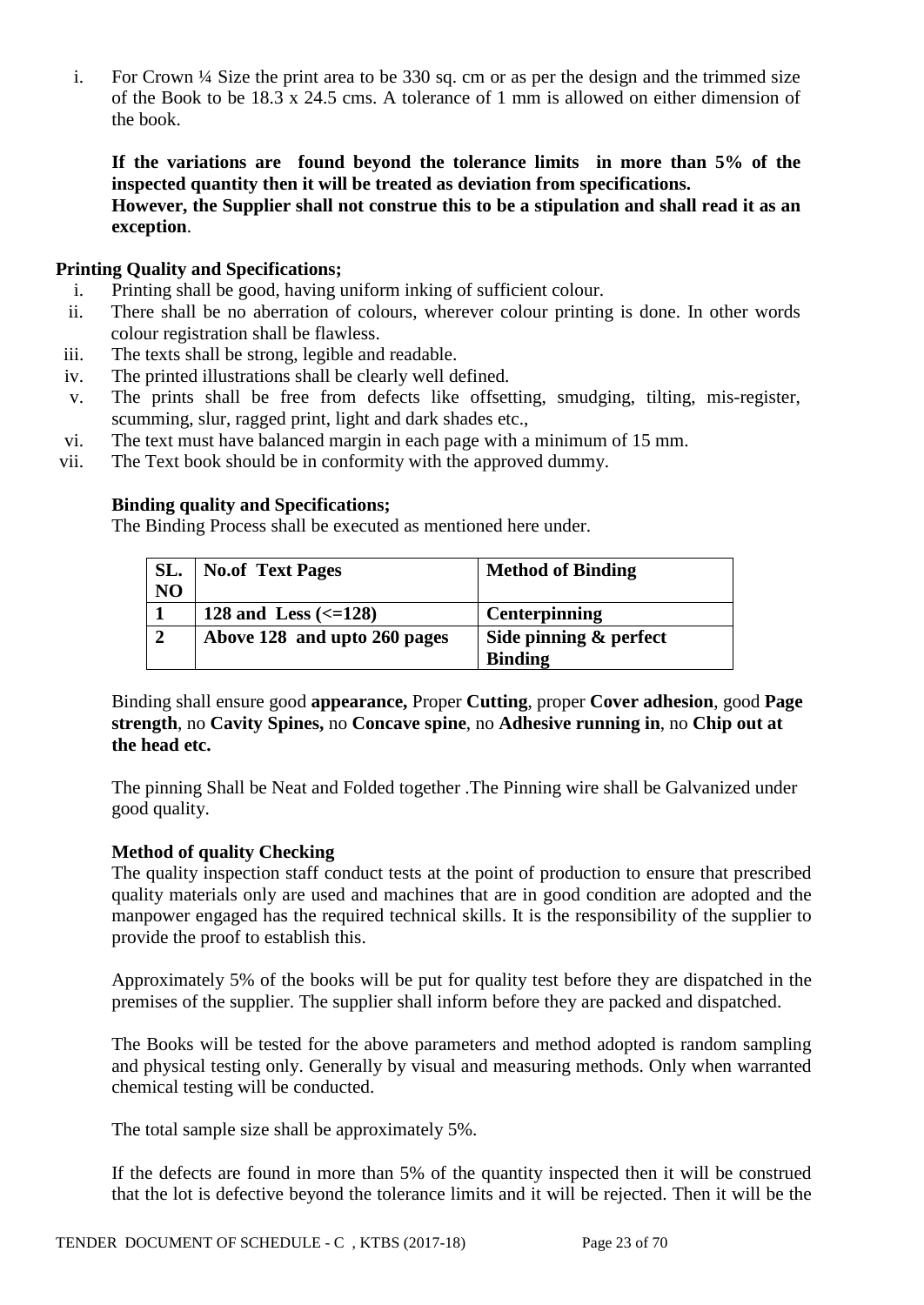i. For Crown ¼ Size the print area to be 330 sq. cm or as per the design and the trimmed size of the Book to be 18.3 x 24.5 cms. A tolerance of 1 mm is allowed on either dimension of the book.

**If the variations are found beyond the tolerance limits in more than 5% of the inspected quantity then it will be treated as deviation from specifications.**
**However, the Supplier shall not construe this to be a stipulation and shall read it as an exception**.

**Printing Quality and Specifications;**

i. Printing shall be good, having uniform inking of sufficient colour.
ii. There shall be no aberration of colours, wherever colour printing is done. In other words colour registration shall be flawless.
iii. The texts shall be strong, legible and readable.
iv. The printed illustrations shall be clearly well defined.
v. The prints shall be free from defects like offsetting, smudging, tilting, mis-register, scumming, slur, ragged print, light and dark shades etc.,
vi. The text must have balanced margin in each page with a minimum of 15 mm.
vii. The Text book should be in conformity with the approved dummy.

**Binding quality and Specifications;**

The Binding Process shall be executed as mentioned here under.

| SL. NO | No.of Text Pages | Method of Binding |
|---|---|---|
| 1 | 128 and Less (<=128) | Centerpinning |
| 2 | Above 128 and upto 260 pages | Side pinning & perfect Binding |

Binding shall ensure good **appearance,** Proper **Cutting**, proper **Cover adhesion**, good **Page strength**, no **Cavity Spines,** no **Concave spine**, no **Adhesive running in**, no **Chip out at the head etc.**

The pinning Shall be Neat and Folded together .The Pinning wire shall be Galvanized under good quality.

**Method of quality Checking**

The quality inspection staff conduct tests at the point of production to ensure that prescribed quality materials only are used and machines that are in good condition are adopted and the manpower engaged has the required technical skills. It is the responsibility of the supplier to provide the proof to establish this.

Approximately 5% of the books will be put for quality test before they are dispatched in the premises of the supplier. The supplier shall inform before they are packed and dispatched.

The Books will be tested for the above parameters and method adopted is random sampling and physical testing only. Generally by visual and measuring methods. Only when warranted chemical testing will be conducted.

The total sample size shall be approximately 5%.

If the defects are found in more than 5% of the quantity inspected then it will be construed that the lot is defective beyond the tolerance limits and it will be rejected. Then it will be the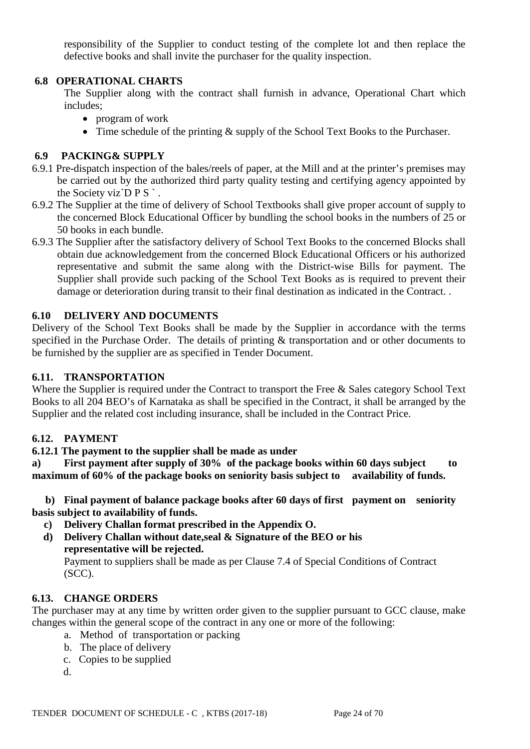responsibility of the Supplier to conduct testing of the complete lot and then replace the defective books and shall invite the purchaser for the quality inspection.

### 6.8 OPERATIONAL CHARTS

The Supplier along with the contract shall furnish in advance, Operational Chart which includes;

- program of work
- Time schedule of the printing & supply of the School Text Books to the Purchaser.

### 6.9 PACKING& SUPPLY

6.9.1 Pre-dispatch inspection of the bales/reels of paper, at the Mill and at the printer's premises may be carried out by the authorized third party quality testing and certifying agency appointed by the Society viz`D P S ` .

6.9.2 The Supplier at the time of delivery of School Textbooks shall give proper account of supply to the concerned Block Educational Officer by bundling the school books in the numbers of 25 or 50 books in each bundle.

6.9.3 The Supplier after the satisfactory delivery of School Text Books to the concerned Blocks shall obtain due acknowledgement from the concerned Block Educational Officers or his authorized representative and submit the same along with the District-wise Bills for payment. The Supplier shall provide such packing of the School Text Books as is required to prevent their damage or deterioration during transit to their final destination as indicated in the Contract. .

### 6.10 DELIVERY AND DOCUMENTS

Delivery of the School Text Books shall be made by the Supplier in accordance with the terms specified in the Purchase Order. The details of printing & transportation and or other documents to be furnished by the supplier are as specified in Tender Document.

### 6.11. TRANSPORTATION

Where the Supplier is required under the Contract to transport the Free & Sales category School Text Books to all 204 BEO's of Karnataka as shall be specified in the Contract, it shall be arranged by the Supplier and the related cost including insurance, shall be included in the Contract Price.

### 6.12. PAYMENT

**6.12.1 The payment to the supplier shall be made as under**

**a) First payment after supply of 30% of the package books within 60 days subject to maximum of 60% of the package books on seniority basis subject to availability of funds.**

**b) Final payment of balance package books after 60 days of first payment on seniority basis subject to availability of funds.**

**c) Delivery Challan format prescribed in the Appendix O.**

**d) Delivery Challan without date,seal & Signature of the BEO or his representative will be rejected.**

Payment to suppliers shall be made as per Clause 7.4 of Special Conditions of Contract (SCC).

### 6.13. CHANGE ORDERS

The purchaser may at any time by written order given to the supplier pursuant to GCC clause, make changes within the general scope of the contract in any one or more of the following:

a. Method of transportation or packing
b. The place of delivery
c. Copies to be supplied
d.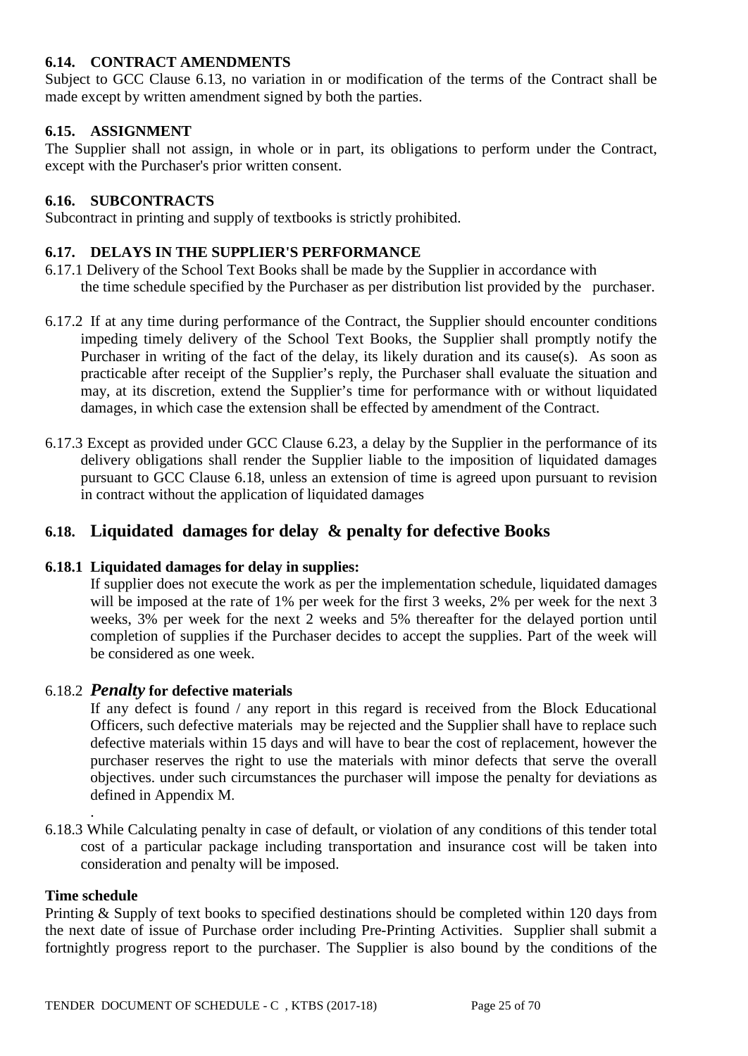### 6.14. CONTRACT AMENDMENTS

Subject to GCC Clause 6.13, no variation in or modification of the terms of the Contract shall be made except by written amendment signed by both the parties.

### 6.15. ASSIGNMENT

The Supplier shall not assign, in whole or in part, its obligations to perform under the Contract, except with the Purchaser's prior written consent.

### 6.16. SUBCONTRACTS

Subcontract in printing and supply of textbooks is strictly prohibited.

### 6.17. DELAYS IN THE SUPPLIER'S PERFORMANCE

6.17.1 Delivery of the School Text Books shall be made by the Supplier in accordance with the time schedule specified by the Purchaser as per distribution list provided by the purchaser.

6.17.2 If at any time during performance of the Contract, the Supplier should encounter conditions impeding timely delivery of the School Text Books, the Supplier shall promptly notify the Purchaser in writing of the fact of the delay, its likely duration and its cause(s). As soon as practicable after receipt of the Supplier's reply, the Purchaser shall evaluate the situation and may, at its discretion, extend the Supplier's time for performance with or without liquidated damages, in which case the extension shall be effected by amendment of the Contract.

6.17.3 Except as provided under GCC Clause 6.23, a delay by the Supplier in the performance of its delivery obligations shall render the Supplier liable to the imposition of liquidated damages pursuant to GCC Clause 6.18, unless an extension of time is agreed upon pursuant to revision in contract without the application of liquidated damages

## 6.18. Liquidated damages for delay & penalty for defective Books

**6.18.1 Liquidated damages for delay in supplies:**

If supplier does not execute the work as per the implementation schedule, liquidated damages will be imposed at the rate of 1% per week for the first 3 weeks, 2% per week for the next 3 weeks, 3% per week for the next 2 weeks and 5% thereafter for the delayed portion until completion of supplies if the Purchaser decides to accept the supplies. Part of the week will be considered as one week.

6.18.2 ***Penalty*** **for defective materials**

If any defect is found / any report in this regard is received from the Block Educational Officers, such defective materials may be rejected and the Supplier shall have to replace such defective materials within 15 days and will have to bear the cost of replacement, however the purchaser reserves the right to use the materials with minor defects that serve the overall objectives. under such circumstances the purchaser will impose the penalty for deviations as defined in Appendix M.

.

6.18.3 While Calculating penalty in case of default, or violation of any conditions of this tender total cost of a particular package including transportation and insurance cost will be taken into consideration and penalty will be imposed.

**Time schedule**

Printing & Supply of text books to specified destinations should be completed within 120 days from the next date of issue of Purchase order including Pre-Printing Activities. Supplier shall submit a fortnightly progress report to the purchaser. The Supplier is also bound by the conditions of the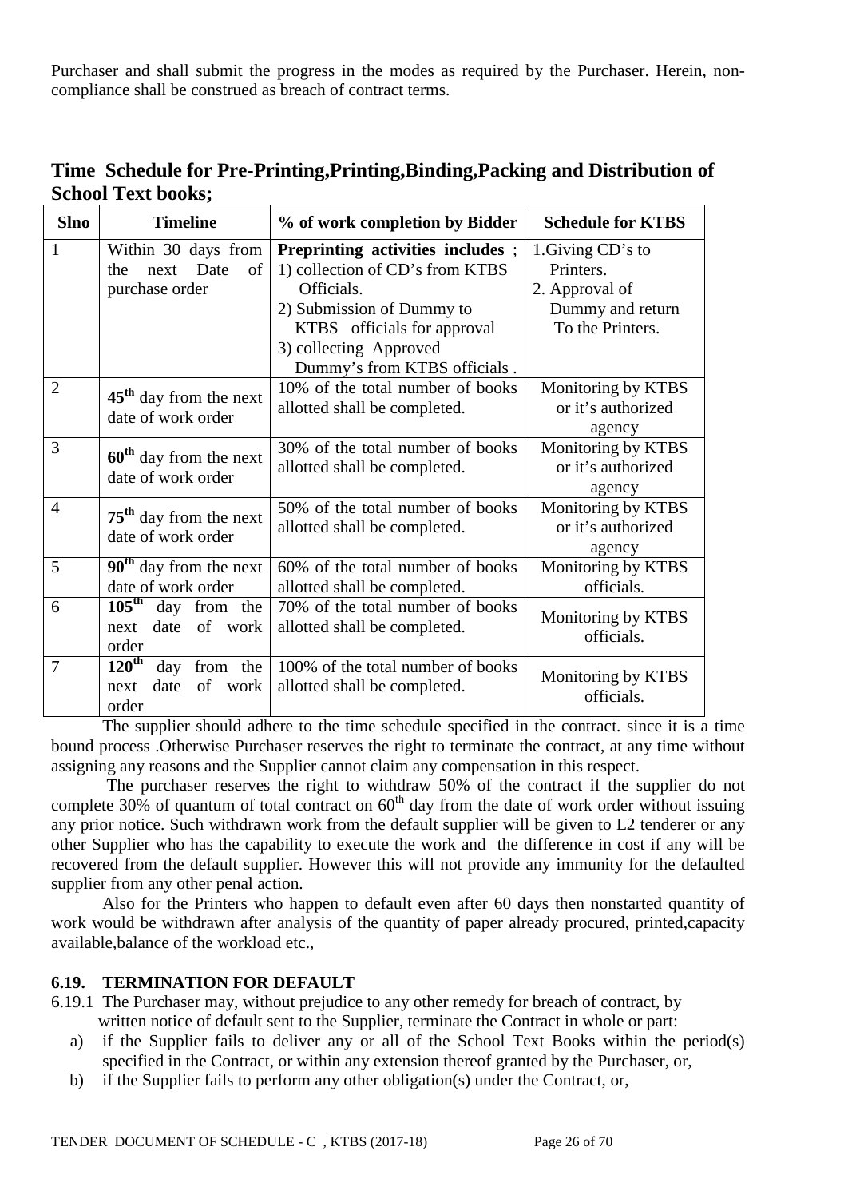Purchaser and shall submit the progress in the modes as required by the Purchaser. Herein, non-compliance shall be construed as breach of contract terms.

## Time Schedule for Pre-Printing,Printing,Binding,Packing and Distribution of School Text books;

| Slno | Timeline | % of work completion by Bidder | Schedule for KTBS |
|---|---|---|---|
| 1 | Within 30 days from the next Date of purchase order | **Preprinting activities includes** ;<br>1) collection of CD's from KTBS Officials.<br>2) Submission of Dummy to KTBS officials for approval<br>3) collecting Approved Dummy's from KTBS officials . | 1.Giving CD's to Printers.<br>2. Approval of Dummy and return To the Printers. |
| 2 | **45[th]** day from the next date of work order | 10% of the total number of books allotted shall be completed. | Monitoring by KTBS or it's authorized agency |
| 3 | **60[th]** day from the next date of work order | 30% of the total number of books allotted shall be completed. | Monitoring by KTBS or it's authorized agency |
| 4 | **75[th]** day from the next date of work order | 50% of the total number of books allotted shall be completed. | Monitoring by KTBS or it's authorized agency |
| 5 | **90[th]** day from the next date of work order | 60% of the total number of books allotted shall be completed. | Monitoring by KTBS officials. |
| 6 | **105[th]** day from the next date of work order | 70% of the total number of books allotted shall be completed. | Monitoring by KTBS officials. |
| 7 | **120[th]** day from the next date of work order | 100% of the total number of books allotted shall be completed. | Monitoring by KTBS officials. |

The supplier should adhere to the time schedule specified in the contract. since it is a time bound process .Otherwise Purchaser reserves the right to terminate the contract, at any time without assigning any reasons and the Supplier cannot claim any compensation in this respect.

The purchaser reserves the right to withdraw 50% of the contract if the supplier do not complete 30% of quantum of total contract on 60[th] day from the date of work order without issuing any prior notice. Such withdrawn work from the default supplier will be given to L2 tenderer or any other Supplier who has the capability to execute the work and the difference in cost if any will be recovered from the default supplier. However this will not provide any immunity for the defaulted supplier from any other penal action.

Also for the Printers who happen to default even after 60 days then nonstarted quantity of work would be withdrawn after analysis of the quantity of paper already procured, printed,capacity available,balance of the workload etc.,

### 6.19. TERMINATION FOR DEFAULT

6.19.1 The Purchaser may, without prejudice to any other remedy for breach of contract, by written notice of default sent to the Supplier, terminate the Contract in whole or part:

a) if the Supplier fails to deliver any or all of the School Text Books within the period(s) specified in the Contract, or within any extension thereof granted by the Purchaser, or,
b) if the Supplier fails to perform any other obligation(s) under the Contract, or,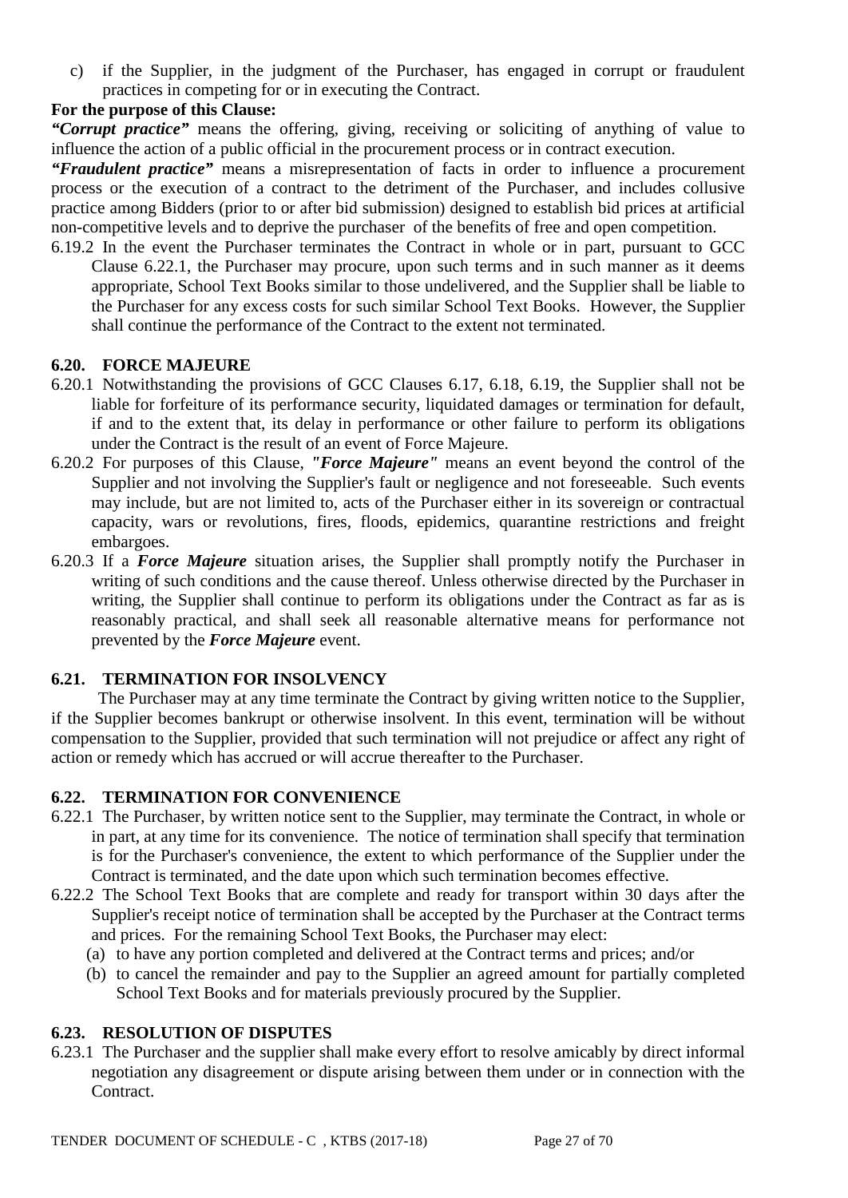c) if the Supplier, in the judgment of the Purchaser, has engaged in corrupt or fraudulent practices in competing for or in executing the Contract.

**For the purpose of this Clause:**

***"Corrupt practice"*** means the offering, giving, receiving or soliciting of anything of value to influence the action of a public official in the procurement process or in contract execution.

***"Fraudulent practice"*** means a misrepresentation of facts in order to influence a procurement process or the execution of a contract to the detriment of the Purchaser, and includes collusive practice among Bidders (prior to or after bid submission) designed to establish bid prices at artificial non-competitive levels and to deprive the purchaser of the benefits of free and open competition.

6.19.2 In the event the Purchaser terminates the Contract in whole or in part, pursuant to GCC Clause 6.22.1, the Purchaser may procure, upon such terms and in such manner as it deems appropriate, School Text Books similar to those undelivered, and the Supplier shall be liable to the Purchaser for any excess costs for such similar School Text Books. However, the Supplier shall continue the performance of the Contract to the extent not terminated.

### 6.20. FORCE MAJEURE

6.20.1 Notwithstanding the provisions of GCC Clauses 6.17, 6.18, 6.19, the Supplier shall not be liable for forfeiture of its performance security, liquidated damages or termination for default, if and to the extent that, its delay in performance or other failure to perform its obligations under the Contract is the result of an event of Force Majeure.

6.20.2 For purposes of this Clause, ***"Force Majeure"*** means an event beyond the control of the Supplier and not involving the Supplier's fault or negligence and not foreseeable. Such events may include, but are not limited to, acts of the Purchaser either in its sovereign or contractual capacity, wars or revolutions, fires, floods, epidemics, quarantine restrictions and freight embargoes.

6.20.3 If a ***Force Majeure*** situation arises, the Supplier shall promptly notify the Purchaser in writing of such conditions and the cause thereof. Unless otherwise directed by the Purchaser in writing, the Supplier shall continue to perform its obligations under the Contract as far as is reasonably practical, and shall seek all reasonable alternative means for performance not prevented by the ***Force Majeure*** event.

### 6.21. TERMINATION FOR INSOLVENCY

The Purchaser may at any time terminate the Contract by giving written notice to the Supplier, if the Supplier becomes bankrupt or otherwise insolvent. In this event, termination will be without compensation to the Supplier, provided that such termination will not prejudice or affect any right of action or remedy which has accrued or will accrue thereafter to the Purchaser.

### 6.22. TERMINATION FOR CONVENIENCE

6.22.1 The Purchaser, by written notice sent to the Supplier, may terminate the Contract, in whole or in part, at any time for its convenience. The notice of termination shall specify that termination is for the Purchaser's convenience, the extent to which performance of the Supplier under the Contract is terminated, and the date upon which such termination becomes effective.

6.22.2 The School Text Books that are complete and ready for transport within 30 days after the Supplier's receipt notice of termination shall be accepted by the Purchaser at the Contract terms and prices. For the remaining School Text Books, the Purchaser may elect:

(a) to have any portion completed and delivered at the Contract terms and prices; and/or

(b) to cancel the remainder and pay to the Supplier an agreed amount for partially completed School Text Books and for materials previously procured by the Supplier.

### 6.23. RESOLUTION OF DISPUTES

6.23.1 The Purchaser and the supplier shall make every effort to resolve amicably by direct informal negotiation any disagreement or dispute arising between them under or in connection with the Contract.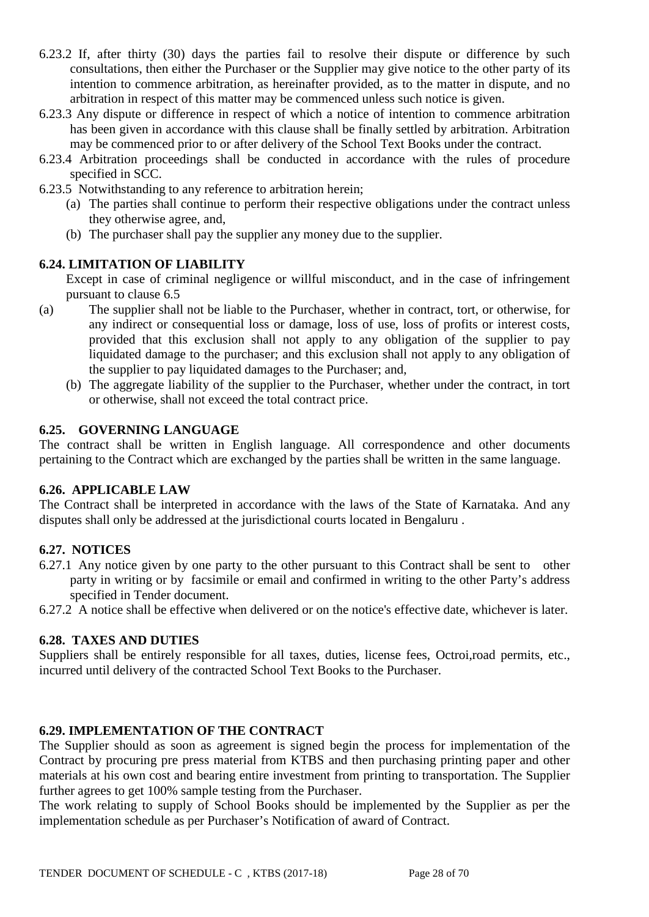6.23.2 If, after thirty (30) days the parties fail to resolve their dispute or difference by such consultations, then either the Purchaser or the Supplier may give notice to the other party of its intention to commence arbitration, as hereinafter provided, as to the matter in dispute, and no arbitration in respect of this matter may be commenced unless such notice is given.

6.23.3 Any dispute or difference in respect of which a notice of intention to commence arbitration has been given in accordance with this clause shall be finally settled by arbitration. Arbitration may be commenced prior to or after delivery of the School Text Books under the contract.

6.23.4 Arbitration proceedings shall be conducted in accordance with the rules of procedure specified in SCC.

6.23.5 Notwithstanding to any reference to arbitration herein;

(a) The parties shall continue to perform their respective obligations under the contract unless they otherwise agree, and,

(b) The purchaser shall pay the supplier any money due to the supplier.

**6.24. LIMITATION OF LIABILITY**

Except in case of criminal negligence or willful misconduct, and in the case of infringement pursuant to clause 6.5

(a) The supplier shall not be liable to the Purchaser, whether in contract, tort, or otherwise, for any indirect or consequential loss or damage, loss of use, loss of profits or interest costs, provided that this exclusion shall not apply to any obligation of the supplier to pay liquidated damage to the purchaser; and this exclusion shall not apply to any obligation of the supplier to pay liquidated damages to the Purchaser; and,

(b) The aggregate liability of the supplier to the Purchaser, whether under the contract, in tort or otherwise, shall not exceed the total contract price.

**6.25. GOVERNING LANGUAGE**

The contract shall be written in English language. All correspondence and other documents pertaining to the Contract which are exchanged by the parties shall be written in the same language.

**6.26. APPLICABLE LAW**

The Contract shall be interpreted in accordance with the laws of the State of Karnataka. And any disputes shall only be addressed at the jurisdictional courts located in Bengaluru .

**6.27. NOTICES**

6.27.1 Any notice given by one party to the other pursuant to this Contract shall be sent to other party in writing or by facsimile or email and confirmed in writing to the other Party's address specified in Tender document.

6.27.2 A notice shall be effective when delivered or on the notice's effective date, whichever is later.

**6.28. TAXES AND DUTIES**

Suppliers shall be entirely responsible for all taxes, duties, license fees, Octroi,road permits, etc., incurred until delivery of the contracted School Text Books to the Purchaser.

**6.29. IMPLEMENTATION OF THE CONTRACT**

The Supplier should as soon as agreement is signed begin the process for implementation of the Contract by procuring pre press material from KTBS and then purchasing printing paper and other materials at his own cost and bearing entire investment from printing to transportation. The Supplier further agrees to get 100% sample testing from the Purchaser.

The work relating to supply of School Books should be implemented by the Supplier as per the implementation schedule as per Purchaser's Notification of award of Contract.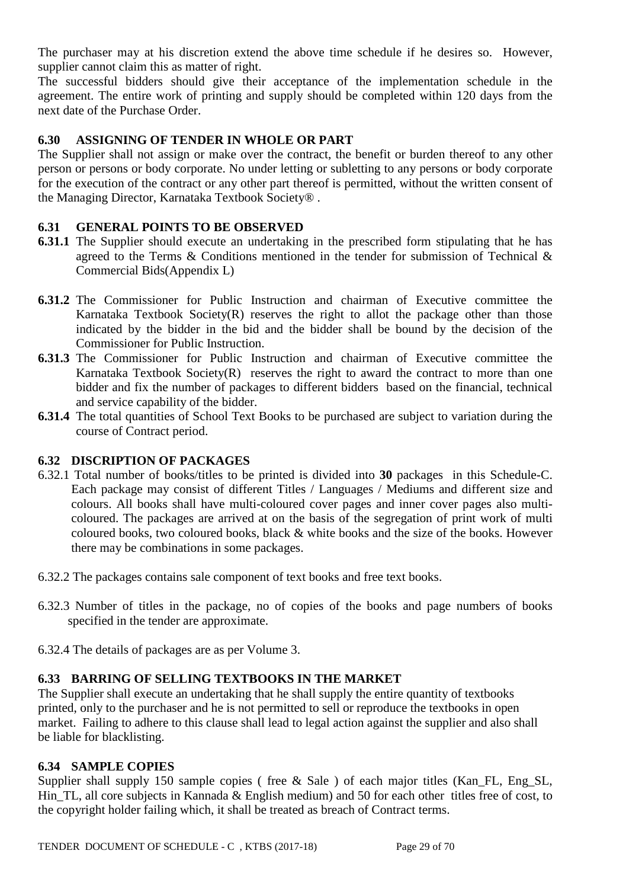The purchaser may at his discretion extend the above time schedule if he desires so. However, supplier cannot claim this as matter of right.

The successful bidders should give their acceptance of the implementation schedule in the agreement. The entire work of printing and supply should be completed within 120 days from the next date of the Purchase Order.

### 6.30 ASSIGNING OF TENDER IN WHOLE OR PART

The Supplier shall not assign or make over the contract, the benefit or burden thereof to any other person or persons or body corporate. No under letting or subletting to any persons or body corporate for the execution of the contract or any other part thereof is permitted, without the written consent of the Managing Director, Karnataka Textbook Society® .

### 6.31 GENERAL POINTS TO BE OBSERVED

**6.31.1** The Supplier should execute an undertaking in the prescribed form stipulating that he has agreed to the Terms & Conditions mentioned in the tender for submission of Technical & Commercial Bids(Appendix L)

**6.31.2** The Commissioner for Public Instruction and chairman of Executive committee the Karnataka Textbook Society(R) reserves the right to allot the package other than those indicated by the bidder in the bid and the bidder shall be bound by the decision of the Commissioner for Public Instruction.

**6.31.3** The Commissioner for Public Instruction and chairman of Executive committee the Karnataka Textbook Society(R) reserves the right to award the contract to more than one bidder and fix the number of packages to different bidders based on the financial, technical and service capability of the bidder.

**6.31.4** The total quantities of School Text Books to be purchased are subject to variation during the course of Contract period.

### 6.32 DISCRIPTION OF PACKAGES

6.32.1 Total number of books/titles to be printed is divided into **30** packages in this Schedule-C. Each package may consist of different Titles / Languages / Mediums and different size and colours. All books shall have multi-coloured cover pages and inner cover pages also multi-coloured. The packages are arrived at on the basis of the segregation of print work of multi coloured books, two coloured books, black & white books and the size of the books. However there may be combinations in some packages.

6.32.2 The packages contains sale component of text books and free text books.

6.32.3 Number of titles in the package, no of copies of the books and page numbers of books specified in the tender are approximate.

6.32.4 The details of packages are as per Volume 3.

### 6.33 BARRING OF SELLING TEXTBOOKS IN THE MARKET

The Supplier shall execute an undertaking that he shall supply the entire quantity of textbooks printed, only to the purchaser and he is not permitted to sell or reproduce the textbooks in open market. Failing to adhere to this clause shall lead to legal action against the supplier and also shall be liable for blacklisting.

### 6.34 SAMPLE COPIES

Supplier shall supply 150 sample copies ( free & Sale ) of each major titles (Kan_FL, Eng_SL, Hin_TL, all core subjects in Kannada & English medium) and 50 for each other titles free of cost, to the copyright holder failing which, it shall be treated as breach of Contract terms.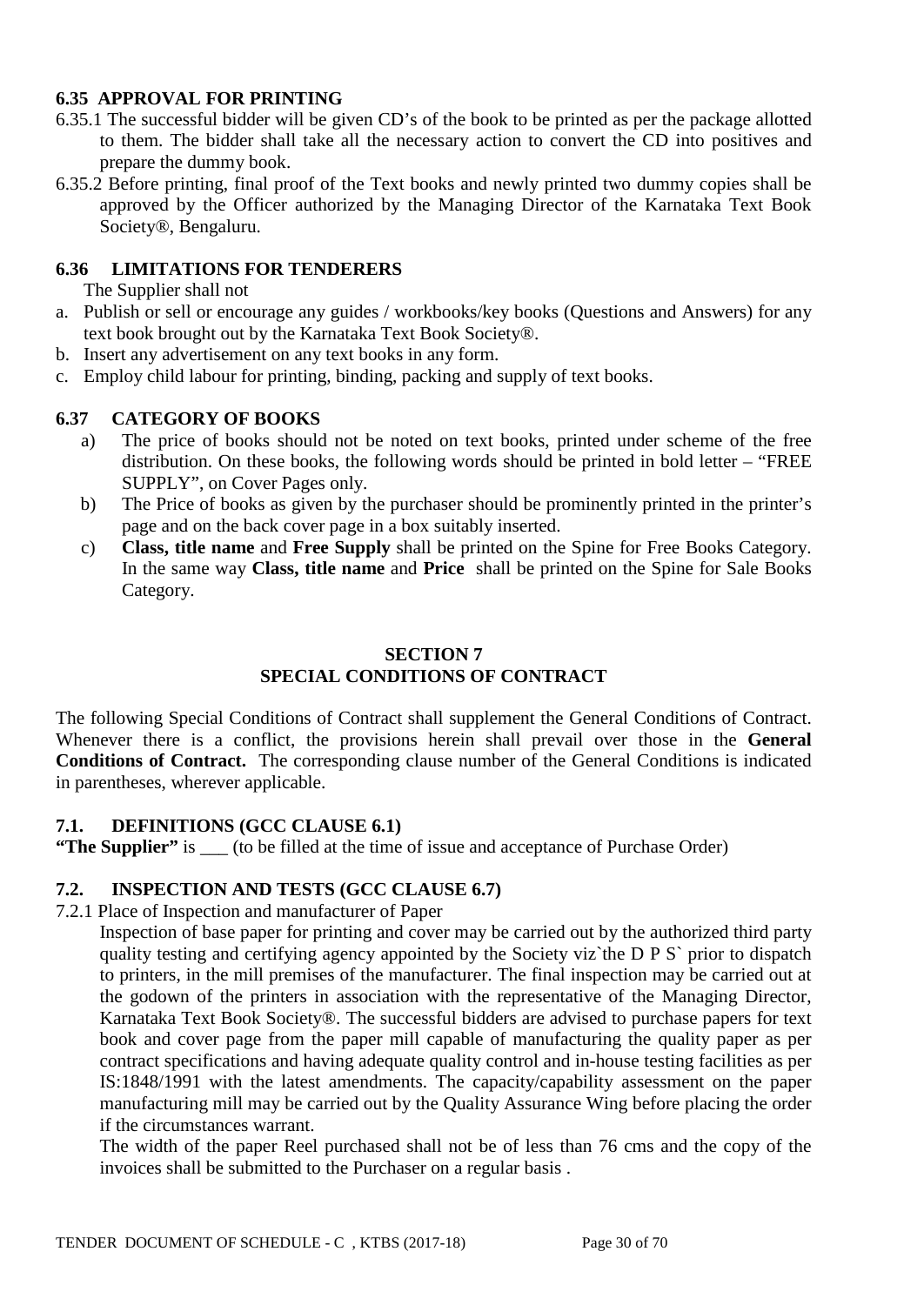### 6.35 APPROVAL FOR PRINTING

6.35.1 The successful bidder will be given CD's of the book to be printed as per the package allotted to them. The bidder shall take all the necessary action to convert the CD into positives and prepare the dummy book.

6.35.2 Before printing, final proof of the Text books and newly printed two dummy copies shall be approved by the Officer authorized by the Managing Director of the Karnataka Text Book Society®, Bengaluru.

### 6.36 LIMITATIONS FOR TENDERERS

The Supplier shall not

a. Publish or sell or encourage any guides / workbooks/key books (Questions and Answers) for any text book brought out by the Karnataka Text Book Society®.
b. Insert any advertisement on any text books in any form.
c. Employ child labour for printing, binding, packing and supply of text books.

### 6.37 CATEGORY OF BOOKS

a) The price of books should not be noted on text books, printed under scheme of the free distribution. On these books, the following words should be printed in bold letter – "FREE SUPPLY", on Cover Pages only.

b) The Price of books as given by the purchaser should be prominently printed in the printer's page and on the back cover page in a box suitably inserted.

c) **Class, title name** and **Free Supply** shall be printed on the Spine for Free Books Category. In the same way **Class, title name** and **Price** shall be printed on the Spine for Sale Books Category.

## SECTION 7
## SPECIAL CONDITIONS OF CONTRACT

The following Special Conditions of Contract shall supplement the General Conditions of Contract. Whenever there is a conflict, the provisions herein shall prevail over those in the **General Conditions of Contract.** The corresponding clause number of the General Conditions is indicated in parentheses, wherever applicable.

### 7.1. DEFINITIONS (GCC CLAUSE 6.1)

**"The Supplier"** is \_\_\_ (to be filled at the time of issue and acceptance of Purchase Order)

### 7.2. INSPECTION AND TESTS (GCC CLAUSE 6.7)

7.2.1 Place of Inspection and manufacturer of Paper

Inspection of base paper for printing and cover may be carried out by the authorized third party quality testing and certifying agency appointed by the Society viz`the D P S` prior to dispatch to printers, in the mill premises of the manufacturer. The final inspection may be carried out at the godown of the printers in association with the representative of the Managing Director, Karnataka Text Book Society®. The successful bidders are advised to purchase papers for text book and cover page from the paper mill capable of manufacturing the quality paper as per contract specifications and having adequate quality control and in-house testing facilities as per IS:1848/1991 with the latest amendments. The capacity/capability assessment on the paper manufacturing mill may be carried out by the Quality Assurance Wing before placing the order if the circumstances warrant.

The width of the paper Reel purchased shall not be of less than 76 cms and the copy of the invoices shall be submitted to the Purchaser on a regular basis .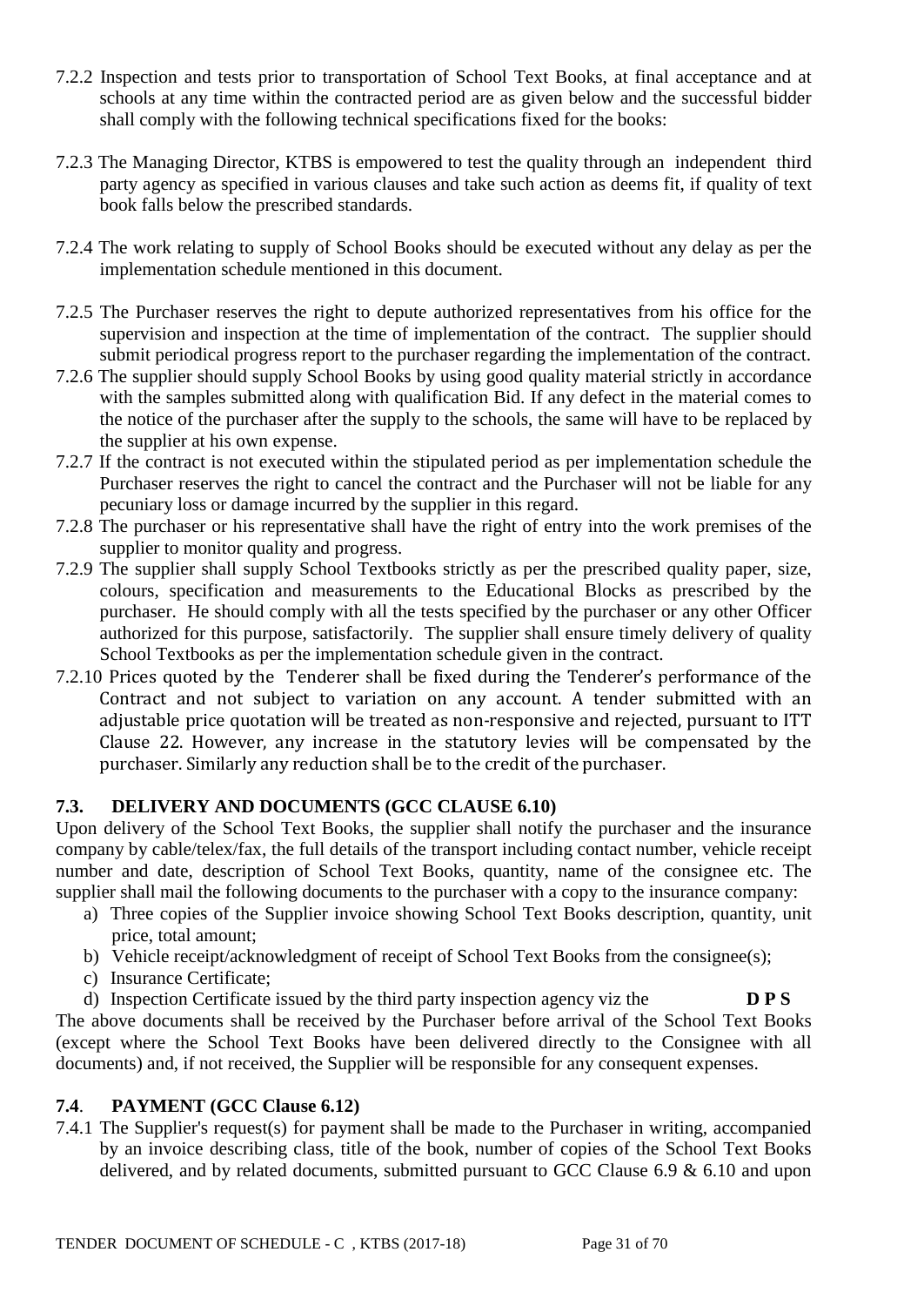7.2.2 Inspection and tests prior to transportation of School Text Books, at final acceptance and at schools at any time within the contracted period are as given below and the successful bidder shall comply with the following technical specifications fixed for the books:

7.2.3 The Managing Director, KTBS is empowered to test the quality through an independent third party agency as specified in various clauses and take such action as deems fit, if quality of text book falls below the prescribed standards.

7.2.4 The work relating to supply of School Books should be executed without any delay as per the implementation schedule mentioned in this document.

7.2.5 The Purchaser reserves the right to depute authorized representatives from his office for the supervision and inspection at the time of implementation of the contract. The supplier should submit periodical progress report to the purchaser regarding the implementation of the contract.

7.2.6 The supplier should supply School Books by using good quality material strictly in accordance with the samples submitted along with qualification Bid. If any defect in the material comes to the notice of the purchaser after the supply to the schools, the same will have to be replaced by the supplier at his own expense.

7.2.7 If the contract is not executed within the stipulated period as per implementation schedule the Purchaser reserves the right to cancel the contract and the Purchaser will not be liable for any pecuniary loss or damage incurred by the supplier in this regard.

7.2.8 The purchaser or his representative shall have the right of entry into the work premises of the supplier to monitor quality and progress.

7.2.9 The supplier shall supply School Textbooks strictly as per the prescribed quality paper, size, colours, specification and measurements to the Educational Blocks as prescribed by the purchaser. He should comply with all the tests specified by the purchaser or any other Officer authorized for this purpose, satisfactorily. The supplier shall ensure timely delivery of quality School Textbooks as per the implementation schedule given in the contract.

7.2.10 Prices quoted by the Tenderer shall be fixed during the Tenderer's performance of the Contract and not subject to variation on any account. A tender submitted with an adjustable price quotation will be treated as non-responsive and rejected, pursuant to ITT Clause 22. However, any increase in the statutory levies will be compensated by the purchaser. Similarly any reduction shall be to the credit of the purchaser.

### 7.3. DELIVERY AND DOCUMENTS (GCC CLAUSE 6.10)

Upon delivery of the School Text Books, the supplier shall notify the purchaser and the insurance company by cable/telex/fax, the full details of the transport including contact number, vehicle receipt number and date, description of School Text Books, quantity, name of the consignee etc. The supplier shall mail the following documents to the purchaser with a copy to the insurance company:

a) Three copies of the Supplier invoice showing School Text Books description, quantity, unit price, total amount;
b) Vehicle receipt/acknowledgment of receipt of School Text Books from the consignee(s);
c) Insurance Certificate;
d) Inspection Certificate issued by the third party inspection agency viz the **D P S**

The above documents shall be received by the Purchaser before arrival of the School Text Books (except where the School Text Books have been delivered directly to the Consignee with all documents) and, if not received, the Supplier will be responsible for any consequent expenses.

### 7.4. PAYMENT (GCC Clause 6.12)

7.4.1 The Supplier's request(s) for payment shall be made to the Purchaser in writing, accompanied by an invoice describing class, title of the book, number of copies of the School Text Books delivered, and by related documents, submitted pursuant to GCC Clause 6.9 & 6.10 and upon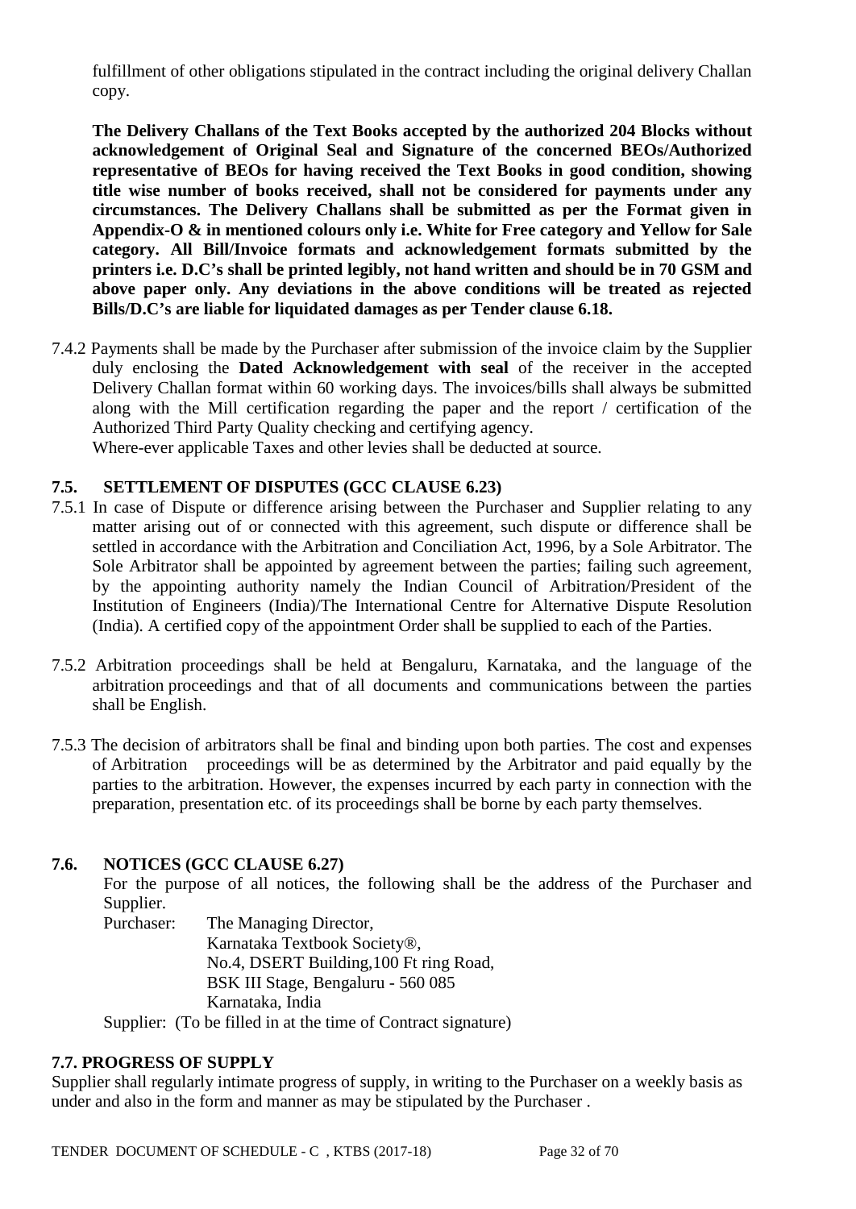fulfillment of other obligations stipulated in the contract including the original delivery Challan copy.

**The Delivery Challans of the Text Books accepted by the authorized 204 Blocks without acknowledgement of Original Seal and Signature of the concerned BEOs/Authorized representative of BEOs for having received the Text Books in good condition, showing title wise number of books received, shall not be considered for payments under any circumstances. The Delivery Challans shall be submitted as per the Format given in Appendix-O & in mentioned colours only i.e. White for Free category and Yellow for Sale category. All Bill/Invoice formats and acknowledgement formats submitted by the printers i.e. D.C's shall be printed legibly, not hand written and should be in 70 GSM and above paper only. Any deviations in the above conditions will be treated as rejected Bills/D.C's are liable for liquidated damages as per Tender clause 6.18.**

7.4.2 Payments shall be made by the Purchaser after submission of the invoice claim by the Supplier duly enclosing the **Dated Acknowledgement with seal** of the receiver in the accepted Delivery Challan format within 60 working days. The invoices/bills shall always be submitted along with the Mill certification regarding the paper and the report / certification of the Authorized Third Party Quality checking and certifying agency.
Where-ever applicable Taxes and other levies shall be deducted at source.

### 7.5. SETTLEMENT OF DISPUTES (GCC CLAUSE 6.23)

7.5.1 In case of Dispute or difference arising between the Purchaser and Supplier relating to any matter arising out of or connected with this agreement, such dispute or difference shall be settled in accordance with the Arbitration and Conciliation Act, 1996, by a Sole Arbitrator. The Sole Arbitrator shall be appointed by agreement between the parties; failing such agreement, by the appointing authority namely the Indian Council of Arbitration/President of the Institution of Engineers (India)/The International Centre for Alternative Dispute Resolution (India). A certified copy of the appointment Order shall be supplied to each of the Parties.

7.5.2 Arbitration proceedings shall be held at Bengaluru, Karnataka, and the language of the arbitration proceedings and that of all documents and communications between the parties shall be English.

7.5.3 The decision of arbitrators shall be final and binding upon both parties. The cost and expenses of Arbitration proceedings will be as determined by the Arbitrator and paid equally by the parties to the arbitration. However, the expenses incurred by each party in connection with the preparation, presentation etc. of its proceedings shall be borne by each party themselves.

### 7.6. NOTICES (GCC CLAUSE 6.27)

For the purpose of all notices, the following shall be the address of the Purchaser and Supplier.

Purchaser: The Managing Director,
Karnataka Textbook Society®,
No.4, DSERT Building,100 Ft ring Road,
BSK III Stage, Bengaluru - 560 085
Karnataka, India

Supplier: (To be filled in at the time of Contract signature)

### 7.7. PROGRESS OF SUPPLY

Supplier shall regularly intimate progress of supply, in writing to the Purchaser on a weekly basis as under and also in the form and manner as may be stipulated by the Purchaser .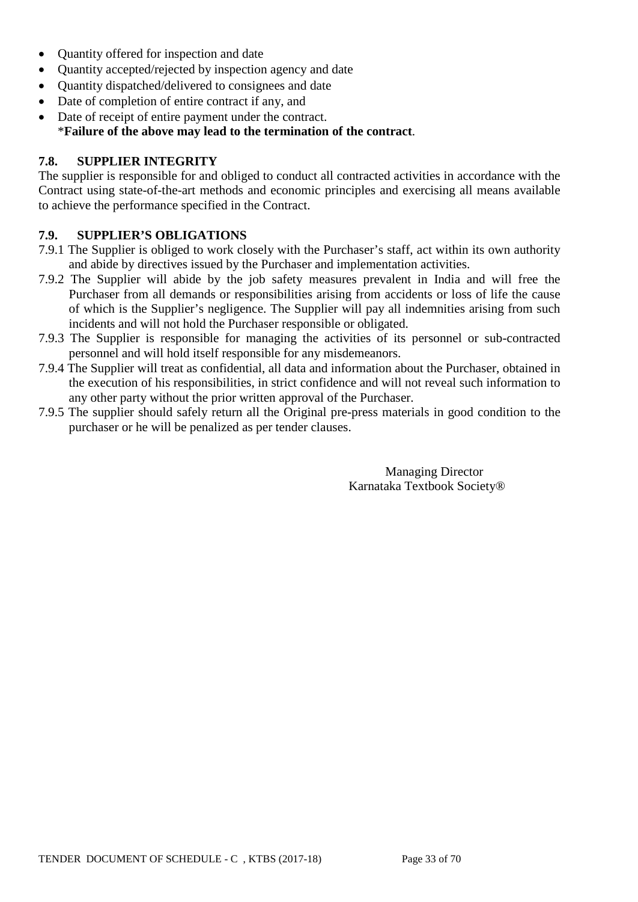- Quantity offered for inspection and date
- Quantity accepted/rejected by inspection agency and date
- Quantity dispatched/delivered to consignees and date
- Date of completion of entire contract if any, and
- Date of receipt of entire payment under the contract.
  ***Failure of the above may lead to the termination of the contract**.

### 7.8. SUPPLIER INTEGRITY

The supplier is responsible for and obliged to conduct all contracted activities in accordance with the Contract using state-of-the-art methods and economic principles and exercising all means available to achieve the performance specified in the Contract.

### 7.9. SUPPLIER'S OBLIGATIONS

7.9.1 The Supplier is obliged to work closely with the Purchaser's staff, act within its own authority and abide by directives issued by the Purchaser and implementation activities.

7.9.2 The Supplier will abide by the job safety measures prevalent in India and will free the Purchaser from all demands or responsibilities arising from accidents or loss of life the cause of which is the Supplier's negligence. The Supplier will pay all indemnities arising from such incidents and will not hold the Purchaser responsible or obligated.

7.9.3 The Supplier is responsible for managing the activities of its personnel or sub-contracted personnel and will hold itself responsible for any misdemeanors.

7.9.4 The Supplier will treat as confidential, all data and information about the Purchaser, obtained in the execution of his responsibilities, in strict confidence and will not reveal such information to any other party without the prior written approval of the Purchaser.

7.9.5 The supplier should safely return all the Original pre-press materials in good condition to the purchaser or he will be penalized as per tender clauses.

Managing Director
Karnataka Textbook Society®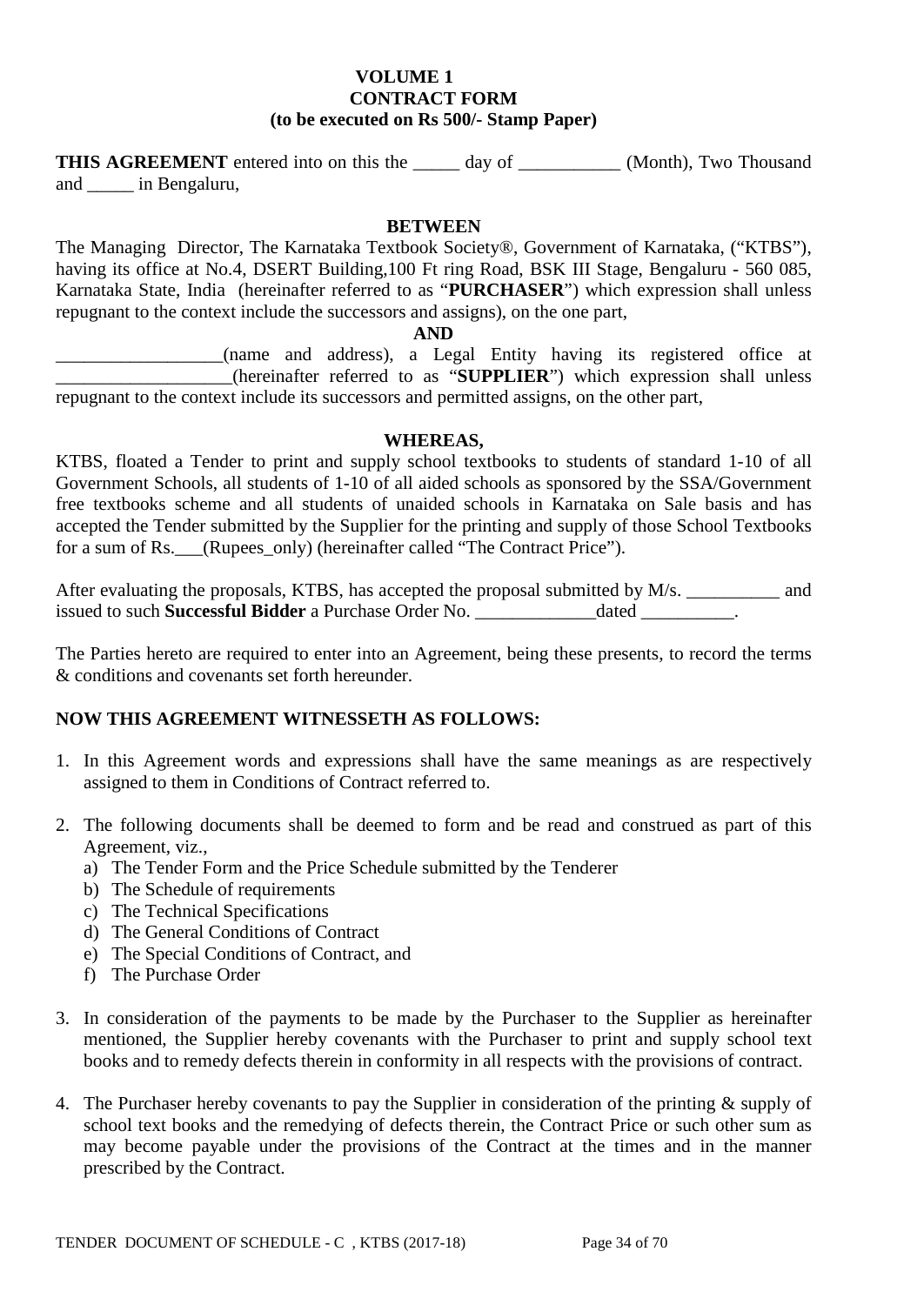**VOLUME 1**
**CONTRACT FORM**
**(to be executed on Rs 500/- Stamp Paper)**

**THIS AGREEMENT** entered into on this the _____ day of ___________ (Month), Two Thousand and _____ in Bengaluru,

**BETWEEN**

The Managing Director, The Karnataka Textbook Society®, Government of Karnataka, ("KTBS"), having its office at No.4, DSERT Building,100 Ft ring Road, BSK III Stage, Bengaluru - 560 085, Karnataka State, India (hereinafter referred to as "**PURCHASER**") which expression shall unless repugnant to the context include the successors and assigns), on the one part,

**AND**

__________________(name and address), a Legal Entity having its registered office at ___________________(hereinafter referred to as "**SUPPLIER**") which expression shall unless repugnant to the context include its successors and permitted assigns, on the other part,

**WHEREAS,**

KTBS, floated a Tender to print and supply school textbooks to students of standard 1-10 of all Government Schools, all students of 1-10 of all aided schools as sponsored by the SSA/Government free textbooks scheme and all students of unaided schools in Karnataka on Sale basis and has accepted the Tender submitted by the Supplier for the printing and supply of those School Textbooks for a sum of Rs.___(Rupees_only) (hereinafter called "The Contract Price").

After evaluating the proposals, KTBS, has accepted the proposal submitted by M/s. __________ and issued to such **Successful Bidder** a Purchase Order No. _____________dated __________.

The Parties hereto are required to enter into an Agreement, being these presents, to record the terms & conditions and covenants set forth hereunder.

**NOW THIS AGREEMENT WITNESSETH AS FOLLOWS:**

1. In this Agreement words and expressions shall have the same meanings as are respectively assigned to them in Conditions of Contract referred to.

2. The following documents shall be deemed to form and be read and construed as part of this Agreement, viz.,
   a) The Tender Form and the Price Schedule submitted by the Tenderer
   b) The Schedule of requirements
   c) The Technical Specifications
   d) The General Conditions of Contract
   e) The Special Conditions of Contract, and
   f) The Purchase Order

3. In consideration of the payments to be made by the Purchaser to the Supplier as hereinafter mentioned, the Supplier hereby covenants with the Purchaser to print and supply school text books and to remedy defects therein in conformity in all respects with the provisions of contract.

4. The Purchaser hereby covenants to pay the Supplier in consideration of the printing & supply of school text books and the remedying of defects therein, the Contract Price or such other sum as may become payable under the provisions of the Contract at the times and in the manner prescribed by the Contract.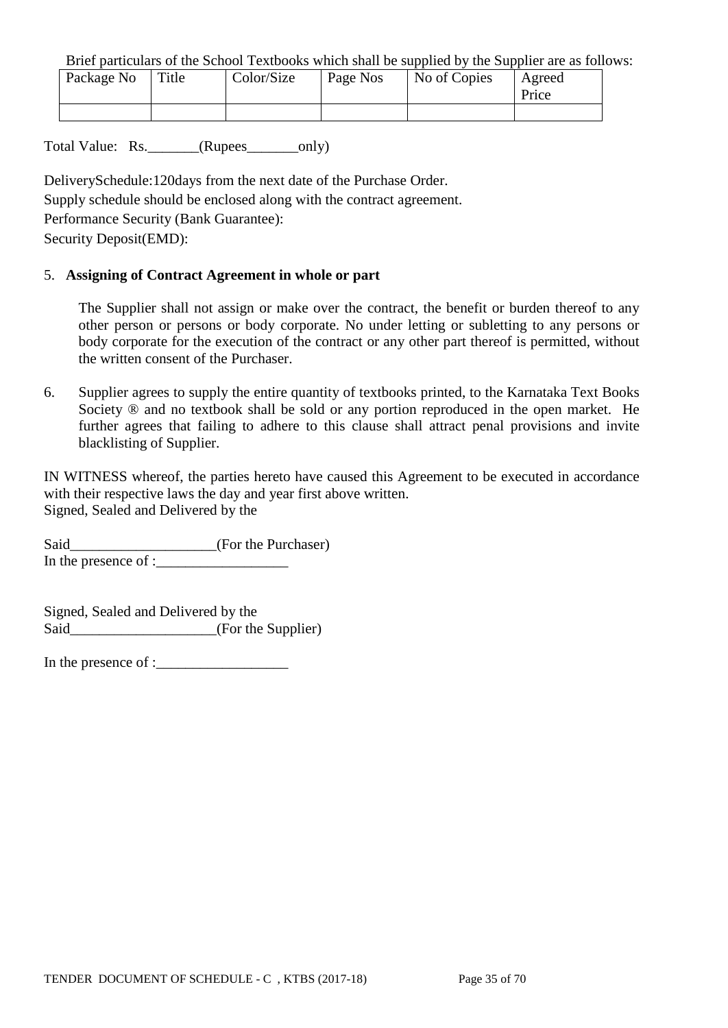Brief particulars of the School Textbooks which shall be supplied by the Supplier are as follows:

| Package No | Title | Color/Size | Page Nos | No of Copies | Agreed Price |
|---|---|---|---|---|---|
| | | | | | |

Total Value: Rs._______(Rupees_______only)

DeliverySchedule:120days from the next date of the Purchase Order.
Supply schedule should be enclosed along with the contract agreement.
Performance Security (Bank Guarantee):
Security Deposit(EMD):

5. **Assigning of Contract Agreement in whole or part**

   The Supplier shall not assign or make over the contract, the benefit or burden thereof to any other person or persons or body corporate. No under letting or subletting to any persons or body corporate for the execution of the contract or any other part thereof is permitted, without the written consent of the Purchaser.

6. Supplier agrees to supply the entire quantity of textbooks printed, to the Karnataka Text Books Society ® and no textbook shall be sold or any portion reproduced in the open market. He further agrees that failing to adhere to this clause shall attract penal provisions and invite blacklisting of Supplier.

IN WITNESS whereof, the parties hereto have caused this Agreement to be executed in accordance with their respective laws the day and year first above written.
Signed, Sealed and Delivered by the

Said____________________(For the Purchaser)
In the presence of :__________________

Signed, Sealed and Delivered by the
Said____________________(For the Supplier)

In the presence of :__________________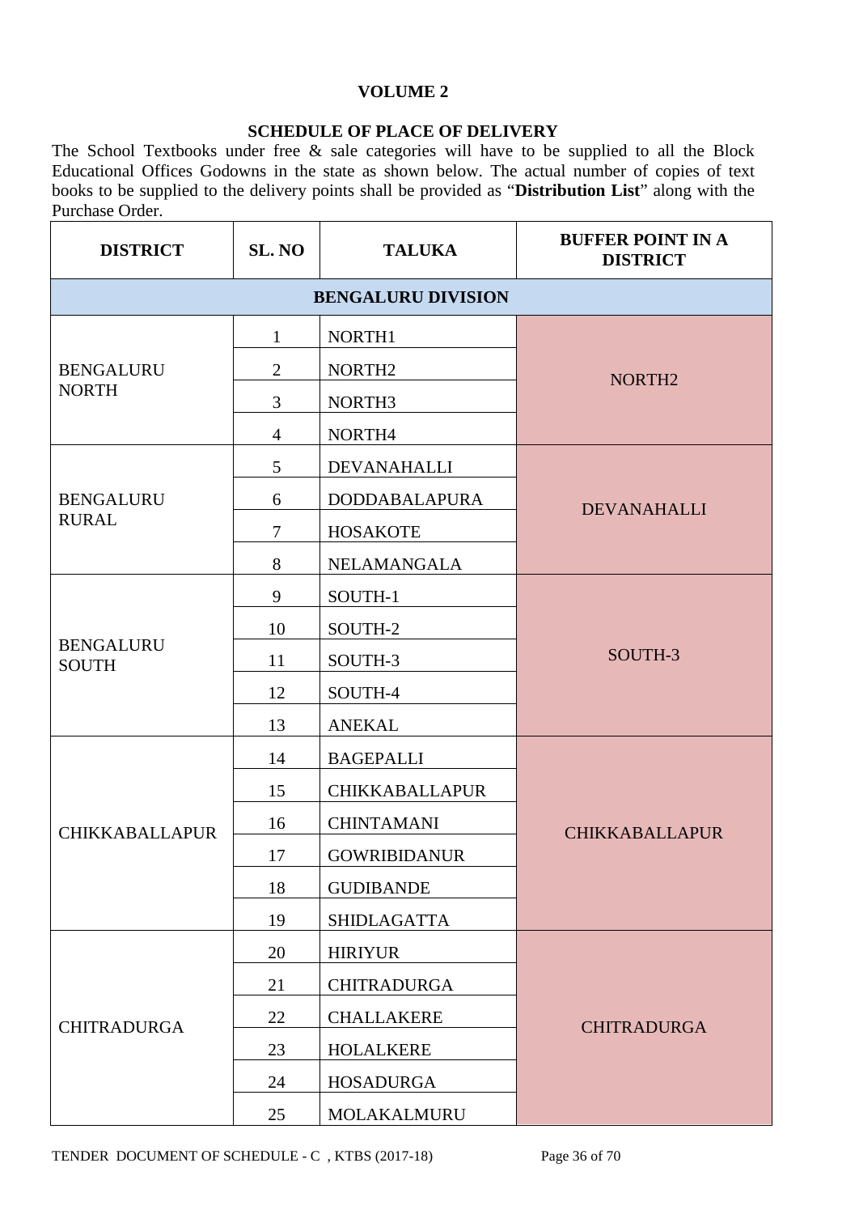## VOLUME 2

### SCHEDULE OF PLACE OF DELIVERY

The School Textbooks under free & sale categories will have to be supplied to all the Block Educational Offices Godowns in the state as shown below. The actual number of copies of text books to be supplied to the delivery points shall be provided as "**Distribution List**" along with the Purchase Order.

| DISTRICT | SL. NO | TALUKA | BUFFER POINT IN A DISTRICT |
|---|---|---|---|
| **BENGALURU DIVISION** | | | |
| BENGALURU NORTH | 1 | NORTH1 | NORTH2 |
| | 2 | NORTH2 | |
| | 3 | NORTH3 | |
| | 4 | NORTH4 | |
| BENGALURU RURAL | 5 | DEVANAHALLI | DEVANAHALLI |
| | 6 | DODDABALAPURA | |
| | 7 | HOSAKOTE | |
| | 8 | NELAMANGALA | |
| BENGALURU SOUTH | 9 | SOUTH-1 | SOUTH-3 |
| | 10 | SOUTH-2 | |
| | 11 | SOUTH-3 | |
| | 12 | SOUTH-4 | |
| | 13 | ANEKAL | |
| CHIKKABALLAPUR | 14 | BAGEPALLI | CHIKKABALLAPUR |
| | 15 | CHIKKABALLAPUR | |
| | 16 | CHINTAMANI | |
| | 17 | GOWRIBIDANUR | |
| | 18 | GUDIBANDE | |
| | 19 | SHIDLAGATTA | |
| CHITRADURGA | 20 | HIRIYUR | CHITRADURGA |
| | 21 | CHITRADURGA | |
| | 22 | CHALLAKERE | |
| | 23 | HOLALKERE | |
| | 24 | HOSADURGA | |
| | 25 | MOLAKALMURU | |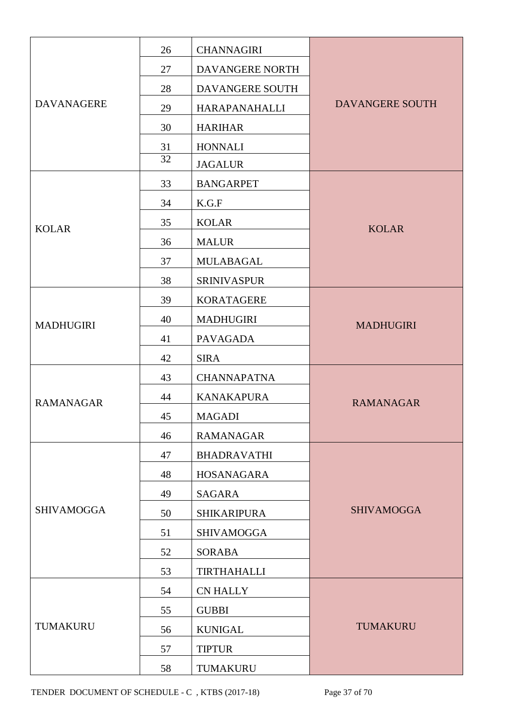| | | | |
|---|---|---|---|
| DAVANAGERE | 26 | CHANNAGIRI | DAVANGERE SOUTH |
| | 27 | DAVANGERE NORTH | |
| | 28 | DAVANGERE SOUTH | |
| | 29 | HARAPANAHALLI | |
| | 30 | HARIHAR | |
| | 31 | HONNALI | |
| | 32 | JAGALUR | |
| KOLAR | 33 | BANGARPET | KOLAR |
| | 34 | K.G.F | |
| | 35 | KOLAR | |
| | 36 | MALUR | |
| | 37 | MULABAGAL | |
| | 38 | SRINIVASPUR | |
| MADHUGIRI | 39 | KORATAGERE | MADHUGIRI |
| | 40 | MADHUGIRI | |
| | 41 | PAVAGADA | |
| | 42 | SIRA | |
| RAMANAGAR | 43 | CHANNAPATNA | RAMANAGAR |
| | 44 | KANAKAPURA | |
| | 45 | MAGADI | |
| | 46 | RAMANAGAR | |
| SHIVAMOGGA | 47 | BHADRAVATHI | SHIVAMOGGA |
| | 48 | HOSANAGARA | |
| | 49 | SAGARA | |
| | 50 | SHIKARIPURA | |
| | 51 | SHIVAMOGGA | |
| | 52 | SORABA | |
| | 53 | TIRTHAHALLI | |
| TUMAKURU | 54 | CN HALLY | TUMAKURU |
| | 55 | GUBBI | |
| | 56 | KUNIGAL | |
| | 57 | TIPTUR | |
| | 58 | TUMAKURU | |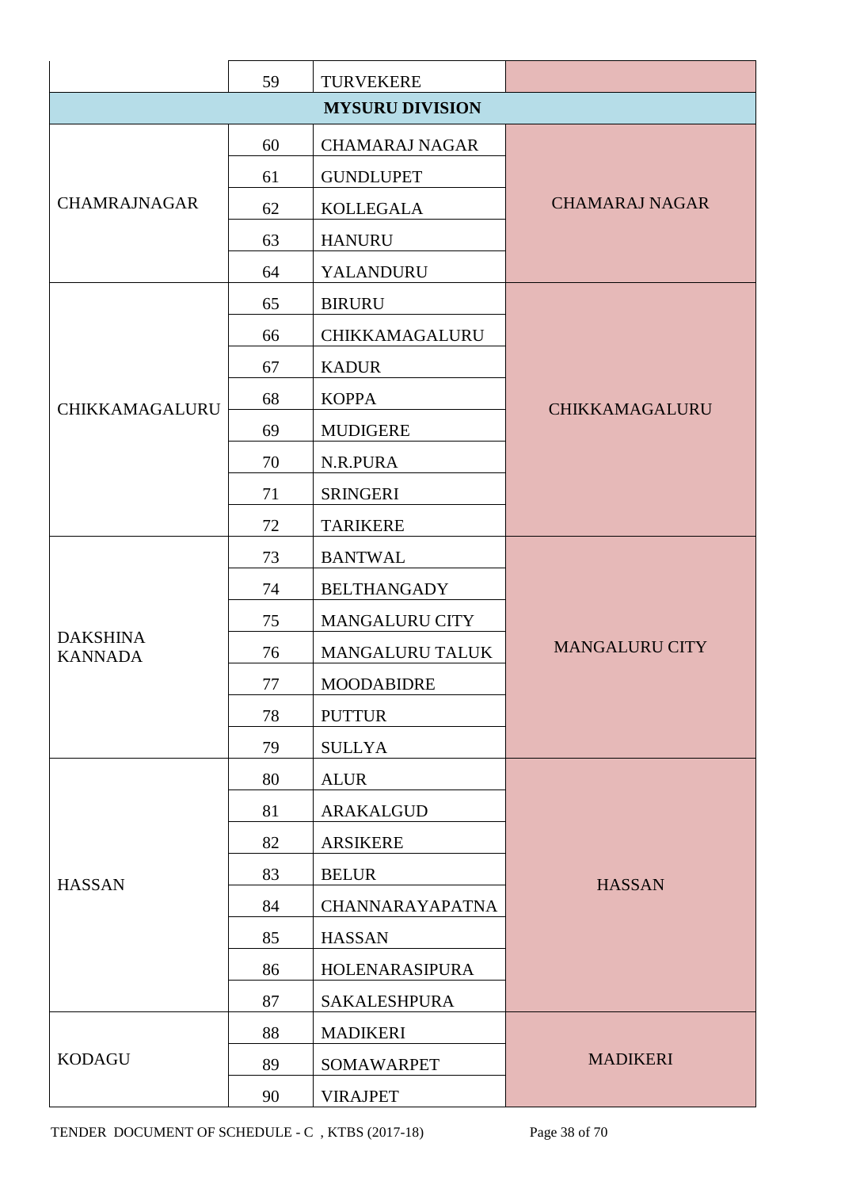| | | | |
|---|---|---|---|
| | 59 | TURVEKERE | |
| **MYSURU DIVISION** | | | |
| CHAMRAJNAGAR | 60 | CHAMARAJ NAGAR | CHAMARAJ NAGAR |
| | 61 | GUNDLUPET | |
| | 62 | KOLLEGALA | |
| | 63 | HANURU | |
| | 64 | YALANDURU | |
| CHIKKAMAGALURU | 65 | BIRURU | CHIKKAMAGALURU |
| | 66 | CHIKKAMAGALURU | |
| | 67 | KADUR | |
| | 68 | KOPPA | |
| | 69 | MUDIGERE | |
| | 70 | N.R.PURA | |
| | 71 | SRINGERI | |
| | 72 | TARIKERE | |
| DAKSHINA KANNADA | 73 | BANTWAL | MANGALURU CITY |
| | 74 | BELTHANGADY | |
| | 75 | MANGALURU CITY | |
| | 76 | MANGALURU TALUK | |
| | 77 | MOODABIDRE | |
| | 78 | PUTTUR | |
| | 79 | SULLYA | |
| HASSAN | 80 | ALUR | HASSAN |
| | 81 | ARAKALGUD | |
| | 82 | ARSIKERE | |
| | 83 | BELUR | |
| | 84 | CHANNARAYAPATNA | |
| | 85 | HASSAN | |
| | 86 | HOLENARASIPURA | |
| | 87 | SAKALESHPURA | |
| KODAGU | 88 | MADIKERI | MADIKERI |
| | 89 | SOMAWARPET | |
| | 90 | VIRAJPET | |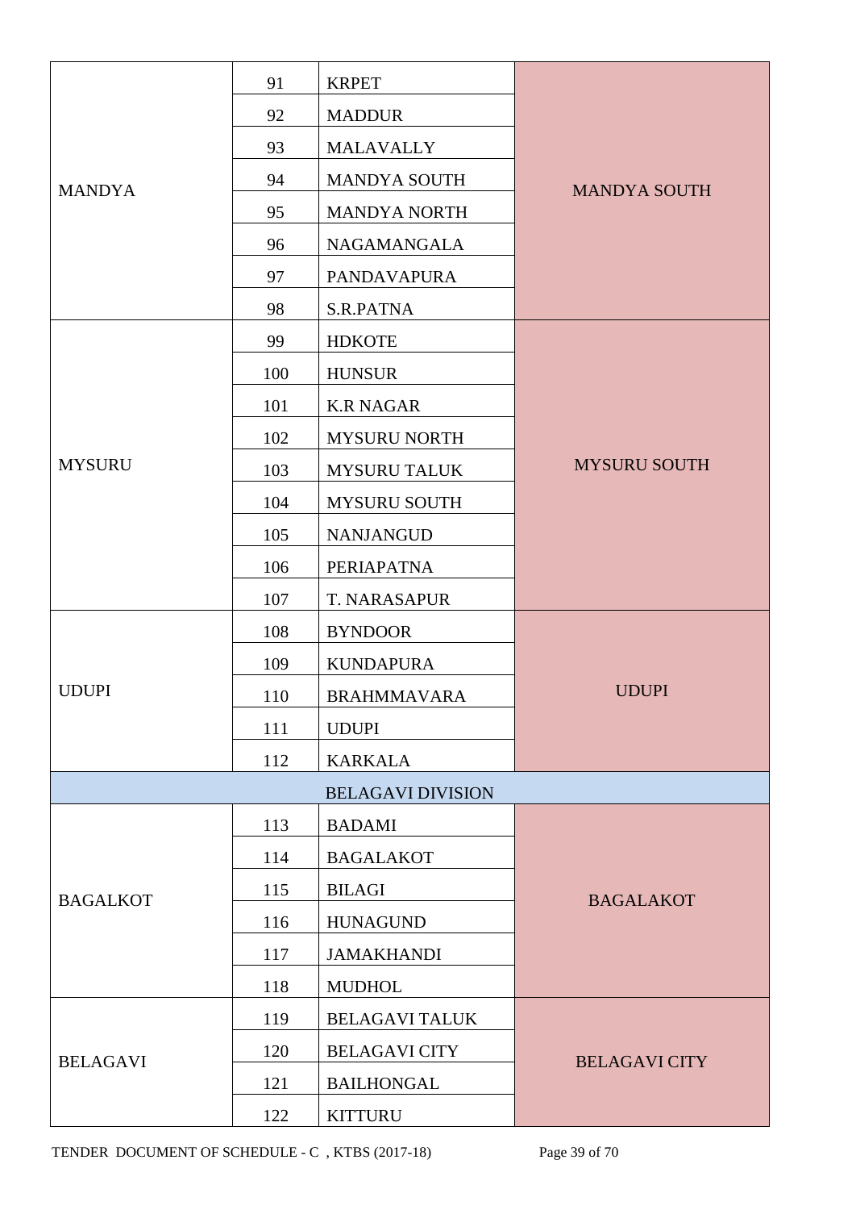| | | | |
|---|---|---|---|
| MANDYA | 91 | KRPET | MANDYA SOUTH |
| | 92 | MADDUR | |
| | 93 | MALAVALLY | |
| | 94 | MANDYA SOUTH | |
| | 95 | MANDYA NORTH | |
| | 96 | NAGAMANGALA | |
| | 97 | PANDAVAPURA | |
| | 98 | S.R.PATNA | |
| MYSURU | 99 | HDKOTE | MYSURU SOUTH |
| | 100 | HUNSUR | |
| | 101 | K.R NAGAR | |
| | 102 | MYSURU NORTH | |
| | 103 | MYSURU TALUK | |
| | 104 | MYSURU SOUTH | |
| | 105 | NANJANGUD | |
| | 106 | PERIAPATNA | |
| | 107 | T. NARASAPUR | |
| UDUPI | 108 | BYNDOOR | UDUPI |
| | 109 | KUNDAPURA | |
| | 110 | BRAHMMAVARA | |
| | 111 | UDUPI | |
| | 112 | KARKALA | |
| | | BELAGAVI DIVISION | |
| BAGALKOT | 113 | BADAMI | BAGALAKOT |
| | 114 | BAGALAKOT | |
| | 115 | BILAGI | |
| | 116 | HUNAGUND | |
| | 117 | JAMAKHANDI | |
| | 118 | MUDHOL | |
| BELAGAVI | 119 | BELAGAVI TALUK | BELAGAVI CITY |
| | 120 | BELAGAVI CITY | |
| | 121 | BAILHONGAL | |
| | 122 | KITTURU | |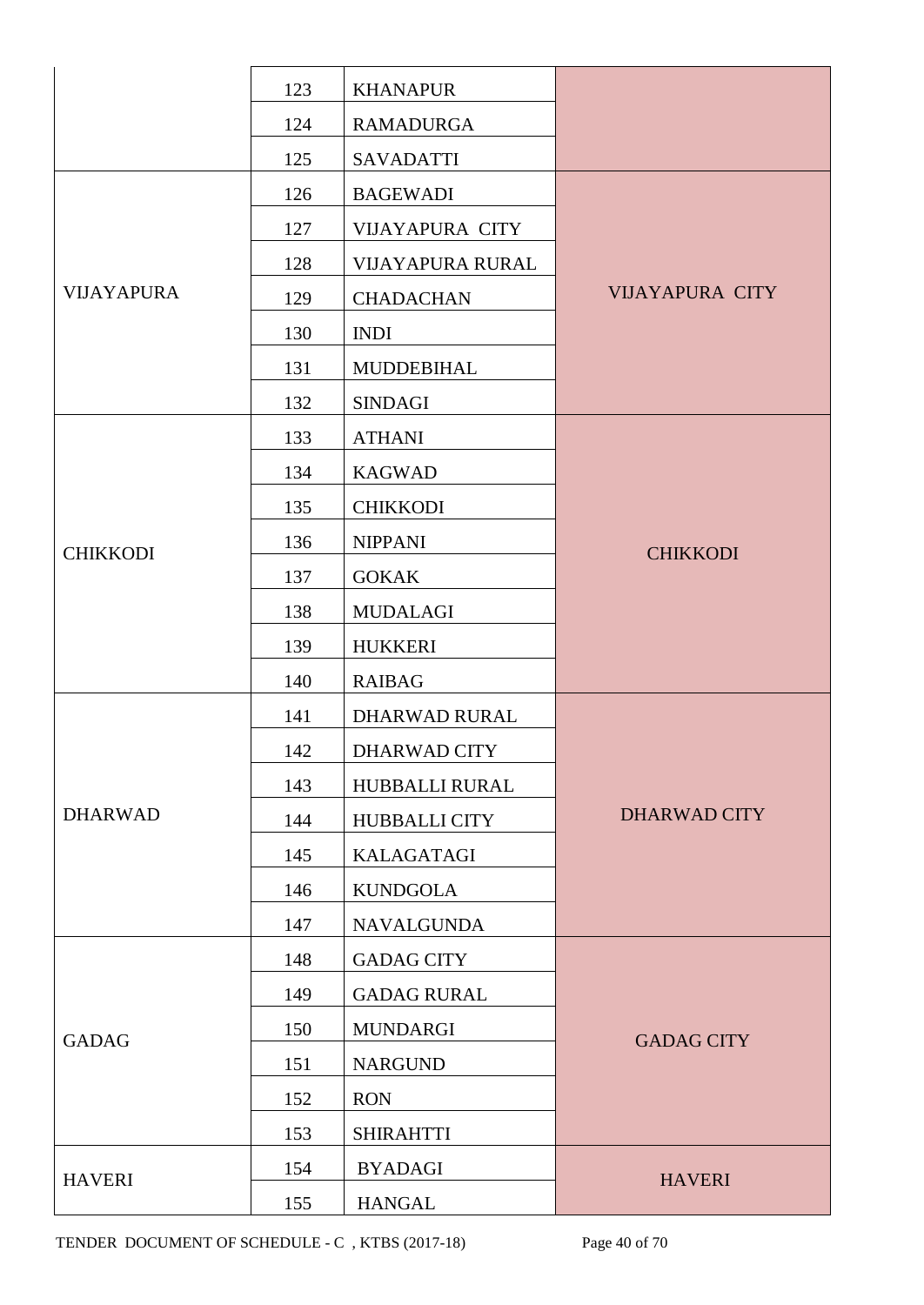| | 123 | KHANAPUR | |
|---|---|---|---|
| | 124 | RAMADURGA | |
| | 125 | SAVADATTI | |
| VIJAYAPURA | 126 | BAGEWADI | VIJAYAPURA CITY |
| | 127 | VIJAYAPURA CITY | |
| | 128 | VIJAYAPURA RURAL | |
| | 129 | CHADACHAN | |
| | 130 | INDI | |
| | 131 | MUDDEBIHAL | |
| | 132 | SINDAGI | |
| CHIKKODI | 133 | ATHANI | CHIKKODI |
| | 134 | KAGWAD | |
| | 135 | CHIKKODI | |
| | 136 | NIPPANI | |
| | 137 | GOKAK | |
| | 138 | MUDALAGI | |
| | 139 | HUKKERI | |
| | 140 | RAIBAG | |
| DHARWAD | 141 | DHARWAD RURAL | DHARWAD CITY |
| | 142 | DHARWAD CITY | |
| | 143 | HUBBALLI RURAL | |
| | 144 | HUBBALLI CITY | |
| | 145 | KALAGATAGI | |
| | 146 | KUNDGOLA | |
| | 147 | NAVALGUNDA | |
| GADAG | 148 | GADAG CITY | GADAG CITY |
| | 149 | GADAG RURAL | |
| | 150 | MUNDARGI | |
| | 151 | NARGUND | |
| | 152 | RON | |
| | 153 | SHIRAHTTI | |
| HAVERI | 154 | BYADAGI | HAVERI |
| | 155 | HANGAL | |

TENDER DOCUMENT OF SCHEDULE - C , KTBS (2017-18)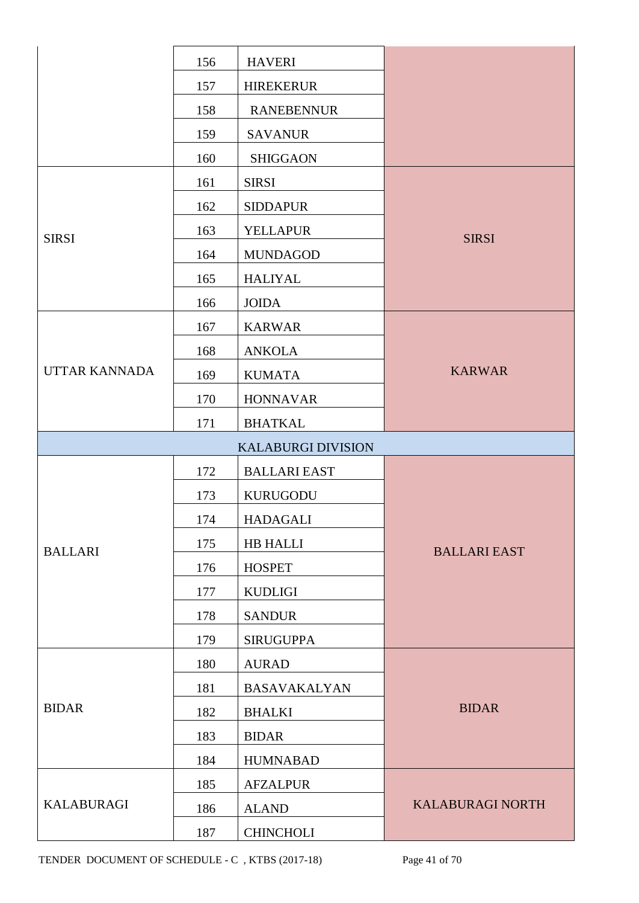| | | | |
|---|---|---|---|
| | 156 | HAVERI | |
| | 157 | HIREKERUR | |
| | 158 | RANEBENNUR | |
| | 159 | SAVANUR | |
| | 160 | SHIGGAON | |
| SIRSI | 161 | SIRSI | SIRSI |
| | 162 | SIDDAPUR | |
| | 163 | YELLAPUR | |
| | 164 | MUNDAGOD | |
| | 165 | HALIYAL | |
| | 166 | JOIDA | |
| UTTAR KANNADA | 167 | KARWAR | KARWAR |
| | 168 | ANKOLA | |
| | 169 | KUMATA | |
| | 170 | HONNAVAR | |
| | 171 | BHATKAL | |
| KALABURGI DIVISION | | | |
| BALLARI | 172 | BALLARI EAST | BALLARI EAST |
| | 173 | KURUGODU | |
| | 174 | HADAGALI | |
| | 175 | HB HALLI | |
| | 176 | HOSPET | |
| | 177 | KUDLIGI | |
| | 178 | SANDUR | |
| | 179 | SIRUGUPPA | |
| BIDAR | 180 | AURAD | BIDAR |
| | 181 | BASAVAKALYAN | |
| | 182 | BHALKI | |
| | 183 | BIDAR | |
| | 184 | HUMNABAD | |
| KALABURAGI | 185 | AFZALPUR | KALABURAGI NORTH |
| | 186 | ALAND | |
| | 187 | CHINCHOLI | |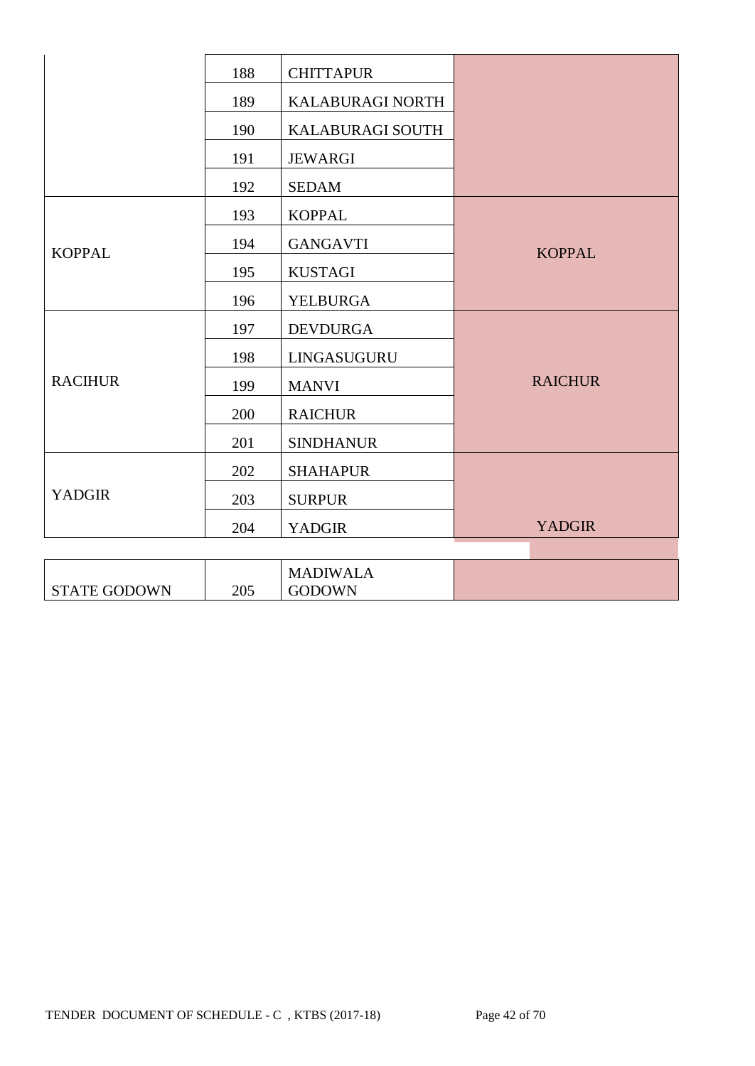| | | | |
|---|---|---|---|
| | 188 | CHITTAPUR | |
| | 189 | KALABURAGI NORTH | |
| | 190 | KALABURAGI SOUTH | |
| | 191 | JEWARGI | |
| | 192 | SEDAM | |
| KOPPAL | 193 | KOPPAL | KOPPAL |
| | 194 | GANGAVTI | |
| | 195 | KUSTAGI | |
| | 196 | YELBURGA | |
| RACIHUR | 197 | DEVDURGA | RAICHUR |
| | 198 | LINGASUGURU | |
| | 199 | MANVI | |
| | 200 | RAICHUR | |
| | 201 | SINDHANUR | |
| YADGIR | 202 | SHAHAPUR | YADGIR |
| | 203 | SURPUR | |
| | 204 | YADGIR | |

| | | | |
|---|---|---|---|
| STATE GODOWN | 205 | MADIWALA GODOWN | |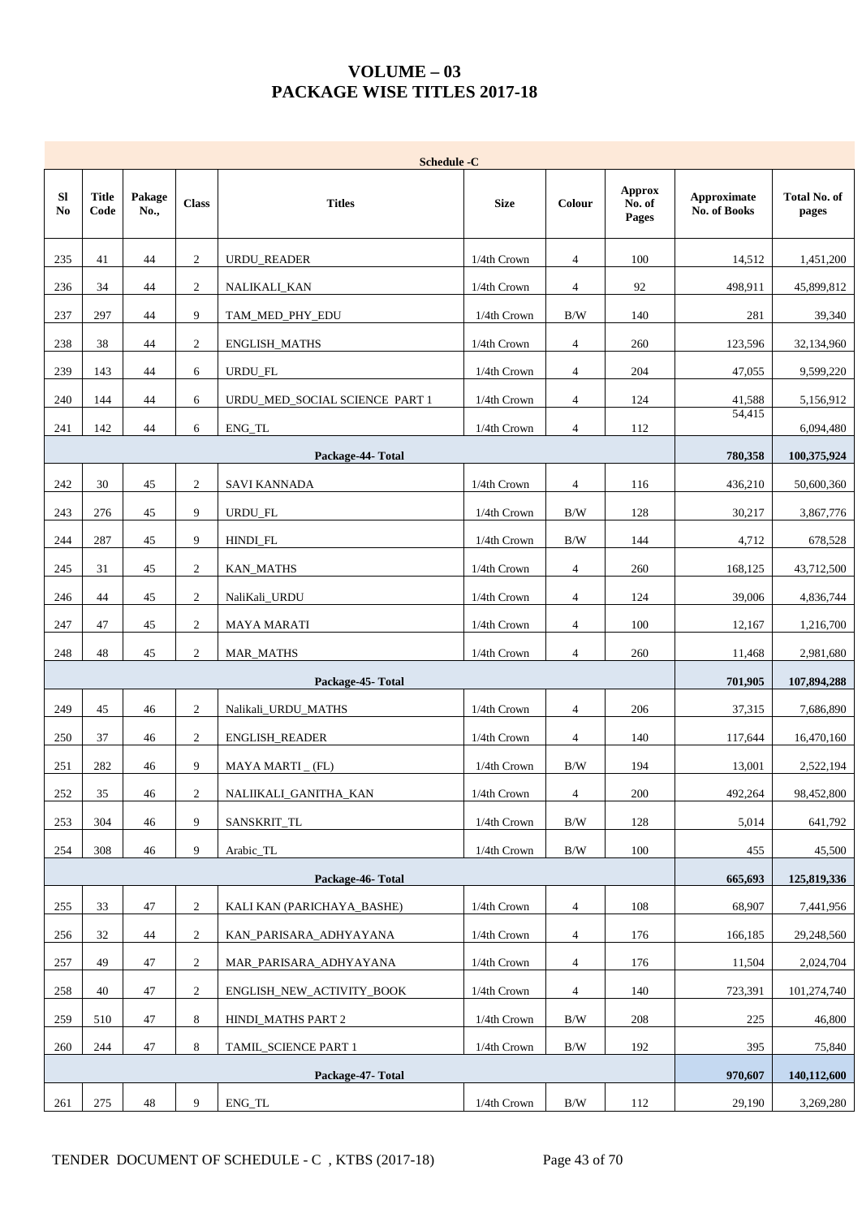# VOLUME – 03
# PACKAGE WISE TITLES 2017-18

| Schedule -C | | | | | | | | | |
|---|---|---|---|---|---|---|---|---|---|
| Sl No | Title Code | Pakage No., | Class | Titles | Size | Colour | Approx No. of Pages | Approximate No. of Books | Total No. of pages |
| 235 | 41 | 44 | 2 | URDU_READER | 1/4th Crown | 4 | 100 | 14,512 | 1,451,200 |
| 236 | 34 | 44 | 2 | NALIKALI_KAN | 1/4th Crown | 4 | 92 | 498,911 | 45,899,812 |
| 237 | 297 | 44 | 9 | TAM_MED_PHY_EDU | 1/4th Crown | B/W | 140 | 281 | 39,340 |
| 238 | 38 | 44 | 2 | ENGLISH_MATHS | 1/4th Crown | 4 | 260 | 123,596 | 32,134,960 |
| 239 | 143 | 44 | 6 | URDU_FL | 1/4th Crown | 4 | 204 | 47,055 | 9,599,220 |
| 240 | 144 | 44 | 6 | URDU_MED_SOCIAL SCIENCE PART 1 | 1/4th Crown | 4 | 124 | 41,588 | 5,156,912 |
| 241 | 142 | 44 | 6 | ENG_TL | 1/4th Crown | 4 | 112 | 54,415 | 6,094,480 |
| | | | | Package-44- Total | | | | 780,358 | 100,375,924 |
| 242 | 30 | 45 | 2 | SAVI KANNADA | 1/4th Crown | 4 | 116 | 436,210 | 50,600,360 |
| 243 | 276 | 45 | 9 | URDU_FL | 1/4th Crown | B/W | 128 | 30,217 | 3,867,776 |
| 244 | 287 | 45 | 9 | HINDI_FL | 1/4th Crown | B/W | 144 | 4,712 | 678,528 |
| 245 | 31 | 45 | 2 | KAN_MATHS | 1/4th Crown | 4 | 260 | 168,125 | 43,712,500 |
| 246 | 44 | 45 | 2 | NaliKali_URDU | 1/4th Crown | 4 | 124 | 39,006 | 4,836,744 |
| 247 | 47 | 45 | 2 | MAYA MARATI | 1/4th Crown | 4 | 100 | 12,167 | 1,216,700 |
| 248 | 48 | 45 | 2 | MAR_MATHS | 1/4th Crown | 4 | 260 | 11,468 | 2,981,680 |
| | | | | Package-45- Total | | | | 701,905 | 107,894,288 |
| 249 | 45 | 46 | 2 | Nalikali_URDU_MATHS | 1/4th Crown | 4 | 206 | 37,315 | 7,686,890 |
| 250 | 37 | 46 | 2 | ENGLISH_READER | 1/4th Crown | 4 | 140 | 117,644 | 16,470,160 |
| 251 | 282 | 46 | 9 | MAYA MARTI _ (FL) | 1/4th Crown | B/W | 194 | 13,001 | 2,522,194 |
| 252 | 35 | 46 | 2 | NALIIKALI_GANITHA_KAN | 1/4th Crown | 4 | 200 | 492,264 | 98,452,800 |
| 253 | 304 | 46 | 9 | SANSKRIT_TL | 1/4th Crown | B/W | 128 | 5,014 | 641,792 |
| 254 | 308 | 46 | 9 | Arabic_TL | 1/4th Crown | B/W | 100 | 455 | 45,500 |
| | | | | Package-46- Total | | | | 665,693 | 125,819,336 |
| 255 | 33 | 47 | 2 | KALI KAN (PARICHAYA_BASHE) | 1/4th Crown | 4 | 108 | 68,907 | 7,441,956 |
| 256 | 32 | 44 | 2 | KAN_PARISARA_ADHYAYANA | 1/4th Crown | 4 | 176 | 166,185 | 29,248,560 |
| 257 | 49 | 47 | 2 | MAR_PARISARA_ADHYAYANA | 1/4th Crown | 4 | 176 | 11,504 | 2,024,704 |
| 258 | 40 | 47 | 2 | ENGLISH_NEW_ACTIVITY_BOOK | 1/4th Crown | 4 | 140 | 723,391 | 101,274,740 |
| 259 | 510 | 47 | 8 | HINDI_MATHS PART 2 | 1/4th Crown | B/W | 208 | 225 | 46,800 |
| 260 | 244 | 47 | 8 | TAMIL_SCIENCE PART 1 | 1/4th Crown | B/W | 192 | 395 | 75,840 |
| | | | | Package-47- Total | | | | 970,607 | 140,112,600 |
| 261 | 275 | 48 | 9 | ENG_TL | 1/4th Crown | B/W | 112 | 29,190 | 3,269,280 |

TENDER DOCUMENT OF SCHEDULE - C , KTBS (2017-18)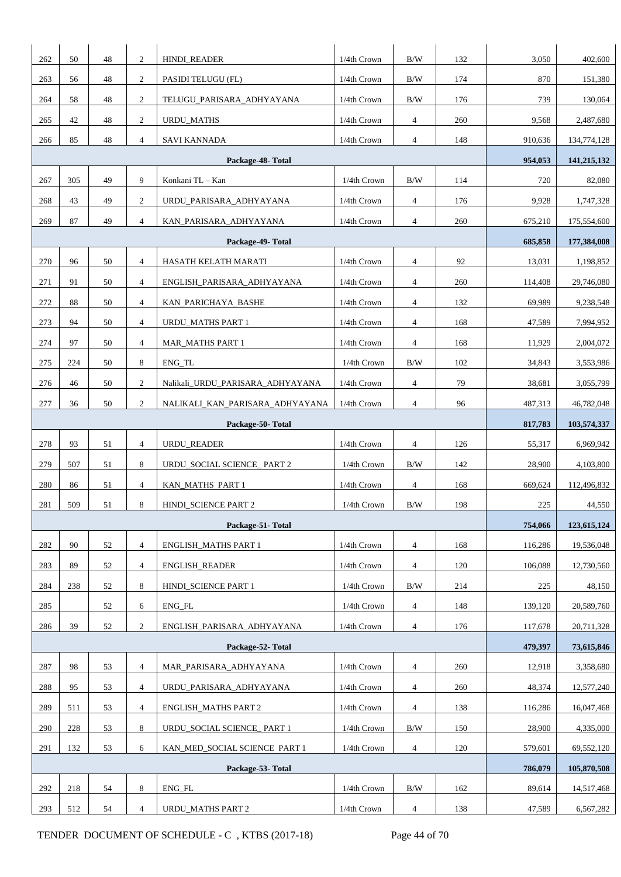| | | | | | | | | | |
|---|---|---|---|---|---|---|---|---|---|
| 262 | 50 | 48 | 2 | HINDI_READER | 1/4th Crown | B/W | 132 | 3,050 | 402,600 |
| 263 | 56 | 48 | 2 | PASIDI TELUGU (FL) | 1/4th Crown | B/W | 174 | 870 | 151,380 |
| 264 | 58 | 48 | 2 | TELUGU_PARISARA_ADHYAYANA | 1/4th Crown | B/W | 176 | 739 | 130,064 |
| 265 | 42 | 48 | 2 | URDU_MATHS | 1/4th Crown | 4 | 260 | 9,568 | 2,487,680 |
| 266 | 85 | 48 | 4 | SAVI KANNADA | 1/4th Crown | 4 | 148 | 910,636 | 134,774,128 |
| | | | | **Package-48- Total** | | | | **954,053** | **141,215,132** |
| 267 | 305 | 49 | 9 | Konkani TL – Kan | 1/4th Crown | B/W | 114 | 720 | 82,080 |
| 268 | 43 | 49 | 2 | URDU_PARISARA_ADHYAYANA | 1/4th Crown | 4 | 176 | 9,928 | 1,747,328 |
| 269 | 87 | 49 | 4 | KAN_PARISARA_ADHYAYANA | 1/4th Crown | 4 | 260 | 675,210 | 175,554,600 |
| | | | | **Package-49- Total** | | | | **685,858** | **177,384,008** |
| 270 | 96 | 50 | 4 | HASATH KELATH MARATI | 1/4th Crown | 4 | 92 | 13,031 | 1,198,852 |
| 271 | 91 | 50 | 4 | ENGLISH_PARISARA_ADHYAYANA | 1/4th Crown | 4 | 260 | 114,408 | 29,746,080 |
| 272 | 88 | 50 | 4 | KAN_PARICHAYA_BASHE | 1/4th Crown | 4 | 132 | 69,989 | 9,238,548 |
| 273 | 94 | 50 | 4 | URDU_MATHS PART 1 | 1/4th Crown | 4 | 168 | 47,589 | 7,994,952 |
| 274 | 97 | 50 | 4 | MAR_MATHS PART 1 | 1/4th Crown | 4 | 168 | 11,929 | 2,004,072 |
| 275 | 224 | 50 | 8 | ENG_TL | 1/4th Crown | B/W | 102 | 34,843 | 3,553,986 |
| 276 | 46 | 50 | 2 | Nalikali_URDU_PARISARA_ADHYAYANA | 1/4th Crown | 4 | 79 | 38,681 | 3,055,799 |
| 277 | 36 | 50 | 2 | NALIKALI_KAN_PARISARA_ADHYAYANA | 1/4th Crown | 4 | 96 | 487,313 | 46,782,048 |
| | | | | **Package-50- Total** | | | | **817,783** | **103,574,337** |
| 278 | 93 | 51 | 4 | URDU_READER | 1/4th Crown | 4 | 126 | 55,317 | 6,969,942 |
| 279 | 507 | 51 | 8 | URDU_SOCIAL SCIENCE_ PART 2 | 1/4th Crown | B/W | 142 | 28,900 | 4,103,800 |
| 280 | 86 | 51 | 4 | KAN_MATHS PART 1 | 1/4th Crown | 4 | 168 | 669,624 | 112,496,832 |
| 281 | 509 | 51 | 8 | HINDI_SCIENCE PART 2 | 1/4th Crown | B/W | 198 | 225 | 44,550 |
| | | | | **Package-51- Total** | | | | **754,066** | **123,615,124** |
| 282 | 90 | 52 | 4 | ENGLISH_MATHS PART 1 | 1/4th Crown | 4 | 168 | 116,286 | 19,536,048 |
| 283 | 89 | 52 | 4 | ENGLISH_READER | 1/4th Crown | 4 | 120 | 106,088 | 12,730,560 |
| 284 | 238 | 52 | 8 | HINDI_SCIENCE PART 1 | 1/4th Crown | B/W | 214 | 225 | 48,150 |
| 285 | | 52 | 6 | ENG_FL | 1/4th Crown | 4 | 148 | 139,120 | 20,589,760 |
| 286 | 39 | 52 | 2 | ENGLISH_PARISARA_ADHYAYANA | 1/4th Crown | 4 | 176 | 117,678 | 20,711,328 |
| | | | | **Package-52- Total** | | | | **479,397** | **73,615,846** |
| 287 | 98 | 53 | 4 | MAR_PARISARA_ADHYAYANA | 1/4th Crown | 4 | 260 | 12,918 | 3,358,680 |
| 288 | 95 | 53 | 4 | URDU_PARISARA_ADHYAYANA | 1/4th Crown | 4 | 260 | 48,374 | 12,577,240 |
| 289 | 511 | 53 | 4 | ENGLISH_MATHS PART 2 | 1/4th Crown | 4 | 138 | 116,286 | 16,047,468 |
| 290 | 228 | 53 | 8 | URDU_SOCIAL SCIENCE_ PART 1 | 1/4th Crown | B/W | 150 | 28,900 | 4,335,000 |
| 291 | 132 | 53 | 6 | KAN_MED_SOCIAL SCIENCE PART 1 | 1/4th Crown | 4 | 120 | 579,601 | 69,552,120 |
| | | | | **Package-53- Total** | | | | **786,079** | **105,870,508** |
| 292 | 218 | 54 | 8 | ENG_FL | 1/4th Crown | B/W | 162 | 89,614 | 14,517,468 |
| 293 | 512 | 54 | 4 | URDU_MATHS PART 2 | 1/4th Crown | 4 | 138 | 47,589 | 6,567,282 |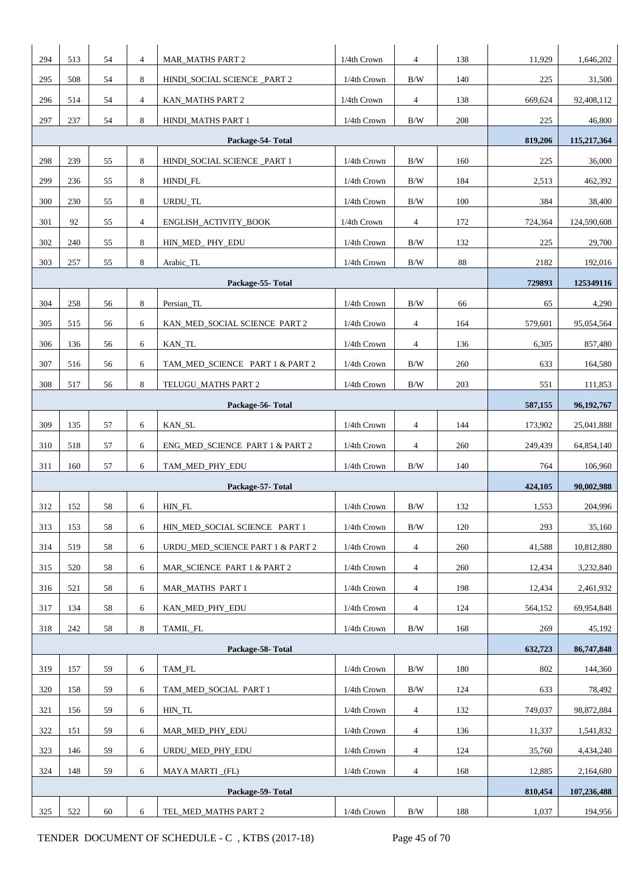| | | | | | | | | | |
|---|---|---|---|---|---|---|---|---|---|
| 294 | 513 | 54 | 4 | MAR_MATHS PART 2 | 1/4th Crown | 4 | 138 | 11,929 | 1,646,202 |
| 295 | 508 | 54 | 8 | HINDI_SOCIAL SCIENCE _PART 2 | 1/4th Crown | B/W | 140 | 225 | 31,500 |
| 296 | 514 | 54 | 4 | KAN_MATHS PART 2 | 1/4th Crown | 4 | 138 | 669,624 | 92,408,112 |
| 297 | 237 | 54 | 8 | HINDI_MATHS PART 1 | 1/4th Crown | B/W | 208 | 225 | 46,800 |
| | | | | **Package-54- Total** | | | | **819,206** | **115,217,364** |
| 298 | 239 | 55 | 8 | HINDI_SOCIAL SCIENCE _PART 1 | 1/4th Crown | B/W | 160 | 225 | 36,000 |
| 299 | 236 | 55 | 8 | HINDI_FL | 1/4th Crown | B/W | 184 | 2,513 | 462,392 |
| 300 | 230 | 55 | 8 | URDU_TL | 1/4th Crown | B/W | 100 | 384 | 38,400 |
| 301 | 92 | 55 | 4 | ENGLISH_ACTIVITY_BOOK | 1/4th Crown | 4 | 172 | 724,364 | 124,590,608 |
| 302 | 240 | 55 | 8 | HIN_MED_ PHY_EDU | 1/4th Crown | B/W | 132 | 225 | 29,700 |
| 303 | 257 | 55 | 8 | Arabic_TL | 1/4th Crown | B/W | 88 | 2182 | 192,016 |
| | | | | **Package-55- Total** | | | | **729893** | **125349116** |
| 304 | 258 | 56 | 8 | Persian_TL | 1/4th Crown | B/W | 66 | 65 | 4,290 |
| 305 | 515 | 56 | 6 | KAN_MED_SOCIAL SCIENCE PART 2 | 1/4th Crown | 4 | 164 | 579,601 | 95,054,564 |
| 306 | 136 | 56 | 6 | KAN_TL | 1/4th Crown | 4 | 136 | 6,305 | 857,480 |
| 307 | 516 | 56 | 6 | TAM_MED_SCIENCE PART 1 & PART 2 | 1/4th Crown | B/W | 260 | 633 | 164,580 |
| 308 | 517 | 56 | 8 | TELUGU_MATHS PART 2 | 1/4th Crown | B/W | 203 | 551 | 111,853 |
| | | | | **Package-56- Total** | | | | **587,155** | **96,192,767** |
| 309 | 135 | 57 | 6 | KAN_SL | 1/4th Crown | 4 | 144 | 173,902 | 25,041,888 |
| 310 | 518 | 57 | 6 | ENG_MED_SCIENCE PART 1 & PART 2 | 1/4th Crown | 4 | 260 | 249,439 | 64,854,140 |
| 311 | 160 | 57 | 6 | TAM_MED_PHY_EDU | 1/4th Crown | B/W | 140 | 764 | 106,960 |
| | | | | **Package-57- Total** | | | | **424,105** | **90,002,988** |
| 312 | 152 | 58 | 6 | HIN_FL | 1/4th Crown | B/W | 132 | 1,553 | 204,996 |
| 313 | 153 | 58 | 6 | HIN_MED_SOCIAL SCIENCE PART 1 | 1/4th Crown | B/W | 120 | 293 | 35,160 |
| 314 | 519 | 58 | 6 | URDU_MED_SCIENCE PART 1 & PART 2 | 1/4th Crown | 4 | 260 | 41,588 | 10,812,880 |
| 315 | 520 | 58 | 6 | MAR_SCIENCE PART 1 & PART 2 | 1/4th Crown | 4 | 260 | 12,434 | 3,232,840 |
| 316 | 521 | 58 | 6 | MAR_MATHS PART 1 | 1/4th Crown | 4 | 198 | 12,434 | 2,461,932 |
| 317 | 134 | 58 | 6 | KAN_MED_PHY_EDU | 1/4th Crown | 4 | 124 | 564,152 | 69,954,848 |
| 318 | 242 | 58 | 8 | TAMIL_FL | 1/4th Crown | B/W | 168 | 269 | 45,192 |
| | | | | **Package-58- Total** | | | | **632,723** | **86,747,848** |
| 319 | 157 | 59 | 6 | TAM_FL | 1/4th Crown | B/W | 180 | 802 | 144,360 |
| 320 | 158 | 59 | 6 | TAM_MED_SOCIAL PART 1 | 1/4th Crown | B/W | 124 | 633 | 78,492 |
| 321 | 156 | 59 | 6 | HIN_TL | 1/4th Crown | 4 | 132 | 749,037 | 98,872,884 |
| 322 | 151 | 59 | 6 | MAR_MED_PHY_EDU | 1/4th Crown | 4 | 136 | 11,337 | 1,541,832 |
| 323 | 146 | 59 | 6 | URDU_MED_PHY_EDU | 1/4th Crown | 4 | 124 | 35,760 | 4,434,240 |
| 324 | 148 | 59 | 6 | MAYA MARTI _(FL) | 1/4th Crown | 4 | 168 | 12,885 | 2,164,680 |
| | | | | **Package-59- Total** | | | | **810,454** | **107,236,488** |
| 325 | 522 | 60 | 6 | TEL_MED_MATHS PART 2 | 1/4th Crown | B/W | 188 | 1,037 | 194,956 |

TENDER DOCUMENT OF SCHEDULE - C , KTBS (2017-18)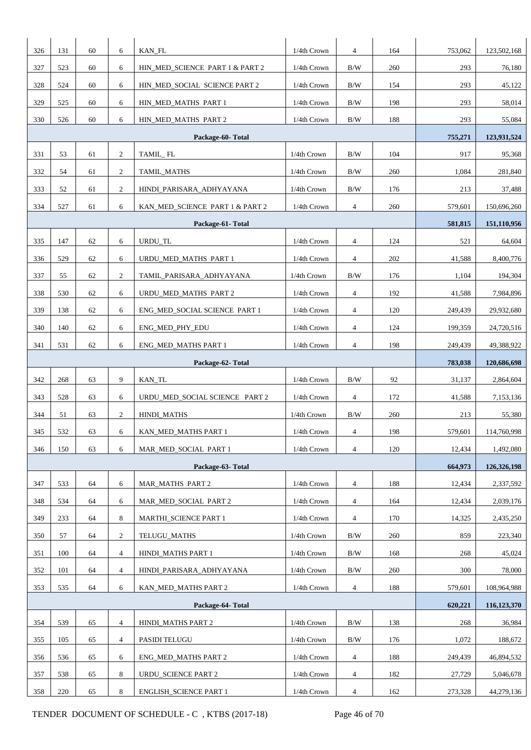| | | | | | | | | | |
|---|---|---|---|---|---|---|---|---|---|
| 326 | 131 | 60 | 6 | KAN_FL | 1/4th Crown | 4 | 164 | 753,062 | 123,502,168 |
| 327 | 523 | 60 | 6 | HIN_MED_SCIENCE PART 1 & PART 2 | 1/4th Crown | B/W | 260 | 293 | 76,180 |
| 328 | 524 | 60 | 6 | HIN_MED_SOCIAL SCIENCE PART 2 | 1/4th Crown | B/W | 154 | 293 | 45,122 |
| 329 | 525 | 60 | 6 | HIN_MED_MATHS PART 1 | 1/4th Crown | B/W | 198 | 293 | 58,014 |
| 330 | 526 | 60 | 6 | HIN_MED_MATHS PART 2 | 1/4th Crown | B/W | 188 | 293 | 55,084 |
| **Package-60- Total** | | | | | | | | **755,271** | **123,931,524** |
| 331 | 53 | 61 | 2 | TAMIL_ FL | 1/4th Crown | B/W | 104 | 917 | 95,368 |
| 332 | 54 | 61 | 2 | TAMIL_MATHS | 1/4th Crown | B/W | 260 | 1,084 | 281,840 |
| 333 | 52 | 61 | 2 | HINDI_PARISARA_ADHYAYANA | 1/4th Crown | B/W | 176 | 213 | 37,488 |
| 334 | 527 | 61 | 6 | KAN_MED_SCIENCE PART 1 & PART 2 | 1/4th Crown | 4 | 260 | 579,601 | 150,696,260 |
| **Package-61- Total** | | | | | | | | **581,815** | **151,110,956** |
| 335 | 147 | 62 | 6 | URDU_TL | 1/4th Crown | 4 | 124 | 521 | 64,604 |
| 336 | 529 | 62 | 6 | URDU_MED_MATHS PART 1 | 1/4th Crown | 4 | 202 | 41,588 | 8,400,776 |
| 337 | 55 | 62 | 2 | TAMIL_PARISARA_ADHYAYANA | 1/4th Crown | B/W | 176 | 1,104 | 194,304 |
| 338 | 530 | 62 | 6 | URDU_MED_MATHS PART 2 | 1/4th Crown | 4 | 192 | 41,588 | 7,984,896 |
| 339 | 138 | 62 | 6 | ENG_MED_SOCIAL SCIENCE PART 1 | 1/4th Crown | 4 | 120 | 249,439 | 29,932,680 |
| 340 | 140 | 62 | 6 | ENG_MED_PHY_EDU | 1/4th Crown | 4 | 124 | 199,359 | 24,720,516 |
| 341 | 531 | 62 | 6 | ENG_MED_MATHS PART 1 | 1/4th Crown | 4 | 198 | 249,439 | 49,388,922 |
| **Package-62- Total** | | | | | | | | **783,038** | **120,686,698** |
| 342 | 268 | 63 | 9 | KAN_TL | 1/4th Crown | B/W | 92 | 31,137 | 2,864,604 |
| 343 | 528 | 63 | 6 | URDU_MED_SOCIAL SCIENCE PART 2 | 1/4th Crown | 4 | 172 | 41,588 | 7,153,136 |
| 344 | 51 | 63 | 2 | HINDI_MATHS | 1/4th Crown | B/W | 260 | 213 | 55,380 |
| 345 | 532 | 63 | 6 | KAN_MED_MATHS PART 1 | 1/4th Crown | 4 | 198 | 579,601 | 114,760,998 |
| 346 | 150 | 63 | 6 | MAR_MED_SOCIAL PART 1 | 1/4th Crown | 4 | 120 | 12,434 | 1,492,080 |
| **Package-63- Total** | | | | | | | | **664,973** | **126,326,198** |
| 347 | 533 | 64 | 6 | MAR_MATHS PART 2 | 1/4th Crown | 4 | 188 | 12,434 | 2,337,592 |
| 348 | 534 | 64 | 6 | MAR_MED_SOCIAL PART 2 | 1/4th Crown | 4 | 164 | 12,434 | 2,039,176 |
| 349 | 233 | 64 | 8 | MARTHI_SCIENCE PART 1 | 1/4th Crown | 4 | 170 | 14,325 | 2,435,250 |
| 350 | 57 | 64 | 2 | TELUGU_MATHS | 1/4th Crown | B/W | 260 | 859 | 223,340 |
| 351 | 100 | 64 | 4 | HINDI_MATHS PART 1 | 1/4th Crown | B/W | 168 | 268 | 45,024 |
| 352 | 101 | 64 | 4 | HINDI_PARISARA_ADHYAYANA | 1/4th Crown | B/W | 260 | 300 | 78,000 |
| 353 | 535 | 64 | 6 | KAN_MED_MATHS PART 2 | 1/4th Crown | 4 | 188 | 579,601 | 108,964,988 |
| **Package-64- Total** | | | | | | | | **620,221** | **116,123,370** |
| 354 | 539 | 65 | 4 | HINDI_MATHS PART 2 | 1/4th Crown | B/W | 138 | 268 | 36,984 |
| 355 | 105 | 65 | 4 | PASIDI TELUGU | 1/4th Crown | B/W | 176 | 1,072 | 188,672 |
| 356 | 536 | 65 | 6 | ENG_MED_MATHS PART 2 | 1/4th Crown | 4 | 188 | 249,439 | 46,894,532 |
| 357 | 538 | 65 | 8 | URDU_SCIENCE PART 2 | 1/4th Crown | 4 | 182 | 27,729 | 5,046,678 |
| 358 | 220 | 65 | 8 | ENGLISH_SCIENCE PART 1 | 1/4th Crown | 4 | 162 | 273,328 | 44,279,136 |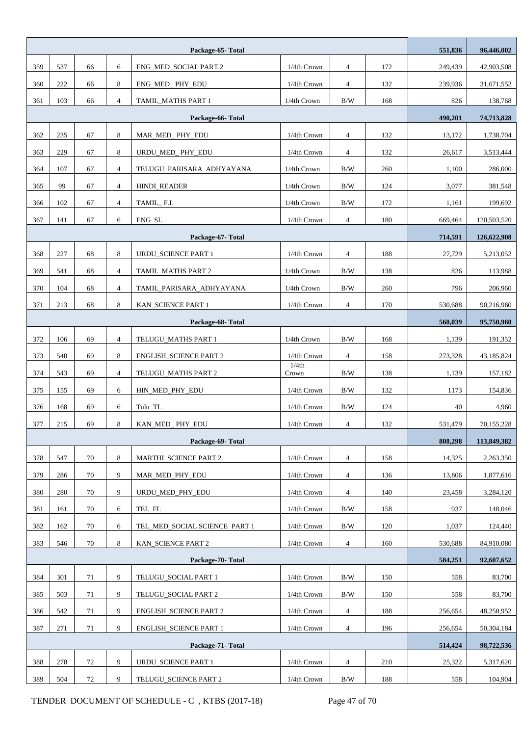| | | | | | | | | | |
|---|---|---|---|---|---|---|---|---|---|
| | | | | **Package-65- Total** | | | | **551,836** | **96,446,002** |
| 359 | 537 | 66 | 6 | ENG_MED_SOCIAL PART 2 | 1/4th Crown | 4 | 172 | 249,439 | 42,903,508 |
| 360 | 222 | 66 | 8 | ENG_MED_ PHY_EDU | 1/4th Crown | 4 | 132 | 239,936 | 31,671,552 |
| 361 | 103 | 66 | 4 | TAMIL_MATHS PART 1 | 1/4th Crown | B/W | 168 | 826 | 138,768 |
| | | | | **Package-66- Total** | | | | **490,201** | **74,713,828** |
| 362 | 235 | 67 | 8 | MAR_MED_ PHY_EDU | 1/4th Crown | 4 | 132 | 13,172 | 1,738,704 |
| 363 | 229 | 67 | 8 | URDU_MED_ PHY_EDU | 1/4th Crown | 4 | 132 | 26,617 | 3,513,444 |
| 364 | 107 | 67 | 4 | TELUGU_PARISARA_ADHYAYANA | 1/4th Crown | B/W | 260 | 1,100 | 286,000 |
| 365 | 99 | 67 | 4 | HINDI_READER | 1/4th Crown | B/W | 124 | 3,077 | 381,548 |
| 366 | 102 | 67 | 4 | TAMIL_ F.L | 1/4th Crown | B/W | 172 | 1,161 | 199,692 |
| 367 | 141 | 67 | 6 | ENG_SL | 1/4th Crown | 4 | 180 | 669,464 | 120,503,520 |
| | | | | **Package-67- Total** | | | | **714,591** | **126,622,908** |
| 368 | 227 | 68 | 8 | URDU_SCIENCE PART 1 | 1/4th Crown | 4 | 188 | 27,729 | 5,213,052 |
| 369 | 541 | 68 | 4 | TAMIL_MATHS PART 2 | 1/4th Crown | B/W | 138 | 826 | 113,988 |
| 370 | 104 | 68 | 4 | TAMIL_PARISARA_ADHYAYANA | 1/4th Crown | B/W | 260 | 796 | 206,960 |
| 371 | 213 | 68 | 8 | KAN_SCIENCE PART 1 | 1/4th Crown | 4 | 170 | 530,688 | 90,216,960 |
| | | | | **Package-68- Total** | | | | **560,039** | **95,750,960** |
| 372 | 106 | 69 | 4 | TELUGU_MATHS PART 1 | 1/4th Crown | B/W | 168 | 1,139 | 191,352 |
| 373 | 540 | 69 | 8 | ENGLISH_SCIENCE PART 2 | 1/4th Crown | 4 | 158 | 273,328 | 43,185,824 |
| 374 | 543 | 69 | 4 | TELUGU_MATHS PART 2 | 1/4th Crown | B/W | 138 | 1,139 | 157,182 |
| 375 | 155 | 69 | 6 | HIN_MED_PHY_EDU | 1/4th Crown | B/W | 132 | 1173 | 154,836 |
| 376 | 168 | 69 | 6 | Tulu_TL | 1/4th Crown | B/W | 124 | 40 | 4,960 |
| 377 | 215 | 69 | 8 | KAN_MED_ PHY_EDU | 1/4th Crown | 4 | 132 | 531,479 | 70,155,228 |
| | | | | **Package-69- Total** | | | | **808,298** | **113,849,382** |
| 378 | 547 | 70 | 8 | MARTHI_SCIENCE PART 2 | 1/4th Crown | 4 | 158 | 14,325 | 2,263,350 |
| 379 | 286 | 70 | 9 | MAR_MED_PHY_EDU | 1/4th Crown | 4 | 136 | 13,806 | 1,877,616 |
| 380 | 280 | 70 | 9 | URDU_MED_PHY_EDU | 1/4th Crown | 4 | 140 | 23,458 | 3,284,120 |
| 381 | 161 | 70 | 6 | TEL_FL | 1/4th Crown | B/W | 158 | 937 | 148,046 |
| 382 | 162 | 70 | 6 | TEL_MED_SOCIAL SCIENCE PART 1 | 1/4th Crown | B/W | 120 | 1,037 | 124,440 |
| 383 | 546 | 70 | 8 | KAN_SCIENCE PART 2 | 1/4th Crown | 4 | 160 | 530,688 | 84,910,080 |
| | | | | **Package-70- Total** | | | | **584,251** | **92,607,652** |
| 384 | 301 | 71 | 9 | TELUGU_SOCIAL PART 1 | 1/4th Crown | B/W | 150 | 558 | 83,700 |
| 385 | 503 | 71 | 9 | TELUGU_SOCIAL PART 2 | 1/4th Crown | B/W | 150 | 558 | 83,700 |
| 386 | 542 | 71 | 9 | ENGLISH_SCIENCE PART 2 | 1/4th Crown | 4 | 188 | 256,654 | 48,250,952 |
| 387 | 271 | 71 | 9 | ENGLISH_SCIENCE PART 1 | 1/4th Crown | 4 | 196 | 256,654 | 50,304,184 |
| | | | | **Package-71- Total** | | | | **514,424** | **98,722,536** |
| 388 | 278 | 72 | 9 | URDU_SCIENCE PART 1 | 1/4th Crown | 4 | 210 | 25,322 | 5,317,620 |
| 389 | 504 | 72 | 9 | TELUGU_SCIENCE PART 2 | 1/4th Crown | B/W | 188 | 558 | 104,904 |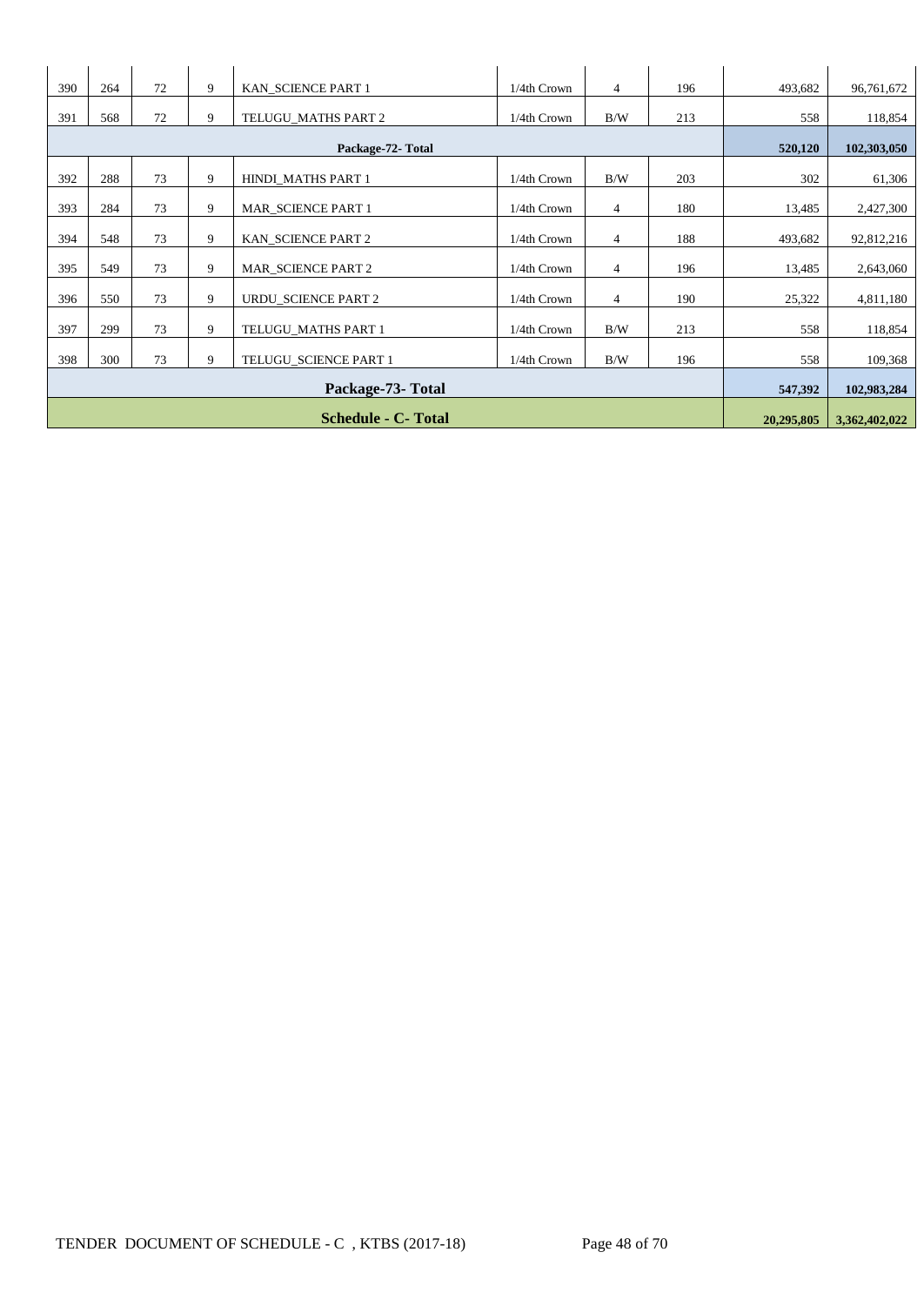| 390 | 264 | 72 | 9 | KAN_SCIENCE PART 1 | 1/4th Crown | 4 | 196 | 493,682 | 96,761,672 |
|---|---|---|---|---|---|---|---|---|---|
| 391 | 568 | 72 | 9 | TELUGU_MATHS PART 2 | 1/4th Crown | B/W | 213 | 558 | 118,854 |
| **Package-72- Total** | | | | | | | | **520,120** | **102,303,050** |
| 392 | 288 | 73 | 9 | HINDI_MATHS PART 1 | 1/4th Crown | B/W | 203 | 302 | 61,306 |
| 393 | 284 | 73 | 9 | MAR_SCIENCE PART 1 | 1/4th Crown | 4 | 180 | 13,485 | 2,427,300 |
| 394 | 548 | 73 | 9 | KAN_SCIENCE PART 2 | 1/4th Crown | 4 | 188 | 493,682 | 92,812,216 |
| 395 | 549 | 73 | 9 | MAR_SCIENCE PART 2 | 1/4th Crown | 4 | 196 | 13,485 | 2,643,060 |
| 396 | 550 | 73 | 9 | URDU_SCIENCE PART 2 | 1/4th Crown | 4 | 190 | 25,322 | 4,811,180 |
| 397 | 299 | 73 | 9 | TELUGU_MATHS PART 1 | 1/4th Crown | B/W | 213 | 558 | 118,854 |
| 398 | 300 | 73 | 9 | TELUGU_SCIENCE PART 1 | 1/4th Crown | B/W | 196 | 558 | 109,368 |
| **Package-73- Total** | | | | | | | | **547,392** | **102,983,284** |
| **Schedule - C- Total** | | | | | | | | **20,295,805** | **3,362,402,022** |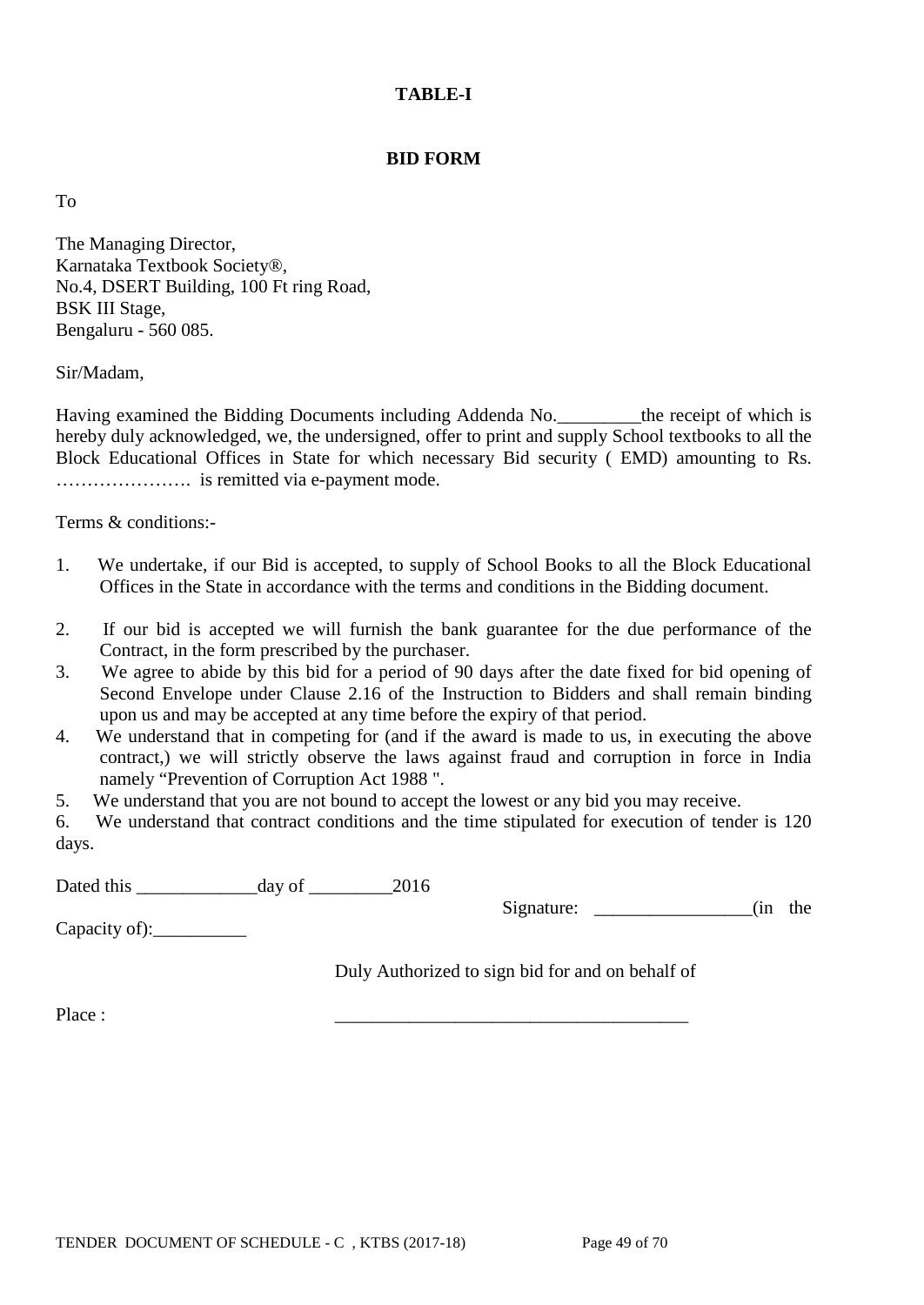**TABLE-I**

**BID FORM**

To

The Managing Director,
Karnataka Textbook Society®,
No.4, DSERT Building, 100 Ft ring Road,
BSK III Stage,
Bengaluru - 560 085.

Sir/Madam,

Having examined the Bidding Documents including Addenda No._________the receipt of which is hereby duly acknowledged, we, the undersigned, offer to print and supply School textbooks to all the Block Educational Offices in State for which necessary Bid security ( EMD) amounting to Rs. …………………. is remitted via e-payment mode.

Terms & conditions:-

1. We undertake, if our Bid is accepted, to supply of School Books to all the Block Educational Offices in the State in accordance with the terms and conditions in the Bidding document.
2. If our bid is accepted we will furnish the bank guarantee for the due performance of the Contract, in the form prescribed by the purchaser.
3. We agree to abide by this bid for a period of 90 days after the date fixed for bid opening of Second Envelope under Clause 2.16 of the Instruction to Bidders and shall remain binding upon us and may be accepted at any time before the expiry of that period.
4. We understand that in competing for (and if the award is made to us, in executing the above contract,) we will strictly observe the laws against fraud and corruption in force in India namely "Prevention of Corruption Act 1988 ".
5. We understand that you are not bound to accept the lowest or any bid you may receive.
6. We understand that contract conditions and the time stipulated for execution of tender is 120 days.

Dated this _____________day of _________2016

Signature: _________________(in the Capacity of):__________

Duly Authorized to sign bid for and on behalf of

Place : ______________________________________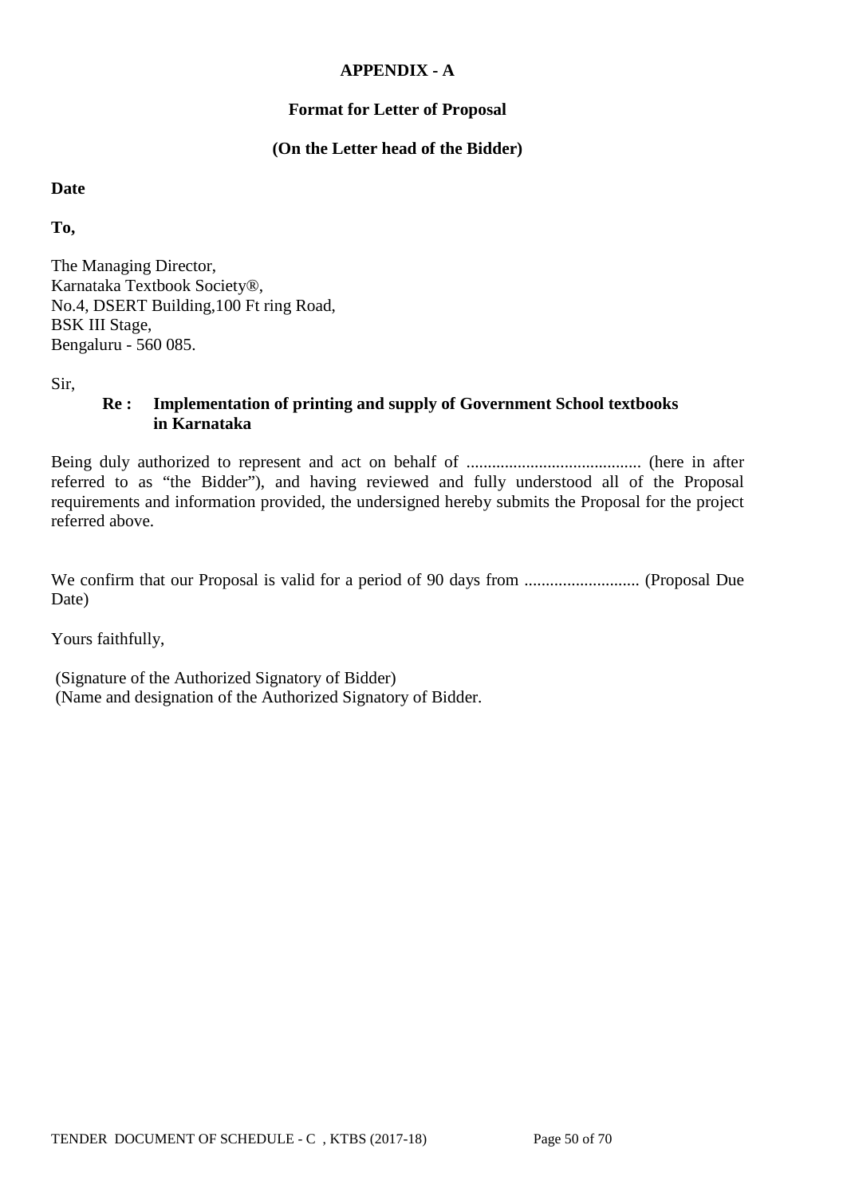**APPENDIX - A**

**Format for Letter of Proposal**

**(On the Letter head of the Bidder)**

**Date**

**To,**

The Managing Director,
Karnataka Textbook Society®,
No.4, DSERT Building,100 Ft ring Road,
BSK III Stage,
Bengaluru - 560 085.

Sir,

**Re : Implementation of printing and supply of Government School textbooks in Karnataka**

Being duly authorized to represent and act on behalf of .......................................... (here in after referred to as "the Bidder"), and having reviewed and fully understood all of the Proposal requirements and information provided, the undersigned hereby submits the Proposal for the project referred above.

We confirm that our Proposal is valid for a period of 90 days from ........................... (Proposal Due Date)

Yours faithfully,

(Signature of the Authorized Signatory of Bidder)
(Name and designation of the Authorized Signatory of Bidder.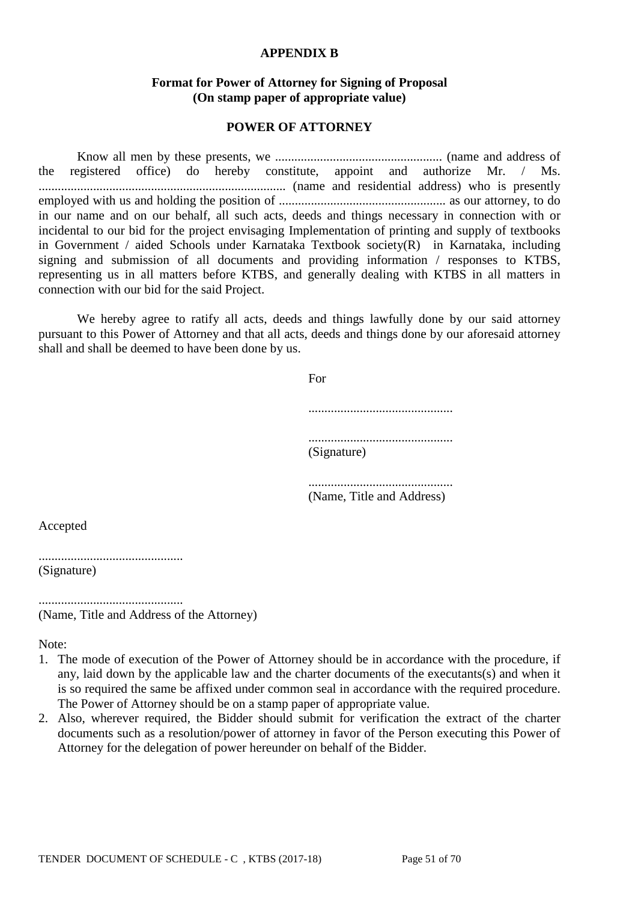**APPENDIX B**

**Format for Power of Attorney for Signing of Proposal**
**(On stamp paper of appropriate value)**

**POWER OF ATTORNEY**

Know all men by these presents, we .................................................... (name and address of the registered office) do hereby constitute, appoint and authorize Mr. / Ms. ............................................................................ (name and residential address) who is presently employed with us and holding the position of .................................................... as our attorney, to do in our name and on our behalf, all such acts, deeds and things necessary in connection with or incidental to our bid for the project envisaging Implementation of printing and supply of textbooks in Government / aided Schools under Karnataka Textbook society(R) in Karnataka, including signing and submission of all documents and providing information / responses to KTBS, representing us in all matters before KTBS, and generally dealing with KTBS in all matters in connection with our bid for the said Project.

We hereby agree to ratify all acts, deeds and things lawfully done by our said attorney pursuant to this Power of Attorney and that all acts, deeds and things done by our aforesaid attorney shall and shall be deemed to have been done by us.

For

.............................................

.............................................
(Signature)

.............................................
(Name, Title and Address)

Accepted

.............................................
(Signature)

.............................................
(Name, Title and Address of the Attorney)

Note:

1. The mode of execution of the Power of Attorney should be in accordance with the procedure, if any, laid down by the applicable law and the charter documents of the executants(s) and when it is so required the same be affixed under common seal in accordance with the required procedure. The Power of Attorney should be on a stamp paper of appropriate value.
2. Also, wherever required, the Bidder should submit for verification the extract of the charter documents such as a resolution/power of attorney in favor of the Person executing this Power of Attorney for the delegation of power hereunder on behalf of the Bidder.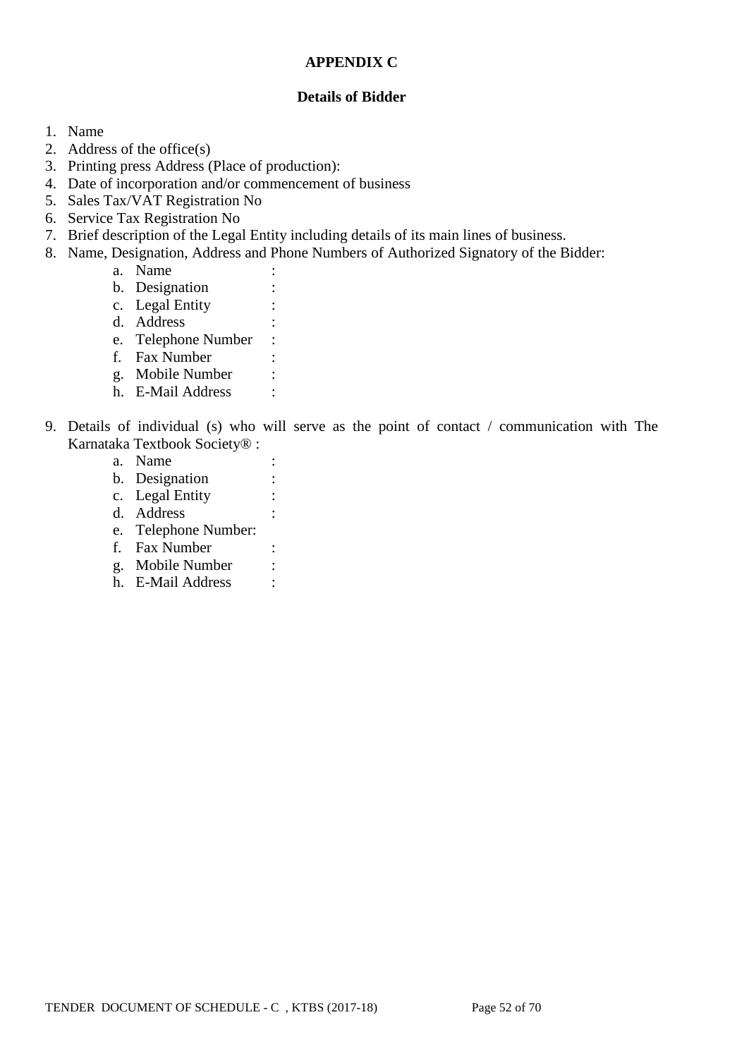**APPENDIX C**

**Details of Bidder**

1. Name
2. Address of the office(s)
3. Printing press Address (Place of production):
4. Date of incorporation and/or commencement of business
5. Sales Tax/VAT Registration No
6. Service Tax Registration No
7. Brief description of the Legal Entity including details of its main lines of business.
8. Name, Designation, Address and Phone Numbers of Authorized Signatory of the Bidder:
    a. Name :
    b. Designation :
    c. Legal Entity :
    d. Address :
    e. Telephone Number :
    f. Fax Number :
    g. Mobile Number :
    h. E-Mail Address :

9. Details of individual (s) who will serve as the point of contact / communication with The Karnataka Textbook Society® :
    a. Name :
    b. Designation :
    c. Legal Entity :
    d. Address :
    e. Telephone Number:
    f. Fax Number :
    g. Mobile Number :
    h. E-Mail Address :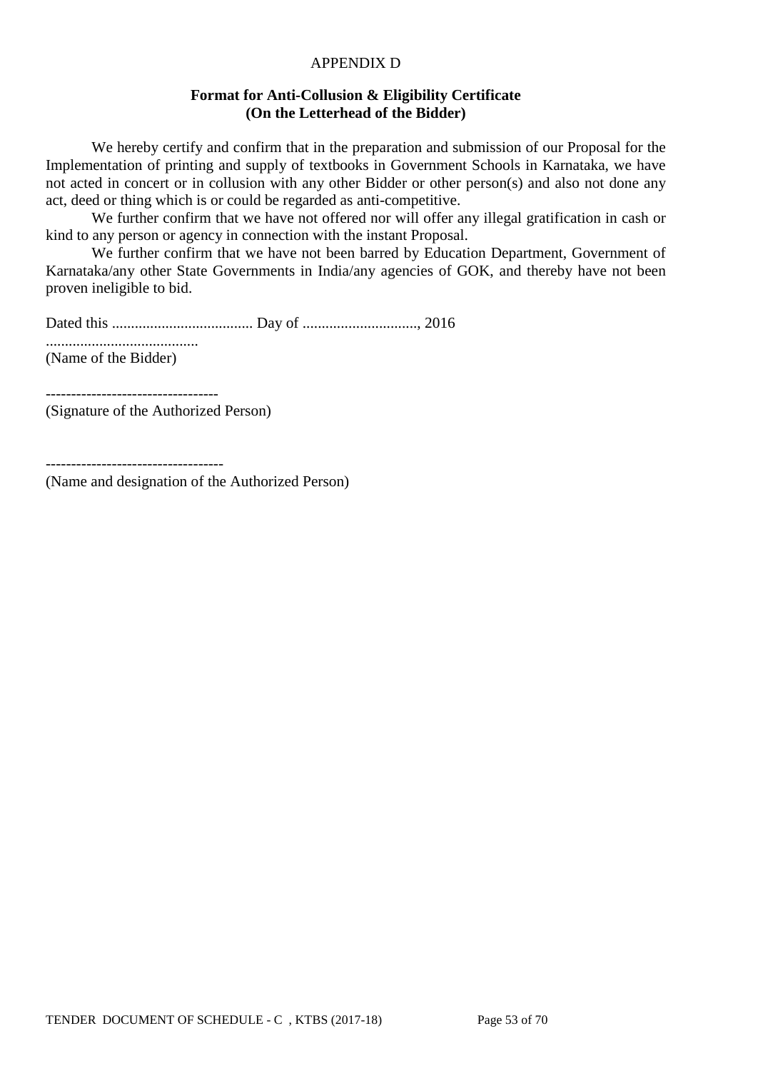APPENDIX D

**Format for Anti-Collusion & Eligibility Certificate**
**(On the Letterhead of the Bidder)**

We hereby certify and confirm that in the preparation and submission of our Proposal for the Implementation of printing and supply of textbooks in Government Schools in Karnataka, we have not acted in concert or in collusion with any other Bidder or other person(s) and also not done any act, deed or thing which is or could be regarded as anti-competitive.

We further confirm that we have not offered nor will offer any illegal gratification in cash or kind to any person or agency in connection with the instant Proposal.

We further confirm that we have not been barred by Education Department, Government of Karnataka/any other State Governments in India/any agencies of GOK, and thereby have not been proven ineligible to bid.

Dated this ..................................... Day of .............................., 2016

........................................
(Name of the Bidder)

----------------------------------
(Signature of the Authorized Person)

-----------------------------------
(Name and designation of the Authorized Person)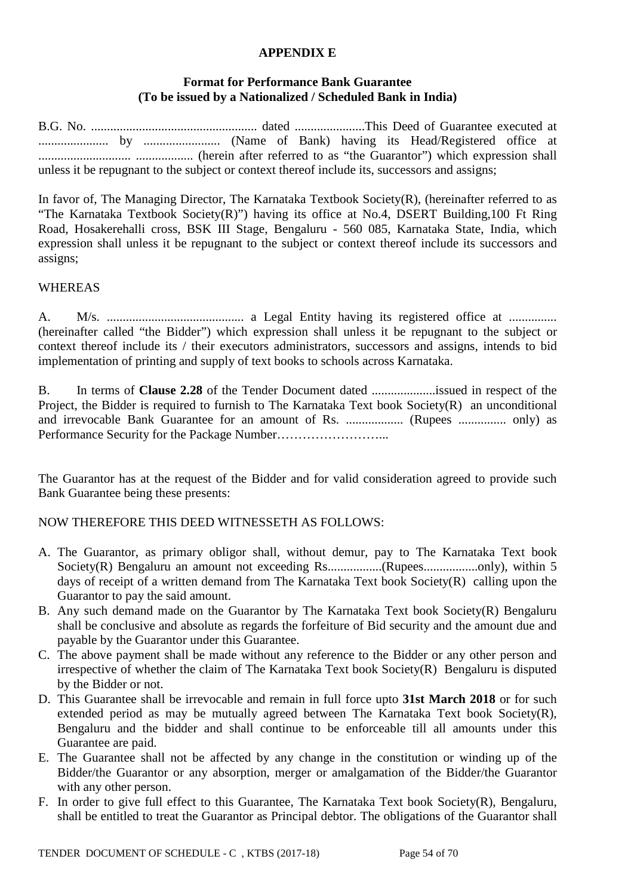**APPENDIX E**

**Format for Performance Bank Guarantee**
**(To be issued by a Nationalized / Scheduled Bank in India)**

B.G. No. .................................................... dated ......................This Deed of Guarantee executed at ...................... by ........................ (Name of Bank) having its Head/Registered office at ............................. .................. (herein after referred to as "the Guarantor") which expression shall unless it be repugnant to the subject or context thereof include its, successors and assigns;

In favor of, The Managing Director, The Karnataka Textbook Society(R), (hereinafter referred to as "The Karnataka Textbook Society(R)") having its office at No.4, DSERT Building,100 Ft Ring Road, Hosakerehalli cross, BSK III Stage, Bengaluru - 560 085, Karnataka State, India, which expression shall unless it be repugnant to the subject or context thereof include its successors and assigns;

WHEREAS

A. M/s. ........................................... a Legal Entity having its registered office at ............... (hereinafter called "the Bidder") which expression shall unless it be repugnant to the subject or context thereof include its / their executors administrators, successors and assigns, intends to bid implementation of printing and supply of text books to schools across Karnataka.

B. In terms of **Clause 2.28** of the Tender Document dated ....................issued in respect of the Project, the Bidder is required to furnish to The Karnataka Text book Society(R) an unconditional and irrevocable Bank Guarantee for an amount of Rs. .................. (Rupees ............... only) as Performance Security for the Package Number……………………...

The Guarantor has at the request of the Bidder and for valid consideration agreed to provide such Bank Guarantee being these presents:

NOW THEREFORE THIS DEED WITNESSETH AS FOLLOWS:

A. The Guarantor, as primary obligor shall, without demur, pay to The Karnataka Text book Society(R) Bengaluru an amount not exceeding Rs.................(Rupees.................only), within 5 days of receipt of a written demand from The Karnataka Text book Society(R) calling upon the Guarantor to pay the said amount.
B. Any such demand made on the Guarantor by The Karnataka Text book Society(R) Bengaluru shall be conclusive and absolute as regards the forfeiture of Bid security and the amount due and payable by the Guarantor under this Guarantee.
C. The above payment shall be made without any reference to the Bidder or any other person and irrespective of whether the claim of The Karnataka Text book Society(R) Bengaluru is disputed by the Bidder or not.
D. This Guarantee shall be irrevocable and remain in full force upto **31st March 2018** or for such extended period as may be mutually agreed between The Karnataka Text book Society(R), Bengaluru and the bidder and shall continue to be enforceable till all amounts under this Guarantee are paid.
E. The Guarantee shall not be affected by any change in the constitution or winding up of the Bidder/the Guarantor or any absorption, merger or amalgamation of the Bidder/the Guarantor with any other person.
F. In order to give full effect to this Guarantee, The Karnataka Text book Society(R), Bengaluru, shall be entitled to treat the Guarantor as Principal debtor. The obligations of the Guarantor shall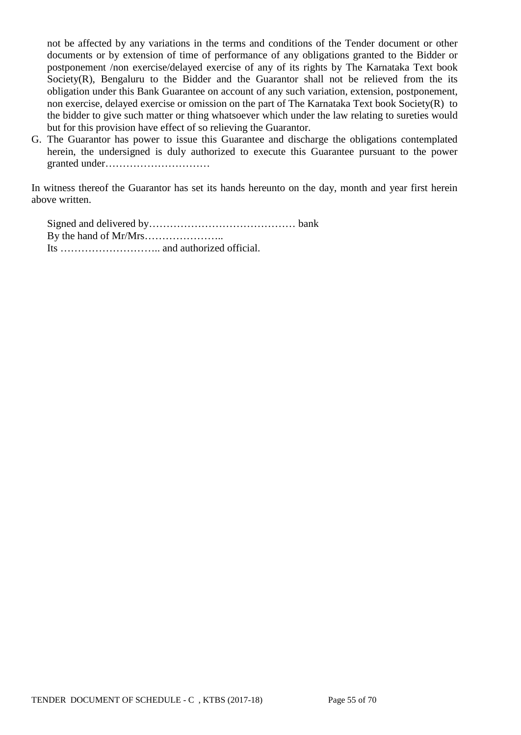not be affected by any variations in the terms and conditions of the Tender document or other documents or by extension of time of performance of any obligations granted to the Bidder or postponement /non exercise/delayed exercise of any of its rights by The Karnataka Text book Society(R), Bengaluru to the Bidder and the Guarantor shall not be relieved from the its obligation under this Bank Guarantee on account of any such variation, extension, postponement, non exercise, delayed exercise or omission on the part of The Karnataka Text book Society(R) to the bidder to give such matter or thing whatsoever which under the law relating to sureties would but for this provision have effect of so relieving the Guarantor.

G. The Guarantor has power to issue this Guarantee and discharge the obligations contemplated herein, the undersigned is duly authorized to execute this Guarantee pursuant to the power granted under…………………………

In witness thereof the Guarantor has set its hands hereunto on the day, month and year first herein above written.

Signed and delivered by…………………………………… bank
By the hand of Mr/Mrs…………………..
Its ……………………….. and authorized official.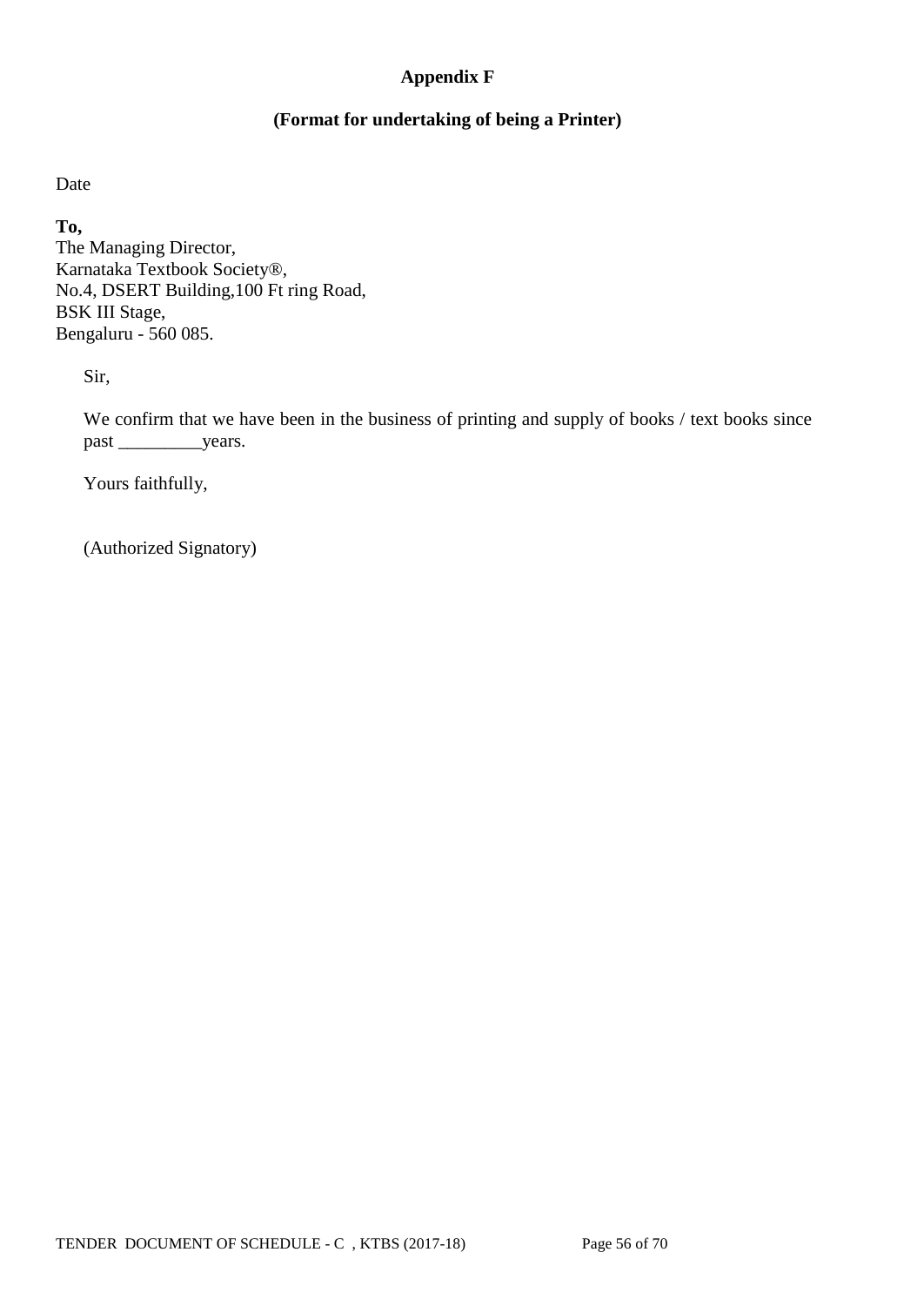## Appendix F

## (Format for undertaking of being a Printer)

Date

**To,**
The Managing Director,
Karnataka Textbook Society®,
No.4, DSERT Building,100 Ft ring Road,
BSK III Stage,
Bengaluru - 560 085.

Sir,

We confirm that we have been in the business of printing and supply of books / text books since past _________years.

Yours faithfully,

(Authorized Signatory)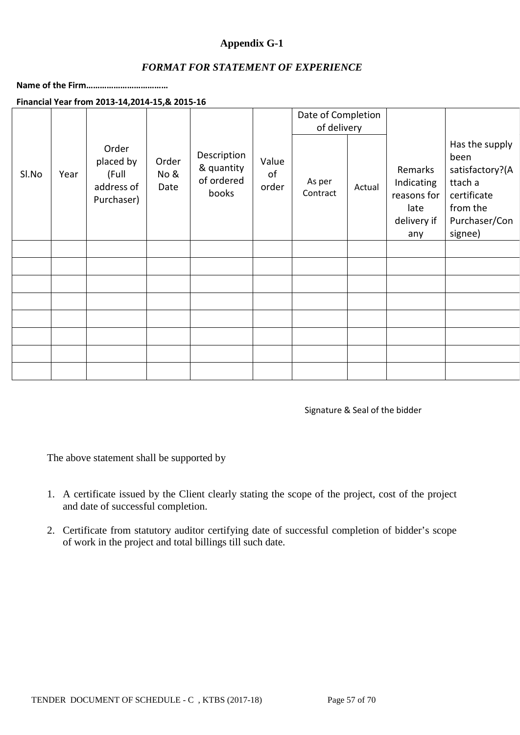**Appendix G-1**

***FORMAT FOR STATEMENT OF EXPERIENCE***

**Name of the Firm………………………………**

**Financial Year from 2013-14,2014-15,& 2015-16**

| Sl.No | Year | Order placed by (Full address of Purchaser) | Order No & Date | Description & quantity of ordered books | Value of order | Date of Completion of delivery | | Remarks Indicating reasons for late delivery if any | Has the supply been satisfactory?(Attach a certificate from the Purchaser/Consignee) |
|---|---|---|---|---|---|---|---|---|---|
| | | | | | | As per Contract | Actual | | |
| | | | | | | | | | |
| | | | | | | | | | |
| | | | | | | | | | |
| | | | | | | | | | |
| | | | | | | | | | |
| | | | | | | | | | |
| | | | | | | | | | |
| | | | | | | | | | |

Signature & Seal of the bidder

The above statement shall be supported by

1. A certificate issued by the Client clearly stating the scope of the project, cost of the project and date of successful completion.
2. Certificate from statutory auditor certifying date of successful completion of bidder's scope of work in the project and total billings till such date.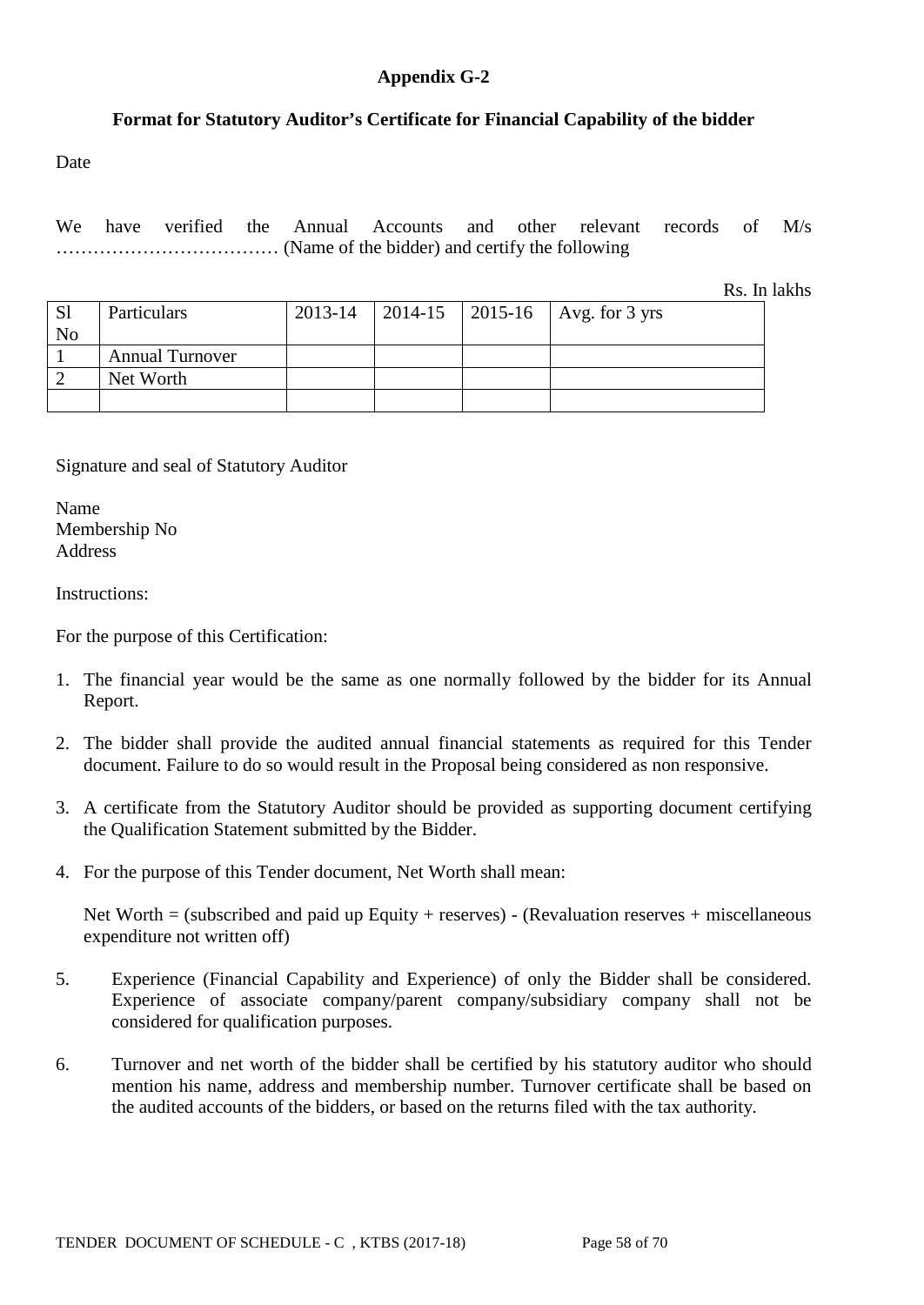## Appendix G-2

### Format for Statutory Auditor's Certificate for Financial Capability of the bidder

Date

We have verified the Annual Accounts and other relevant records of M/s ……………………………… (Name of the bidder) and certify the following

Rs. In lakhs

| Sl No | Particulars | 2013-14 | 2014-15 | 2015-16 | Avg. for 3 yrs |
|---|---|---|---|---|---|
| 1 | Annual Turnover | | | | |
| 2 | Net Worth | | | | |
| | | | | | |

Signature and seal of Statutory Auditor

Name
Membership No
Address

Instructions:

For the purpose of this Certification:

1. The financial year would be the same as one normally followed by the bidder for its Annual Report.
2. The bidder shall provide the audited annual financial statements as required for this Tender document. Failure to do so would result in the Proposal being considered as non responsive.
3. A certificate from the Statutory Auditor should be provided as supporting document certifying the Qualification Statement submitted by the Bidder.
4. For the purpose of this Tender document, Net Worth shall mean:

   Net Worth = (subscribed and paid up Equity + reserves) - (Revaluation reserves + miscellaneous expenditure not written off)

5. Experience (Financial Capability and Experience) of only the Bidder shall be considered. Experience of associate company/parent company/subsidiary company shall not be considered for qualification purposes.
6. Turnover and net worth of the bidder shall be certified by his statutory auditor who should mention his name, address and membership number. Turnover certificate shall be based on the audited accounts of the bidders, or based on the returns filed with the tax authority.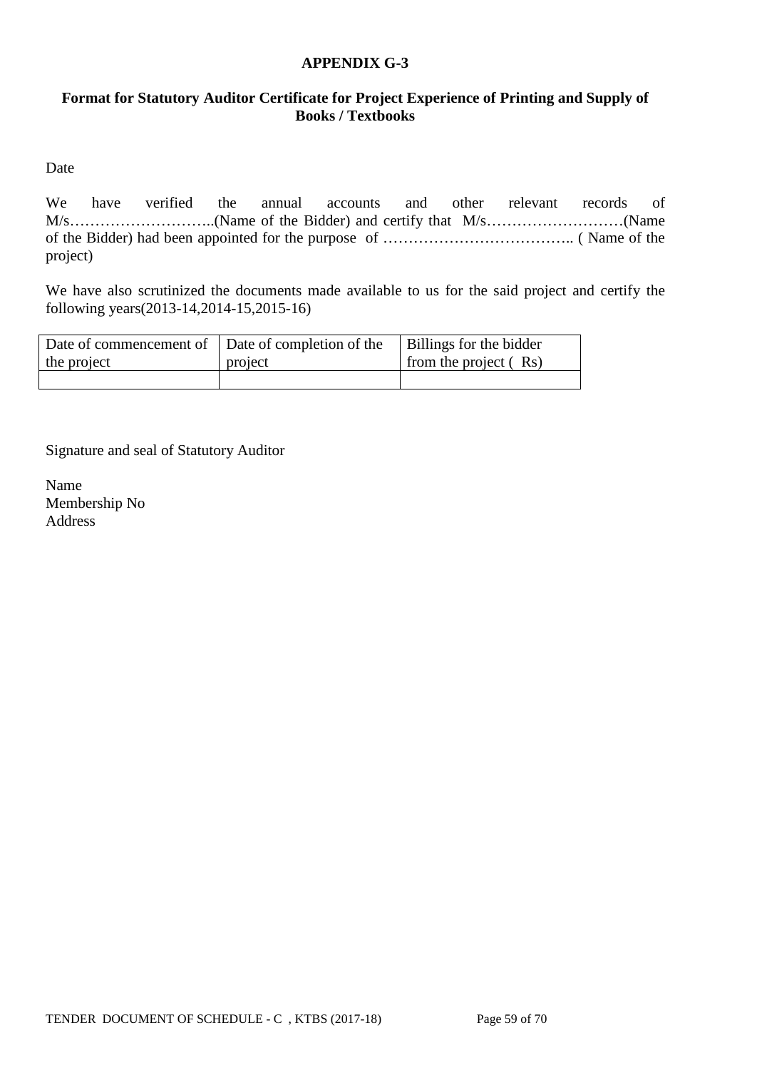**APPENDIX G-3**

**Format for Statutory Auditor Certificate for Project Experience of Printing and Supply of Books / Textbooks**

Date

We have verified the annual accounts and other relevant records of M/s………………………..(Name of the Bidder) and certify that M/s………………………(Name of the Bidder) had been appointed for the purpose of ……………………………….. ( Name of the project)

We have also scrutinized the documents made available to us for the said project and certify the following years(2013-14,2014-15,2015-16)

| Date of commencement of the project | Date of completion of the project | Billings for the bidder from the project ( Rs) |
|---|---|---|
| | | |

Signature and seal of Statutory Auditor

Name
Membership No
Address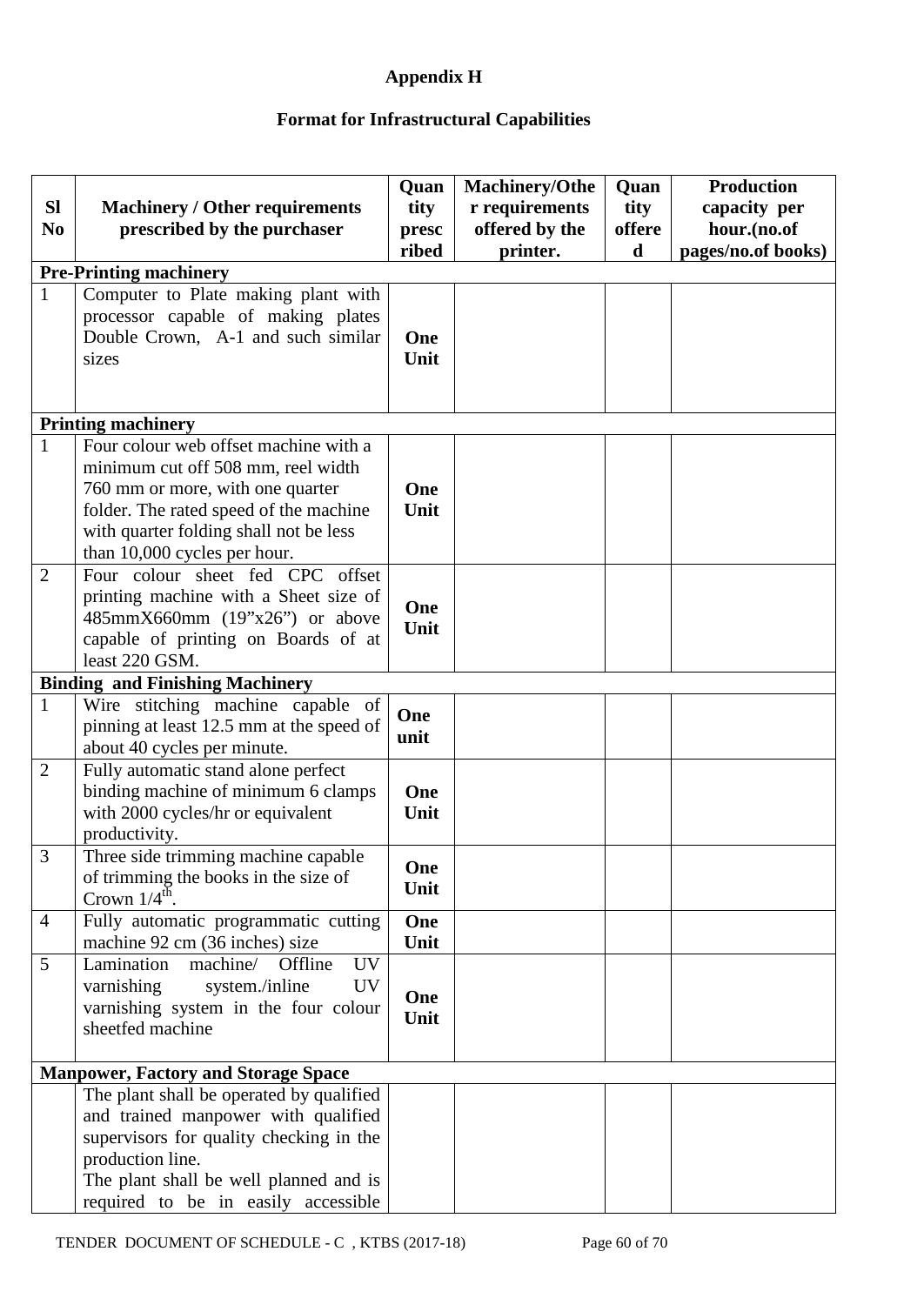**Appendix H**

**Format for Infrastructural Capabilities**

| Sl No | Machinery / Other requirements prescribed by the purchaser | Quantity prescribed | Machinery/Other requirements offered by the printer. | Quantity offered | Production capacity per hour.(no.of pages/no.of books) |
|---|---|---|---|---|---|
| **Pre-Printing machinery** | | | | | |
| 1 | Computer to Plate making plant with processor capable of making plates Double Crown, A-1 and such similar sizes | **One Unit** | | | |
| **Printing machinery** | | | | | |
| 1 | Four colour web offset machine with a minimum cut off 508 mm, reel width 760 mm or more, with one quarter folder. The rated speed of the machine with quarter folding shall not be less than 10,000 cycles per hour. | **One Unit** | | | |
| 2 | Four colour sheet fed CPC offset printing machine with a Sheet size of 485mmX660mm (19”x26”) or above capable of printing on Boards of at least 220 GSM. | **One Unit** | | | |
| **Binding and Finishing Machinery** | | | | | |
| 1 | Wire stitching machine capable of pinning at least 12.5 mm at the speed of about 40 cycles per minute. | **One unit** | | | |
| 2 | Fully automatic stand alone perfect binding machine of minimum 6 clamps with 2000 cycles/hr or equivalent productivity. | **One Unit** | | | |
| 3 | Three side trimming machine capable of trimming the books in the size of Crown 1/4th. | **One Unit** | | | |
| 4 | Fully automatic programmatic cutting machine 92 cm (36 inches) size | **One Unit** | | | |
| 5 | Lamination machine/ Offline UV varnishing system./inline UV varnishing system in the four colour sheetfed machine | **One Unit** | | | |
| **Manpower, Factory and Storage Space** | | | | | |
| | The plant shall be operated by qualified and trained manpower with qualified supervisors for quality checking in the production line. The plant shall be well planned and is required to be in easily accessible | | | | |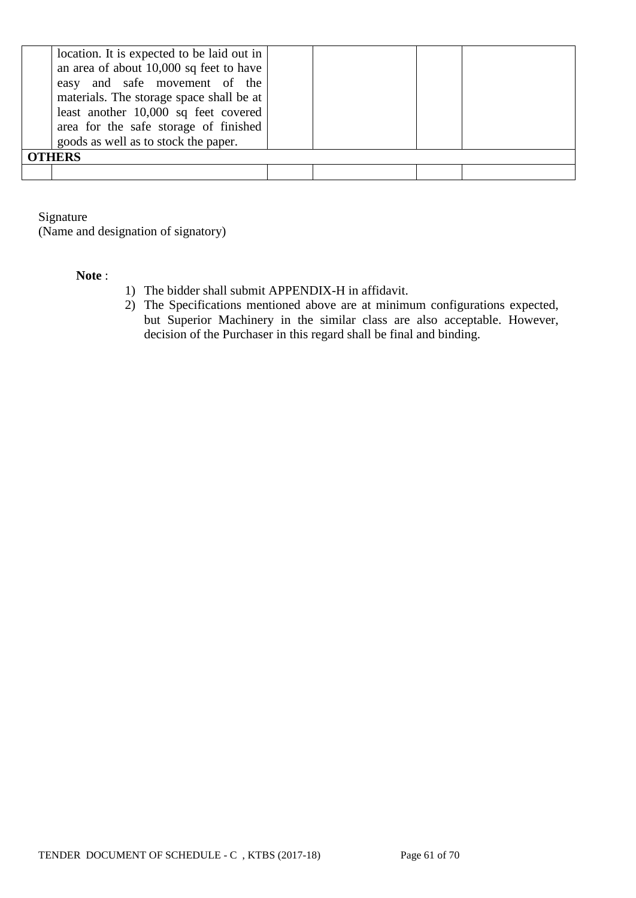| | | | | | |
|---|---|---|---|---|---|
| | location. It is expected to be laid out in an area of about 10,000 sq feet to have easy and safe movement of the materials. The storage space shall be at least another 10,000 sq feet covered area for the safe storage of finished goods as well as to stock the paper. | | | | |
| **OTHERS** | | | | | |
| | | | | | |

Signature
(Name and designation of signatory)

**Note** :

1) The bidder shall submit APPENDIX-H in affidavit.
2) The Specifications mentioned above are at minimum configurations expected, but Superior Machinery in the similar class are also acceptable. However, decision of the Purchaser in this regard shall be final and binding.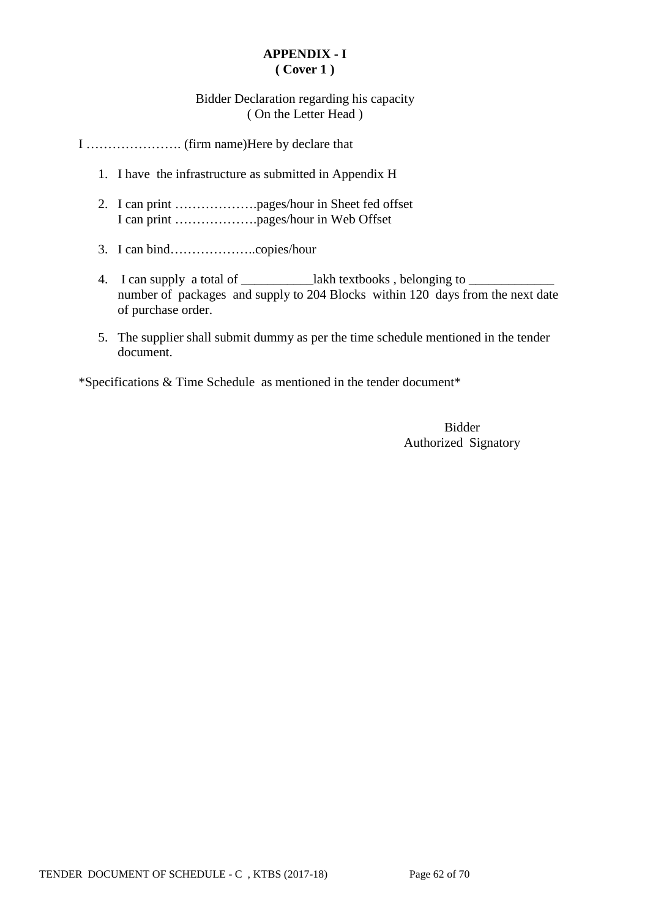**APPENDIX - I**
**( Cover 1 )**

Bidder Declaration regarding his capacity
( On the Letter Head )

I …………………. (firm name)Here by declare that

1. I have the infrastructure as submitted in Appendix H
2. I can print ……………….pages/hour in Sheet fed offset
   I can print ……………….pages/hour in Web Offset
3. I can bind………………..copies/hour
4. I can supply a total of ___________lakh textbooks , belonging to _____________ number of packages and supply to 204 Blocks within 120 days from the next date of purchase order.
5. The supplier shall submit dummy as per the time schedule mentioned in the tender document.

*Specifications & Time Schedule as mentioned in the tender document*

Bidder
Authorized Signatory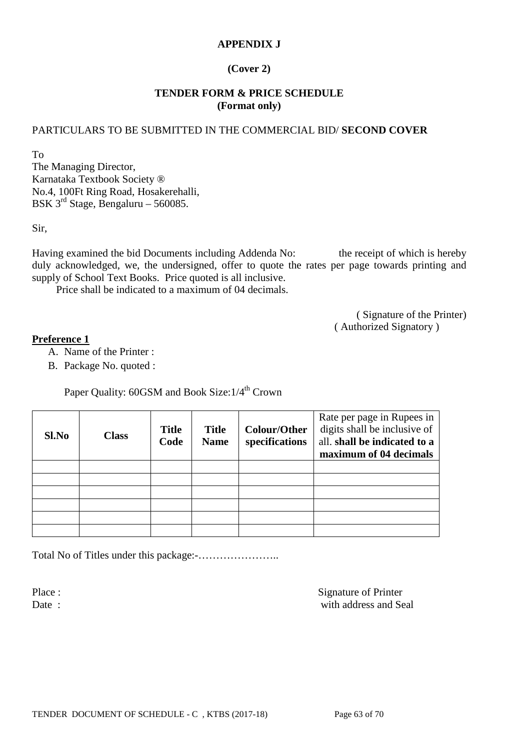**APPENDIX J**

**(Cover 2)**

**TENDER FORM & PRICE SCHEDULE**
**(Format only)**

PARTICULARS TO BE SUBMITTED IN THE COMMERCIAL BID/ **SECOND COVER**

To
The Managing Director,
Karnataka Textbook Society ®
No.4, 100Ft Ring Road, Hosakerehalli,
BSK 3rd Stage, Bengaluru – 560085.

Sir,

Having examined the bid Documents including Addenda No: the receipt of which is hereby duly acknowledged, we, the undersigned, offer to quote the rates per page towards printing and supply of School Text Books. Price quoted is all inclusive.

Price shall be indicated to a maximum of 04 decimals.

( Signature of the Printer)
( Authorized Signatory )

**Preference 1**

A. Name of the Printer :
B. Package No. quoted :

Paper Quality: 60GSM and Book Size:1/4th Crown

| **Sl.No** | **Class** | **Title Code** | **Title Name** | **Colour/Other specifications** | Rate per page in Rupees in digits shall be inclusive of all. **shall be indicated to a maximum of 04 decimals** |
|---|---|---|---|---|---|
| | | | | | |
| | | | | | |
| | | | | | |
| | | | | | |
| | | | | | |
| | | | | | |

Total No of Titles under this package:-…………………..

Place :
Date :

Signature of Printer
with address and Seal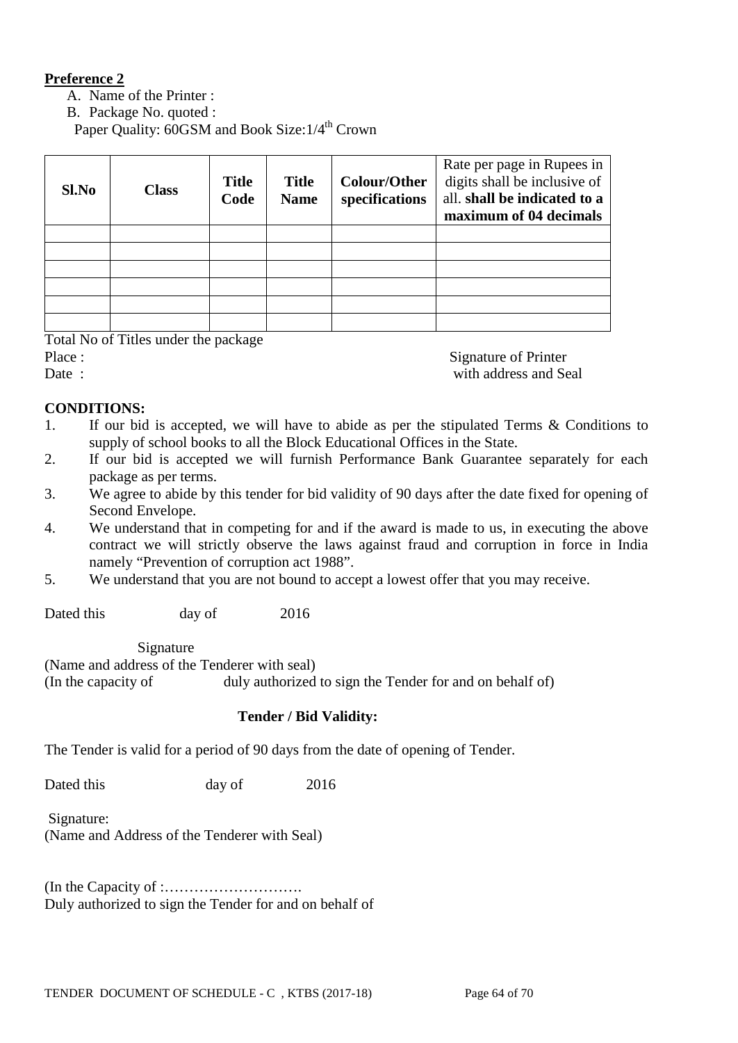**Preference 2**

A. Name of the Printer :
B. Package No. quoted :

Paper Quality: 60GSM and Book Size:1/4th Crown

| Sl.No | Class | Title Code | Title Name | Colour/Other specifications | Rate per page in Rupees in digits shall be inclusive of all. **shall be indicated to a maximum of 04 decimals** |
|---|---|---|---|---|---|
| | | | | | |
| | | | | | |
| | | | | | |
| | | | | | |
| | | | | | |
| | | | | | |

Total No of Titles under the package

Place :

Date :

Signature of Printer
with address and Seal

**CONDITIONS:**

1. If our bid is accepted, we will have to abide as per the stipulated Terms & Conditions to supply of school books to all the Block Educational Offices in the State.
2. If our bid is accepted we will furnish Performance Bank Guarantee separately for each package as per terms.
3. We agree to abide by this tender for bid validity of 90 days after the date fixed for opening of Second Envelope.
4. We understand that in competing for and if the award is made to us, in executing the above contract we will strictly observe the laws against fraud and corruption in force in India namely "Prevention of corruption act 1988".
5. We understand that you are not bound to accept a lowest offer that you may receive.

Dated this day of 2016

Signature

(Name and address of the Tenderer with seal)

(In the capacity of duly authorized to sign the Tender for and on behalf of)

**Tender / Bid Validity:**

The Tender is valid for a period of 90 days from the date of opening of Tender.

Dated this day of 2016

Signature:

(Name and Address of the Tenderer with Seal)

(In the Capacity of :……………………….

Duly authorized to sign the Tender for and on behalf of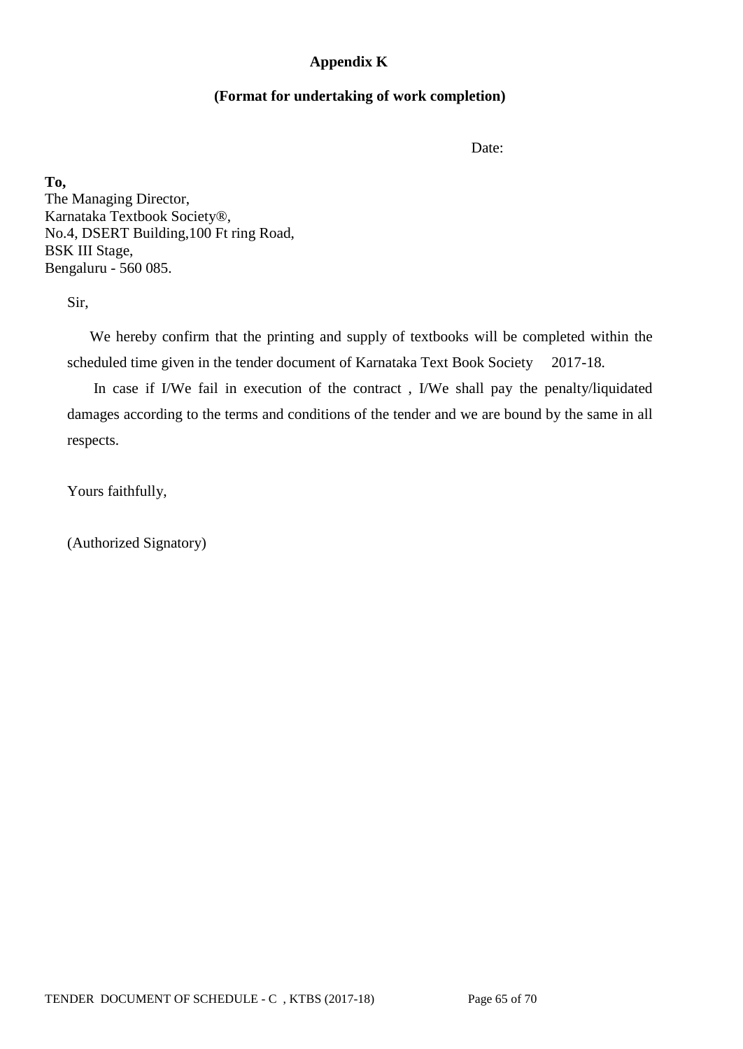**Appendix K**

**(Format for undertaking of work completion)**

Date:

**To,**
The Managing Director,
Karnataka Textbook Society®,
No.4, DSERT Building,100 Ft ring Road,
BSK III Stage,
Bengaluru - 560 085.

Sir,

We hereby confirm that the printing and supply of textbooks will be completed within the scheduled time given in the tender document of Karnataka Text Book Society 2017-18.

In case if I/We fail in execution of the contract , I/We shall pay the penalty/liquidated damages according to the terms and conditions of the tender and we are bound by the same in all respects.

Yours faithfully,

(Authorized Signatory)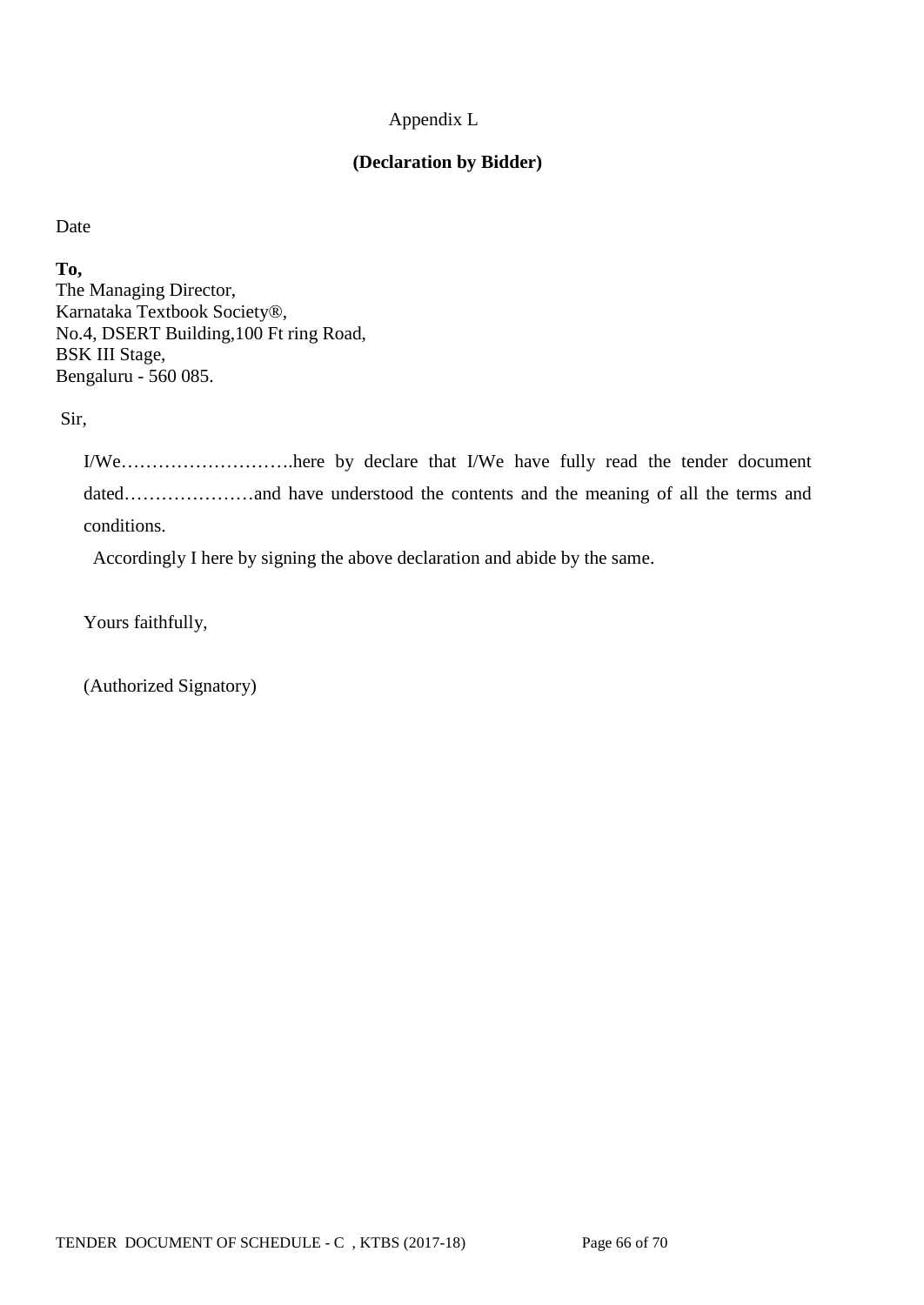Appendix L

**(Declaration by Bidder)**

Date

**To,**
The Managing Director,
Karnataka Textbook Society®,
No.4, DSERT Building,100 Ft ring Road,
BSK III Stage,
Bengaluru - 560 085.

Sir,

I/We……………………….here by declare that I/We have fully read the tender document dated…………………and have understood the contents and the meaning of all the terms and conditions.

Accordingly I here by signing the above declaration and abide by the same.

Yours faithfully,

(Authorized Signatory)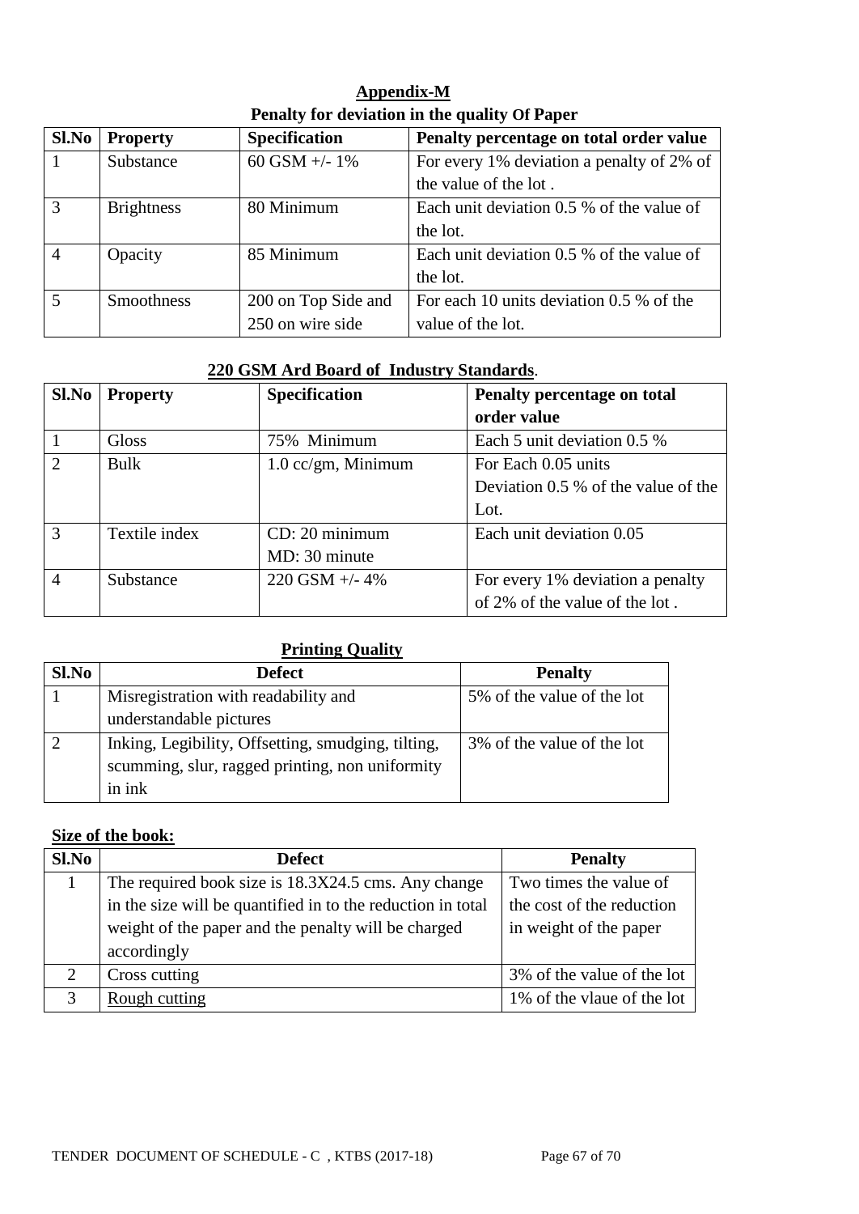## Appendix-M

### Penalty for deviation in the quality Of Paper

| Sl.No | Property | Specification | Penalty percentage on total order value |
|---|---|---|---|
| 1 | Substance | 60 GSM +/- 1% | For every 1% deviation a penalty of 2% of the value of the lot . |
| 3 | Brightness | 80 Minimum | Each unit deviation 0.5 % of the value of the lot. |
| 4 | Opacity | 85 Minimum | Each unit deviation 0.5 % of the value of the lot. |
| 5 | Smoothness | 200 on Top Side and 250 on wire side | For each 10 units deviation 0.5 % of the value of the lot. |

### 220 GSM Ard Board of Industry Standards.

| Sl.No | Property | Specification | Penalty percentage on total order value |
|---|---|---|---|
| 1 | Gloss | 75% Minimum | Each 5 unit deviation 0.5 % |
| 2 | Bulk | 1.0 cc/gm, Minimum | For Each 0.05 units Deviation 0.5 % of the value of the Lot. |
| 3 | Textile index | CD: 20 minimum MD: 30 minute | Each unit deviation 0.05 |
| 4 | Substance | 220 GSM +/- 4% | For every 1% deviation a penalty of 2% of the value of the lot . |

### Printing Quality

| Sl.No | Defect | Penalty |
|---|---|---|
| 1 | Misregistration with readability and understandable pictures | 5% of the value of the lot |
| 2 | Inking, Legibility, Offsetting, smudging, tilting, scumming, slur, ragged printing, non uniformity in ink | 3% of the value of the lot |

### Size of the book:

| Sl.No | Defect | Penalty |
|---|---|---|
| 1 | The required book size is 18.3X24.5 cms. Any change in the size will be quantified in to the reduction in total weight of the paper and the penalty will be charged accordingly | Two times the value of the cost of the reduction in weight of the paper |
| 2 | Cross cutting | 3% of the value of the lot |
| 3 | Rough cutting | 1% of the vlaue of the lot |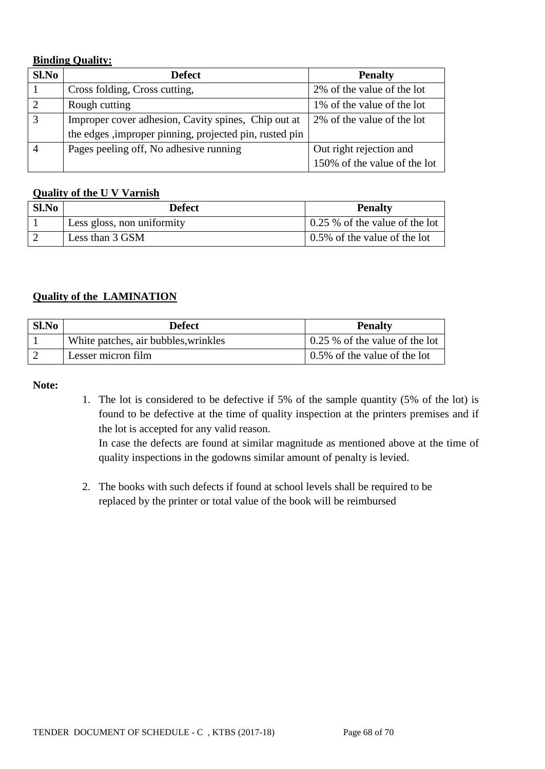**Binding Quality:**

| Sl.No | Defect | Penalty |
|---|---|---|
| 1 | Cross folding, Cross cutting, | 2% of the value of the lot |
| 2 | Rough cutting | 1% of the value of the lot |
| 3 | Improper cover adhesion, Cavity spines, Chip out at the edges ,improper pinning, projected pin, rusted pin | 2% of the value of the lot |
| 4 | Pages peeling off, No adhesive running | Out right rejection and 150% of the value of the lot |

**Quality of the U V Varnish**

| Sl.No | Defect | Penalty |
|---|---|---|
| 1 | Less gloss, non uniformity | 0.25 % of the value of the lot |
| 2 | Less than 3 GSM | 0.5% of the value of the lot |

**Quality of the LAMINATION**

| Sl.No | Defect | Penalty |
|---|---|---|
| 1 | White patches, air bubbles,wrinkles | 0.25 % of the value of the lot |
| 2 | Lesser micron film | 0.5% of the value of the lot |

**Note:**

1. The lot is considered to be defective if 5% of the sample quantity (5% of the lot) is found to be defective at the time of quality inspection at the printers premises and if the lot is accepted for any valid reason.
   In case the defects are found at similar magnitude as mentioned above at the time of quality inspections in the godowns similar amount of penalty is levied.

2. The books with such defects if found at school levels shall be required to be replaced by the printer or total value of the book will be reimbursed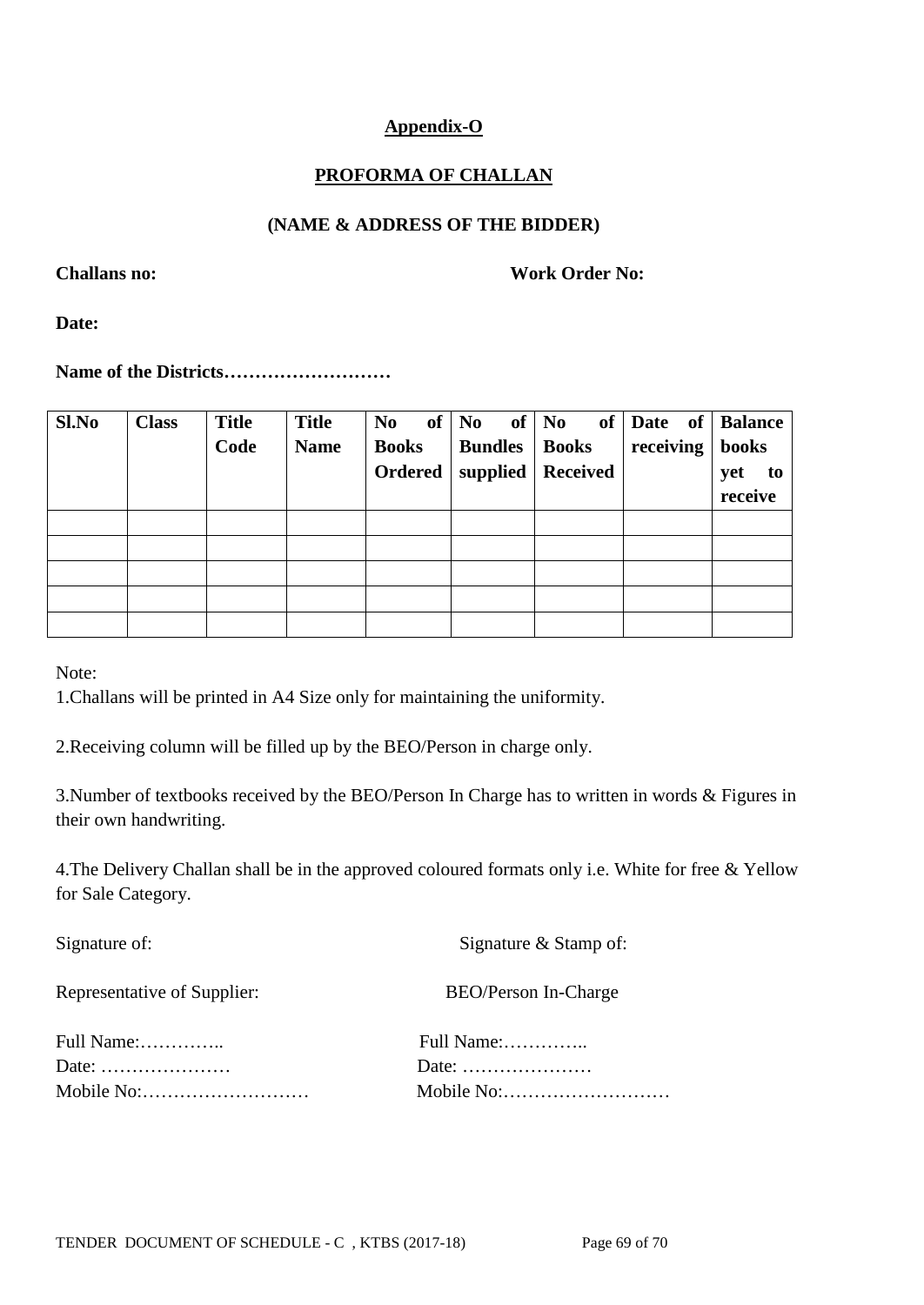## Appendix-O

## PROFORMA OF CHALLAN

### (NAME & ADDRESS OF THE BIDDER)

**Challans no:** **Work Order No:**

**Date:**

**Name of the Districts………………………**

| Sl.No | Class | Title Code | Title Name | No of Books Ordered | No of Bundles supplied | No of Books Received | Date of receiving | Balance books yet to receive |
|---|---|---|---|---|---|---|---|---|
| | | | | | | | | |
| | | | | | | | | |
| | | | | | | | | |
| | | | | | | | | |
| | | | | | | | | |

Note:

1.Challans will be printed in A4 Size only for maintaining the uniformity.

2.Receiving column will be filled up by the BEO/Person in charge only.

3.Number of textbooks received by the BEO/Person In Charge has to written in words & Figures in their own handwriting.

4.The Delivery Challan shall be in the approved coloured formats only i.e. White for free & Yellow for Sale Category.

Signature of:

Representative of Supplier:

Full Name:…………..
Date: …………………
Mobile No:………………………

Signature & Stamp of:

BEO/Person In-Charge

Full Name:…………..
Date: …………………
Mobile No:………………………